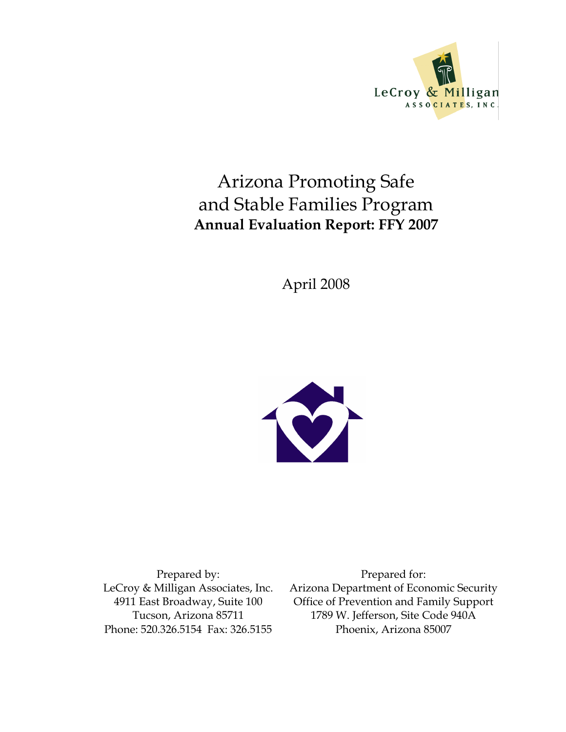LeCroy & Milligan
ASSOCIATES, INC.

# Arizona Promoting Safe and Stable Families Program

**Annual Evaluation Report: FFY 2007**

April 2008

Prepared by:
LeCroy & Milligan Associates, Inc.
4911 East Broadway, Suite 100
Tucson, Arizona 85711
Phone: 520.326.5154 Fax: 326.5155

Prepared for:
Arizona Department of Economic Security
Office of Prevention and Family Support
1789 W. Jefferson, Site Code 940A
Phoenix, Arizona 85007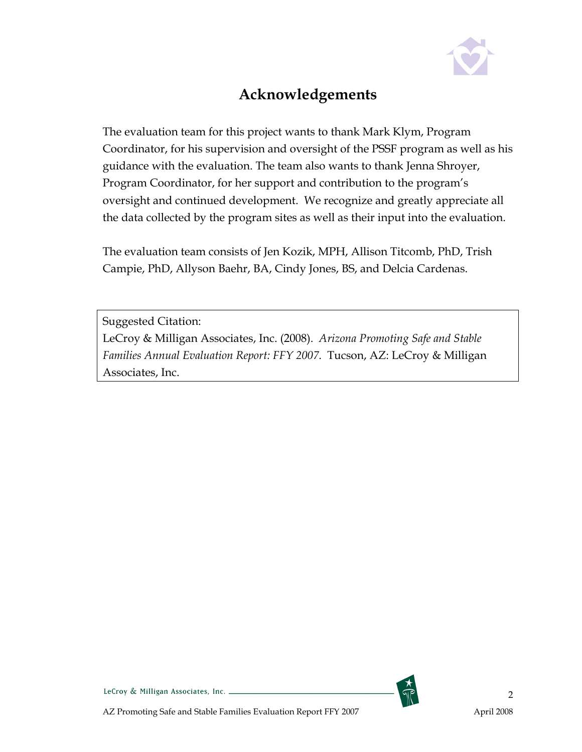# Acknowledgements

The evaluation team for this project wants to thank Mark Klym, Program Coordinator, for his supervision and oversight of the PSSF program as well as his guidance with the evaluation. The team also wants to thank Jenna Shroyer, Program Coordinator, for her support and contribution to the program's oversight and continued development. We recognize and greatly appreciate all the data collected by the program sites as well as their input into the evaluation.

The evaluation team consists of Jen Kozik, MPH, Allison Titcomb, PhD, Trish Campie, PhD, Allyson Baehr, BA, Cindy Jones, BS, and Delcia Cardenas.

Suggested Citation:
LeCroy & Milligan Associates, Inc. (2008). *Arizona Promoting Safe and Stable Families Annual Evaluation Report: FFY 2007*. Tucson, AZ: LeCroy & Milligan Associates, Inc.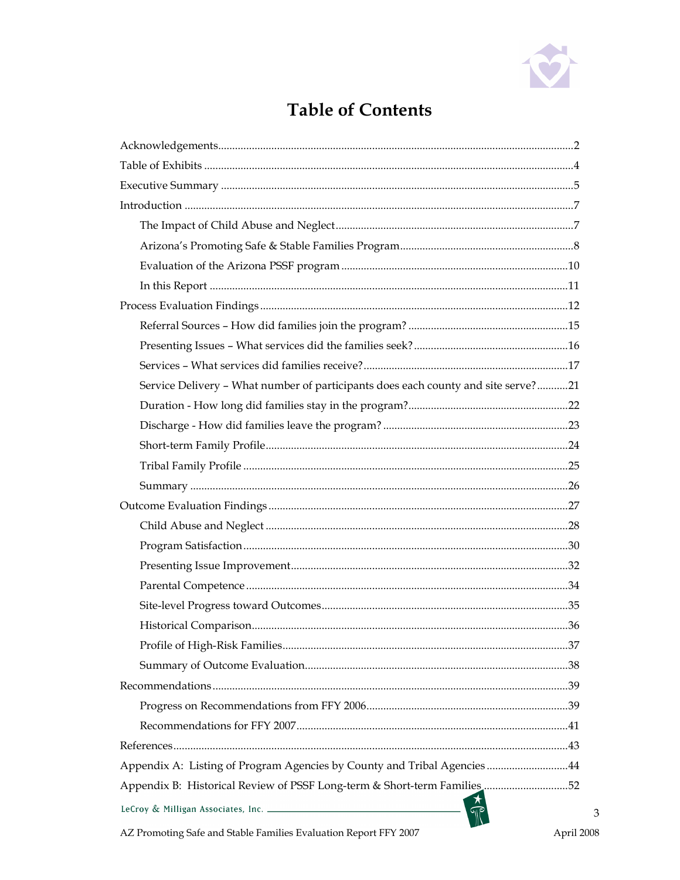# Table of Contents

Acknowledgements ........ 2

Table of Exhibits ........ 4

Executive Summary ........ 5

Introduction ........ 7

- The Impact of Child Abuse and Neglect ........ 7
- Arizona's Promoting Safe & Stable Families Program ........ 8
- Evaluation of the Arizona PSSF program ........ 10
- In this Report ........ 11

Process Evaluation Findings ........ 12

- Referral Sources – How did families join the program? ........ 15
- Presenting Issues – What services did the families seek? ........ 16
- Services – What services did families receive? ........ 17
- Service Delivery – What number of participants does each county and site serve? ........ 21
- Duration - How long did families stay in the program? ........ 22
- Discharge - How did families leave the program? ........ 23
- Short-term Family Profile ........ 24
- Tribal Family Profile ........ 25
- Summary ........ 26

Outcome Evaluation Findings ........ 27

- Child Abuse and Neglect ........ 28
- Program Satisfaction ........ 30
- Presenting Issue Improvement ........ 32
- Parental Competence ........ 34
- Site-level Progress toward Outcomes ........ 35
- Historical Comparison ........ 36
- Profile of High-Risk Families ........ 37
- Summary of Outcome Evaluation ........ 38

Recommendations ........ 39

- Progress on Recommendations from FFY 2006 ........ 39
- Recommendations for FFY 2007 ........ 41

References ........ 43

Appendix A: Listing of Program Agencies by County and Tribal Agencies ........ 44

Appendix B: Historical Review of PSSF Long-term & Short-term Families ........ 52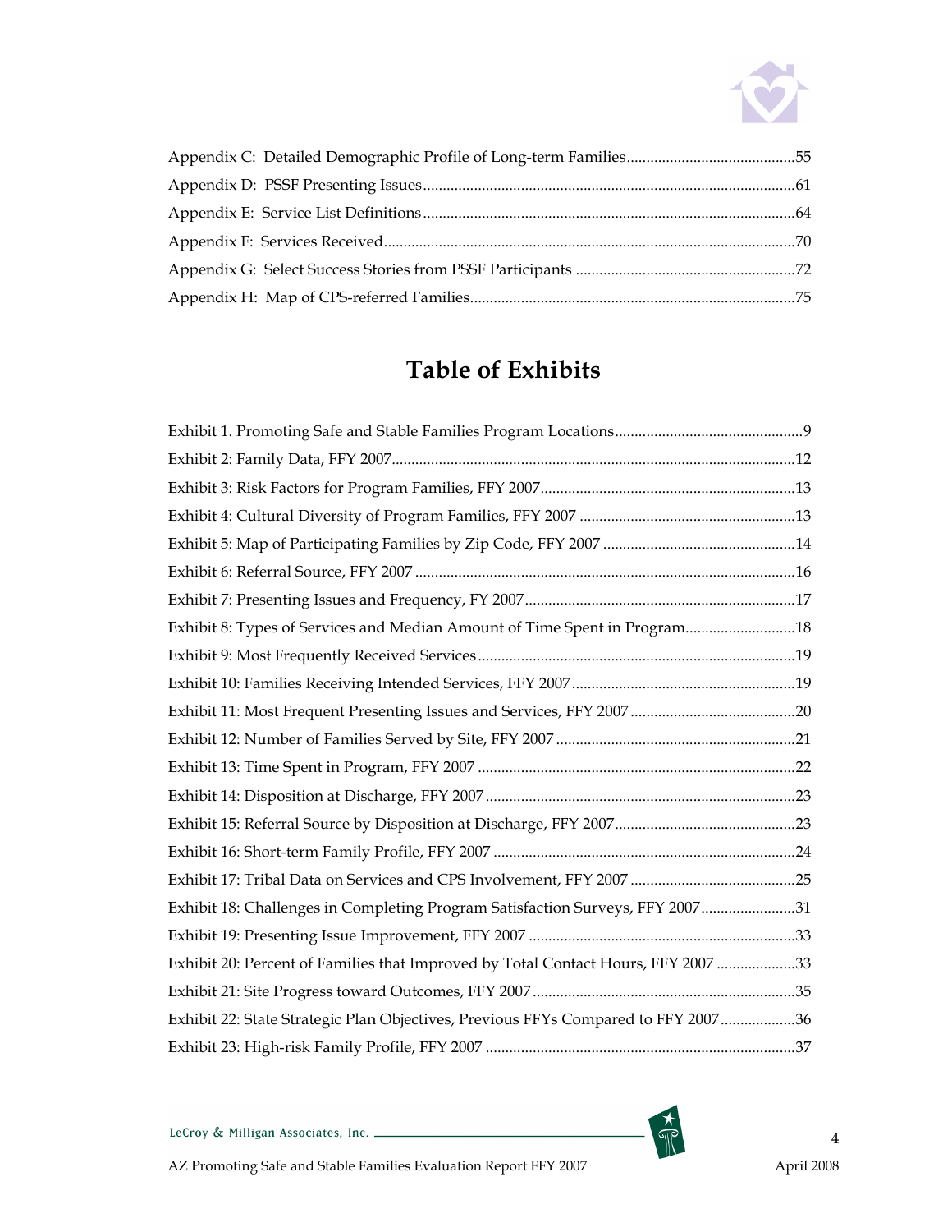Appendix C: Detailed Demographic Profile of Long-term Families....................................55
Appendix D: PSSF Presenting Issues....................................................................................61
Appendix E: Service List Definitions.....................................................................................64
Appendix F: Services Received..............................................................................................70
Appendix G: Select Success Stories from PSSF Participants ..............................................72
Appendix H: Map of CPS-referred Families.........................................................................75

# Table of Exhibits

Exhibit 1. Promoting Safe and Stable Families Program Locations........................................9
Exhibit 2: Family Data, FFY 2007..............................................................................................12
Exhibit 3: Risk Factors for Program Families, FFY 2007.........................................................13
Exhibit 4: Cultural Diversity of Program Families, FFY 2007 ...............................................13
Exhibit 5: Map of Participating Families by Zip Code, FFY 2007 .........................................14
Exhibit 6: Referral Source, FFY 2007 .........................................................................................16
Exhibit 7: Presenting Issues and Frequency, FY 2007.............................................................17
Exhibit 8: Types of Services and Median Amount of Time Spent in Program.....................18
Exhibit 9: Most Frequently Received Services .........................................................................19
Exhibit 10: Families Receiving Intended Services, FFY 2007..................................................19
Exhibit 11: Most Frequent Presenting Issues and Services, FFY 2007 ...................................20
Exhibit 12: Number of Families Served by Site, FFY 2007 ......................................................21
Exhibit 13: Time Spent in Program, FFY 2007 .........................................................................22
Exhibit 14: Disposition at Discharge, FFY 2007 .......................................................................23
Exhibit 15: Referral Source by Disposition at Discharge, FFY 2007.......................................23
Exhibit 16: Short-term Family Profile, FFY 2007 .....................................................................24
Exhibit 17: Tribal Data on Services and CPS Involvement, FFY 2007 ...................................25
Exhibit 18: Challenges in Completing Program Satisfaction Surveys, FFY 2007.................31
Exhibit 19: Presenting Issue Improvement, FFY 2007 .............................................................33
Exhibit 20: Percent of Families that Improved by Total Contact Hours, FFY 2007 .............33
Exhibit 21: Site Progress toward Outcomes, FFY 2007............................................................35
Exhibit 22: State Strategic Plan Objectives, Previous FFYs Compared to FFY 2007............36
Exhibit 23: High-risk Family Profile, FFY 2007 .......................................................................37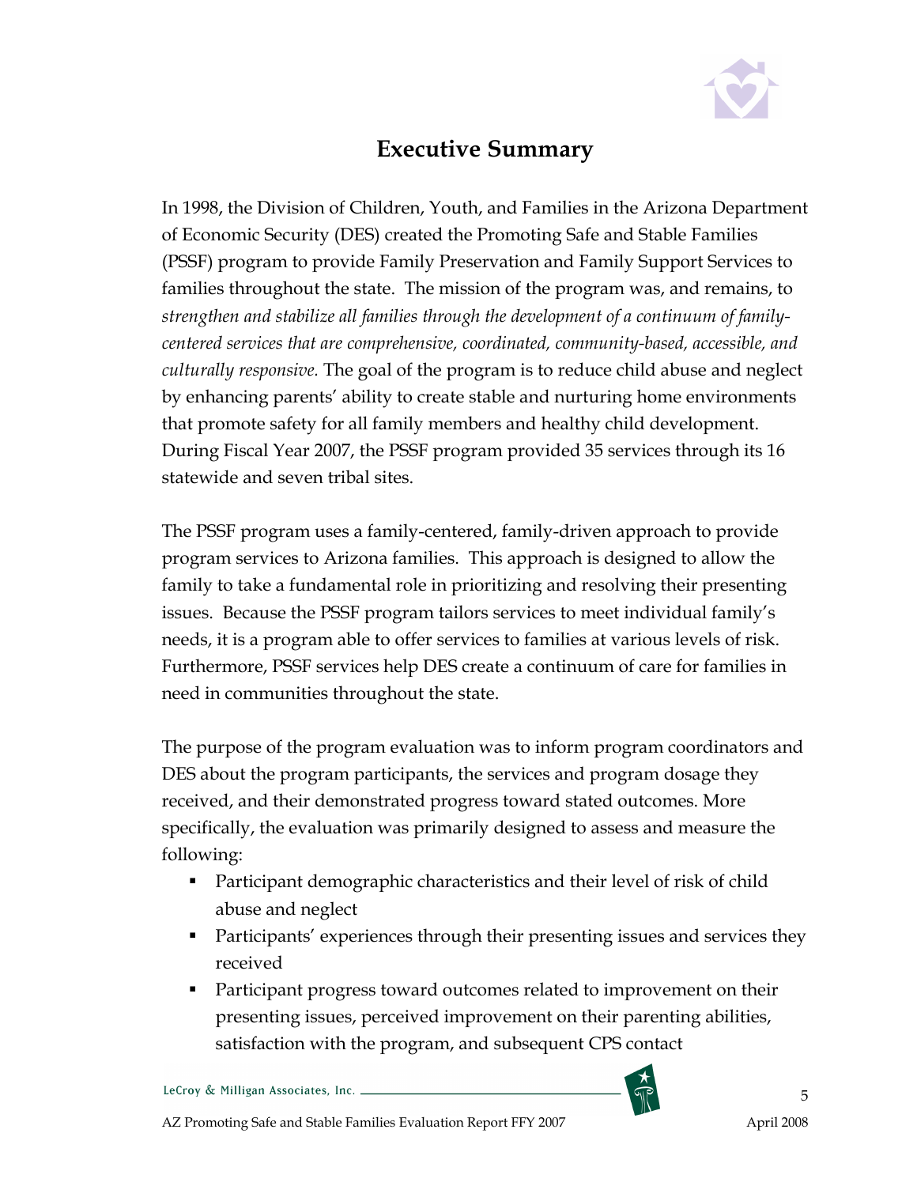# Executive Summary

In 1998, the Division of Children, Youth, and Families in the Arizona Department of Economic Security (DES) created the Promoting Safe and Stable Families (PSSF) program to provide Family Preservation and Family Support Services to families throughout the state. The mission of the program was, and remains, to *strengthen and stabilize all families through the development of a continuum of family-centered services that are comprehensive, coordinated, community-based, accessible, and culturally responsive.* The goal of the program is to reduce child abuse and neglect by enhancing parents' ability to create stable and nurturing home environments that promote safety for all family members and healthy child development. During Fiscal Year 2007, the PSSF program provided 35 services through its 16 statewide and seven tribal sites.

The PSSF program uses a family-centered, family-driven approach to provide program services to Arizona families. This approach is designed to allow the family to take a fundamental role in prioritizing and resolving their presenting issues. Because the PSSF program tailors services to meet individual family's needs, it is a program able to offer services to families at various levels of risk. Furthermore, PSSF services help DES create a continuum of care for families in need in communities throughout the state.

The purpose of the program evaluation was to inform program coordinators and DES about the program participants, the services and program dosage they received, and their demonstrated progress toward stated outcomes. More specifically, the evaluation was primarily designed to assess and measure the following:

- Participant demographic characteristics and their level of risk of child abuse and neglect
- Participants' experiences through their presenting issues and services they received
- Participant progress toward outcomes related to improvement on their presenting issues, perceived improvement on their parenting abilities, satisfaction with the program, and subsequent CPS contact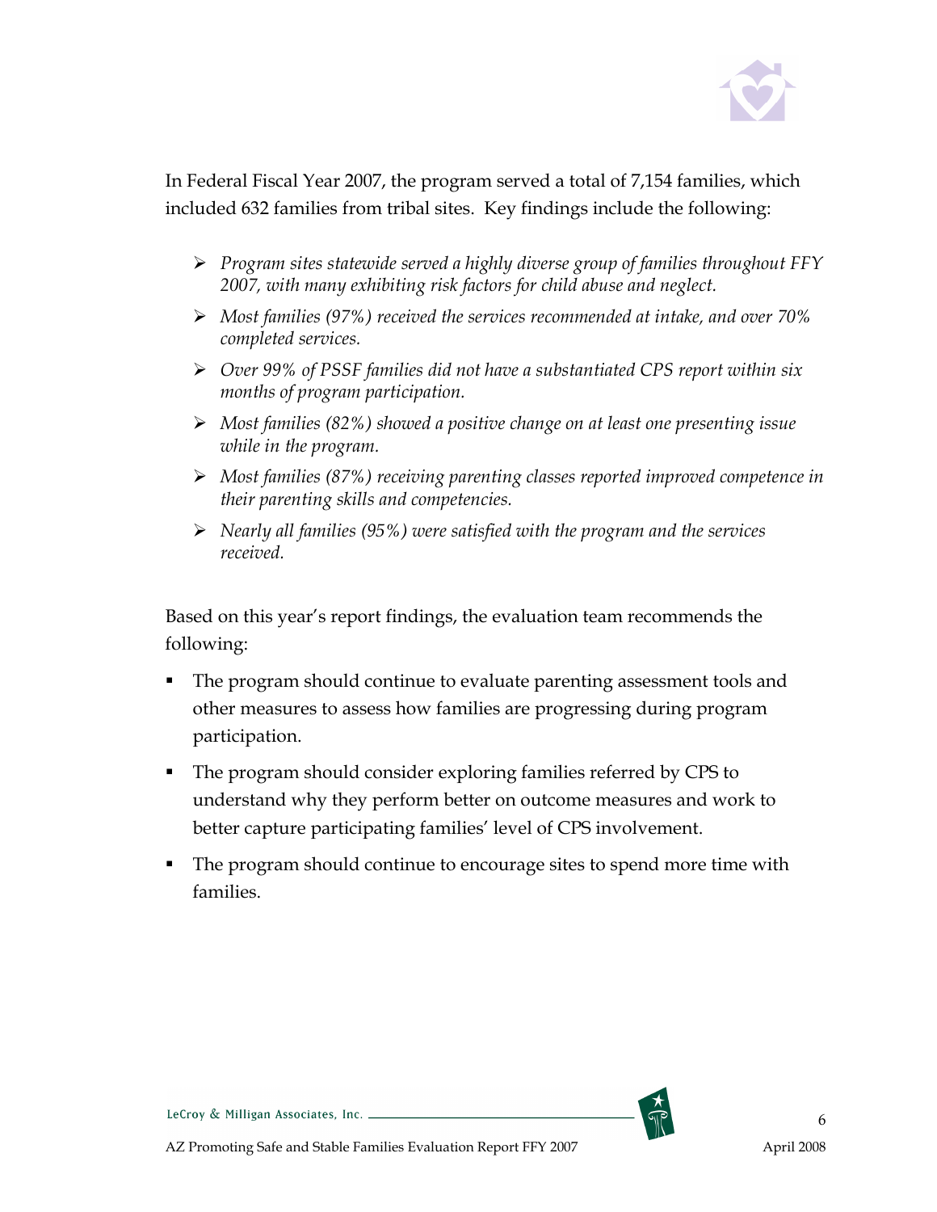In Federal Fiscal Year 2007, the program served a total of 7,154 families, which included 632 families from tribal sites. Key findings include the following:

- *Program sites statewide served a highly diverse group of families throughout FFY 2007, with many exhibiting risk factors for child abuse and neglect.*
- *Most families (97%) received the services recommended at intake, and over 70% completed services.*
- *Over 99% of PSSF families did not have a substantiated CPS report within six months of program participation.*
- *Most families (82%) showed a positive change on at least one presenting issue while in the program.*
- *Most families (87%) receiving parenting classes reported improved competence in their parenting skills and competencies.*
- *Nearly all families (95%) were satisfied with the program and the services received.*

Based on this year's report findings, the evaluation team recommends the following:

- The program should continue to evaluate parenting assessment tools and other measures to assess how families are progressing during program participation.
- The program should consider exploring families referred by CPS to understand why they perform better on outcome measures and work to better capture participating families' level of CPS involvement.
- The program should continue to encourage sites to spend more time with families.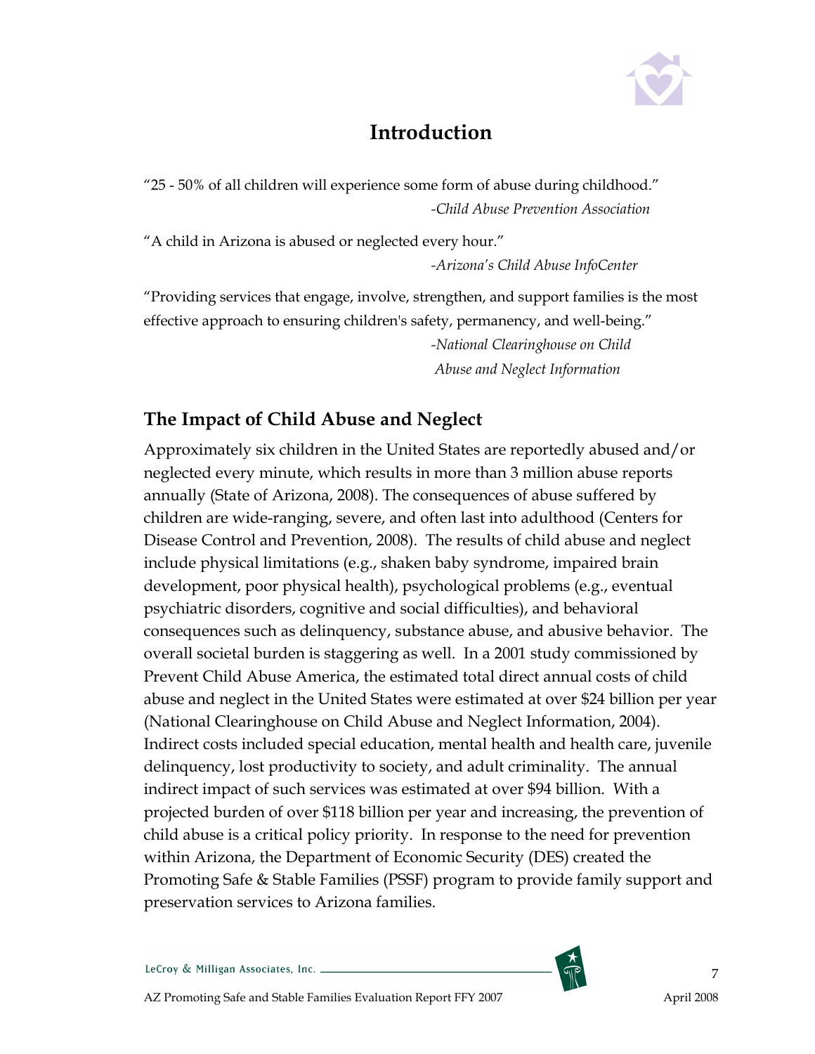# Introduction

"25 - 50% of all children will experience some form of abuse during childhood."

*-Child Abuse Prevention Association*

"A child in Arizona is abused or neglected every hour."

*-Arizona's Child Abuse InfoCenter*

"Providing services that engage, involve, strengthen, and support families is the most effective approach to ensuring children's safety, permanency, and well-being."

*-National Clearinghouse on Child Abuse and Neglect Information*

## The Impact of Child Abuse and Neglect

Approximately six children in the United States are reportedly abused and/or neglected every minute, which results in more than 3 million abuse reports annually (State of Arizona, 2008). The consequences of abuse suffered by children are wide-ranging, severe, and often last into adulthood (Centers for Disease Control and Prevention, 2008). The results of child abuse and neglect include physical limitations (e.g., shaken baby syndrome, impaired brain development, poor physical health), psychological problems (e.g., eventual psychiatric disorders, cognitive and social difficulties), and behavioral consequences such as delinquency, substance abuse, and abusive behavior. The overall societal burden is staggering as well. In a 2001 study commissioned by Prevent Child Abuse America, the estimated total direct annual costs of child abuse and neglect in the United States were estimated at over $24 billion per year (National Clearinghouse on Child Abuse and Neglect Information, 2004). Indirect costs included special education, mental health and health care, juvenile delinquency, lost productivity to society, and adult criminality. The annual indirect impact of such services was estimated at over $94 billion. With a projected burden of over $118 billion per year and increasing, the prevention of child abuse is a critical policy priority. In response to the need for prevention within Arizona, the Department of Economic Security (DES) created the Promoting Safe & Stable Families (PSSF) program to provide family support and preservation services to Arizona families.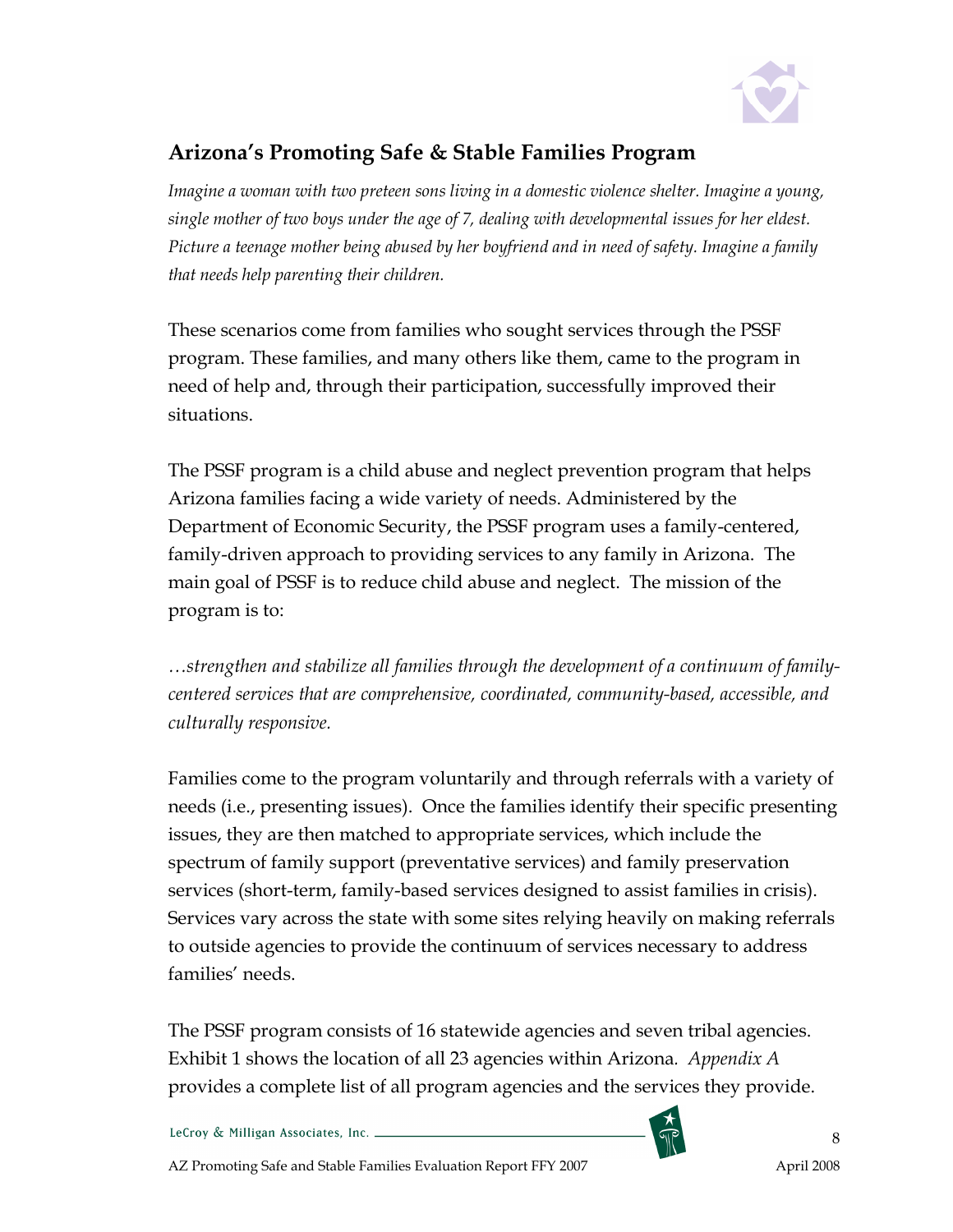## Arizona's Promoting Safe & Stable Families Program

*Imagine a woman with two preteen sons living in a domestic violence shelter. Imagine a young, single mother of two boys under the age of 7, dealing with developmental issues for her eldest. Picture a teenage mother being abused by her boyfriend and in need of safety. Imagine a family that needs help parenting their children.*

These scenarios come from families who sought services through the PSSF program. These families, and many others like them, came to the program in need of help and, through their participation, successfully improved their situations.

The PSSF program is a child abuse and neglect prevention program that helps Arizona families facing a wide variety of needs. Administered by the Department of Economic Security, the PSSF program uses a family-centered, family-driven approach to providing services to any family in Arizona. The main goal of PSSF is to reduce child abuse and neglect. The mission of the program is to:

*…strengthen and stabilize all families through the development of a continuum of family-centered services that are comprehensive, coordinated, community-based, accessible, and culturally responsive.*

Families come to the program voluntarily and through referrals with a variety of needs (i.e., presenting issues). Once the families identify their specific presenting issues, they are then matched to appropriate services, which include the spectrum of family support (preventative services) and family preservation services (short-term, family-based services designed to assist families in crisis). Services vary across the state with some sites relying heavily on making referrals to outside agencies to provide the continuum of services necessary to address families' needs.

The PSSF program consists of 16 statewide agencies and seven tribal agencies. Exhibit 1 shows the location of all 23 agencies within Arizona. *Appendix A* provides a complete list of all program agencies and the services they provide.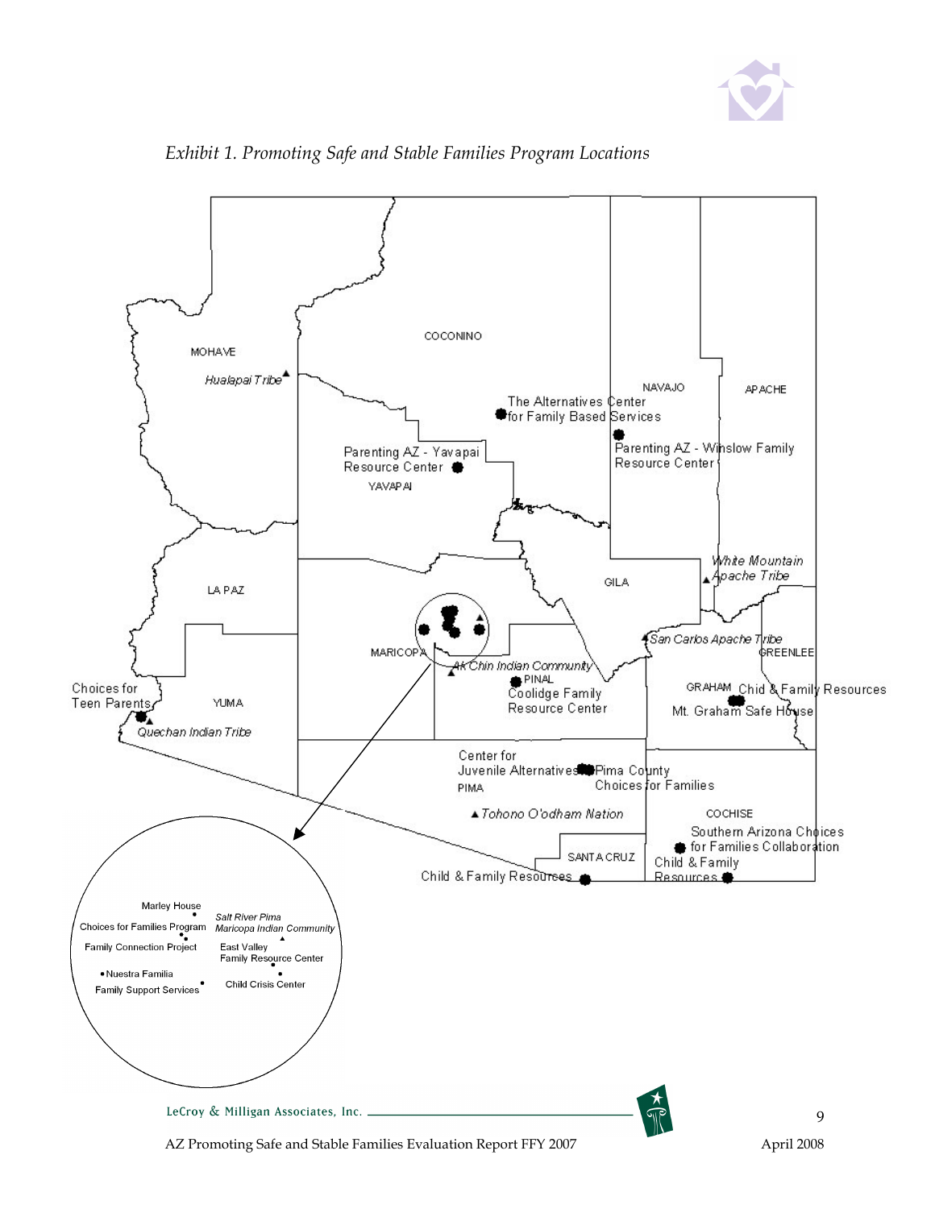*Exhibit 1. Promoting Safe and Stable Families Program Locations*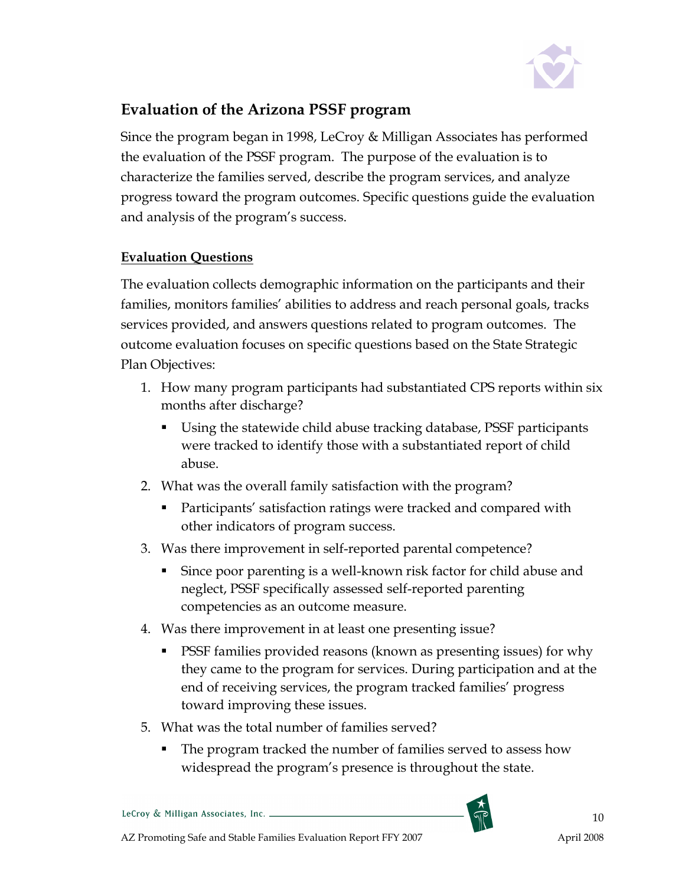## Evaluation of the Arizona PSSF program

Since the program began in 1998, LeCroy & Milligan Associates has performed the evaluation of the PSSF program. The purpose of the evaluation is to characterize the families served, describe the program services, and analyze progress toward the program outcomes. Specific questions guide the evaluation and analysis of the program's success.

### Evaluation Questions

The evaluation collects demographic information on the participants and their families, monitors families' abilities to address and reach personal goals, tracks services provided, and answers questions related to program outcomes. The outcome evaluation focuses on specific questions based on the State Strategic Plan Objectives:

1. How many program participants had substantiated CPS reports within six months after discharge?
   - Using the statewide child abuse tracking database, PSSF participants were tracked to identify those with a substantiated report of child abuse.
2. What was the overall family satisfaction with the program?
   - Participants' satisfaction ratings were tracked and compared with other indicators of program success.
3. Was there improvement in self-reported parental competence?
   - Since poor parenting is a well-known risk factor for child abuse and neglect, PSSF specifically assessed self-reported parenting competencies as an outcome measure.
4. Was there improvement in at least one presenting issue?
   - PSSF families provided reasons (known as presenting issues) for why they came to the program for services. During participation and at the end of receiving services, the program tracked families' progress toward improving these issues.
5. What was the total number of families served?
   - The program tracked the number of families served to assess how widespread the program's presence is throughout the state.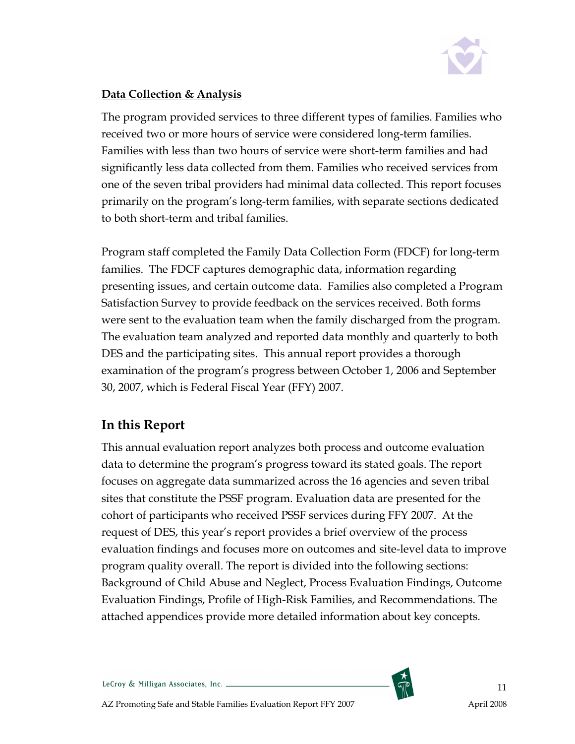**Data Collection & Analysis**

The program provided services to three different types of families. Families who received two or more hours of service were considered long-term families. Families with less than two hours of service were short-term families and had significantly less data collected from them. Families who received services from one of the seven tribal providers had minimal data collected. This report focuses primarily on the program's long-term families, with separate sections dedicated to both short-term and tribal families.

Program staff completed the Family Data Collection Form (FDCF) for long-term families. The FDCF captures demographic data, information regarding presenting issues, and certain outcome data. Families also completed a Program Satisfaction Survey to provide feedback on the services received. Both forms were sent to the evaluation team when the family discharged from the program. The evaluation team analyzed and reported data monthly and quarterly to both DES and the participating sites. This annual report provides a thorough examination of the program's progress between October 1, 2006 and September 30, 2007, which is Federal Fiscal Year (FFY) 2007.

## In this Report

This annual evaluation report analyzes both process and outcome evaluation data to determine the program's progress toward its stated goals. The report focuses on aggregate data summarized across the 16 agencies and seven tribal sites that constitute the PSSF program. Evaluation data are presented for the cohort of participants who received PSSF services during FFY 2007. At the request of DES, this year's report provides a brief overview of the process evaluation findings and focuses more on outcomes and site-level data to improve program quality overall. The report is divided into the following sections: Background of Child Abuse and Neglect, Process Evaluation Findings, Outcome Evaluation Findings, Profile of High-Risk Families, and Recommendations. The attached appendices provide more detailed information about key concepts.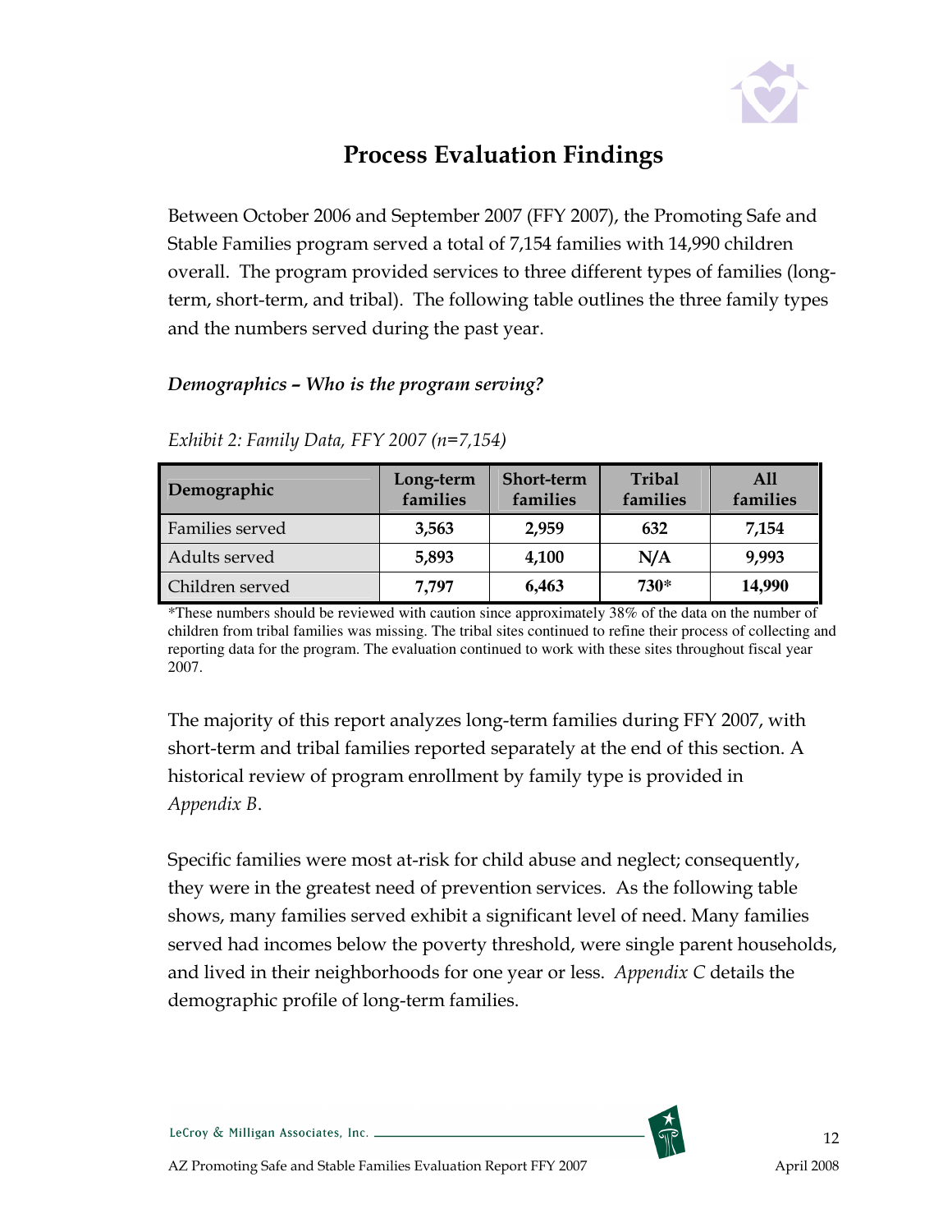# Process Evaluation Findings

Between October 2006 and September 2007 (FFY 2007), the Promoting Safe and Stable Families program served a total of 7,154 families with 14,990 children overall. The program provided services to three different types of families (long-term, short-term, and tribal). The following table outlines the three family types and the numbers served during the past year.

***Demographics – Who is the program serving?***

*Exhibit 2: Family Data, FFY 2007 (n=7,154)*

| Demographic | Long-term families | Short-term families | Tribal families | All families |
|---|---|---|---|---|
| Families served | **3,563** | **2,959** | **632** | **7,154** |
| Adults served | **5,893** | **4,100** | **N/A** | **9,993** |
| Children served | **7,797** | **6,463** | **730*** | **14,990** |

*These numbers should be reviewed with caution since approximately 38% of the data on the number of children from tribal families was missing. The tribal sites continued to refine their process of collecting and reporting data for the program. The evaluation continued to work with these sites throughout fiscal year 2007.

The majority of this report analyzes long-term families during FFY 2007, with short-term and tribal families reported separately at the end of this section. A historical review of program enrollment by family type is provided in *Appendix B*.

Specific families were most at-risk for child abuse and neglect; consequently, they were in the greatest need of prevention services. As the following table shows, many families served exhibit a significant level of need. Many families served had incomes below the poverty threshold, were single parent households, and lived in their neighborhoods for one year or less. *Appendix C* details the demographic profile of long-term families.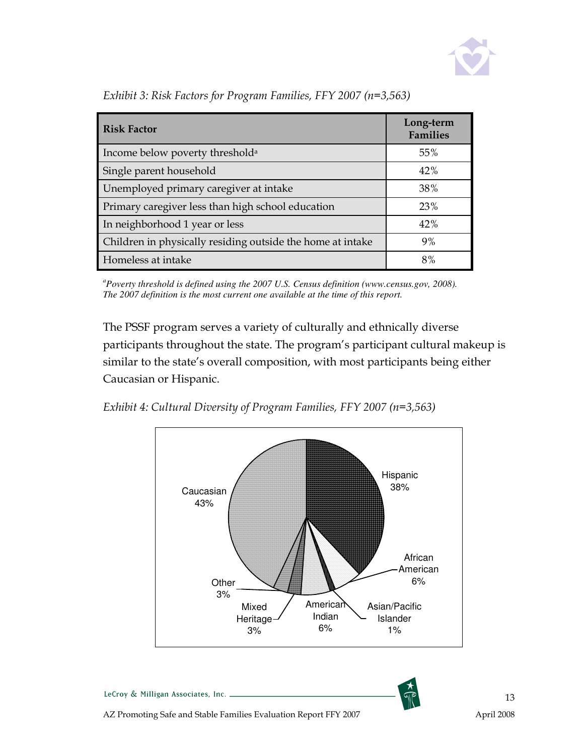*Exhibit 3: Risk Factors for Program Families, FFY 2007 (n=3,563)*

| Risk Factor | Long-term Families |
|---|---|
| Income below poverty threshold[a] | 55% |
| Single parent household | 42% |
| Unemployed primary caregiver at intake | 38% |
| Primary caregiver less than high school education | 23% |
| In neighborhood 1 year or less | 42% |
| Children in physically residing outside the home at intake | 9% |
| Homeless at intake | 8% |

[a] *Poverty threshold is defined using the 2007 U.S. Census definition (www.census.gov, 2008). The 2007 definition is the most current one available at the time of this report.*

The PSSF program serves a variety of culturally and ethnically diverse participants throughout the state. The program's participant cultural makeup is similar to the state's overall composition, with most participants being either Caucasian or Hispanic.

*Exhibit 4: Cultural Diversity of Program Families, FFY 2007 (n=3,563)*

| Group | Percent |
|---|---|
| Caucasian | 43% |
| Hispanic | 38% |
| African American | 6% |
| Asian/Pacific Islander | 1% |
| American Indian | 6% |
| Mixed Heritage | 3% |
| Other | 3% |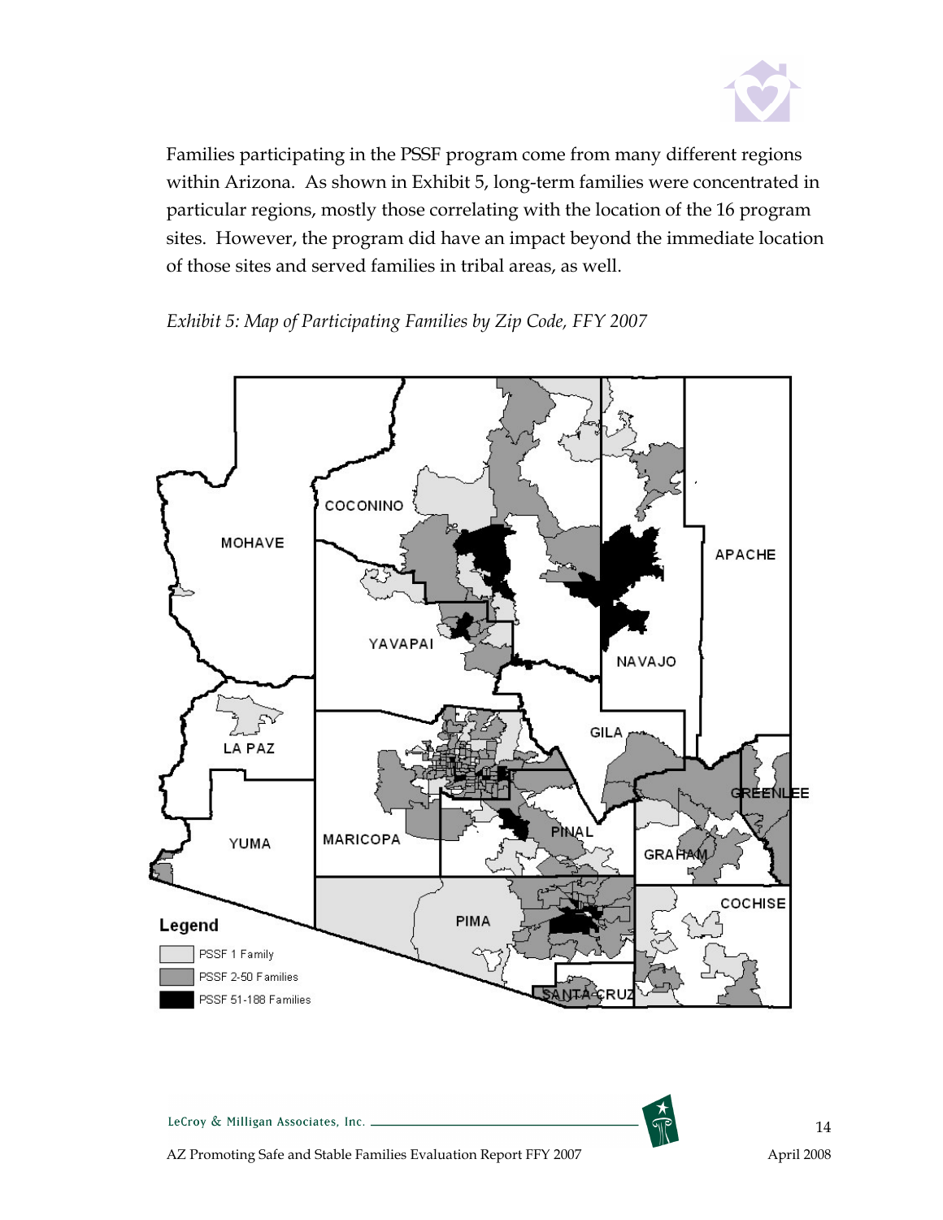Families participating in the PSSF program come from many different regions within Arizona. As shown in Exhibit 5, long-term families were concentrated in particular regions, mostly those correlating with the location of the 16 program sites. However, the program did have an impact beyond the immediate location of those sites and served families in tribal areas, as well.

*Exhibit 5: Map of Participating Families by Zip Code, FFY 2007*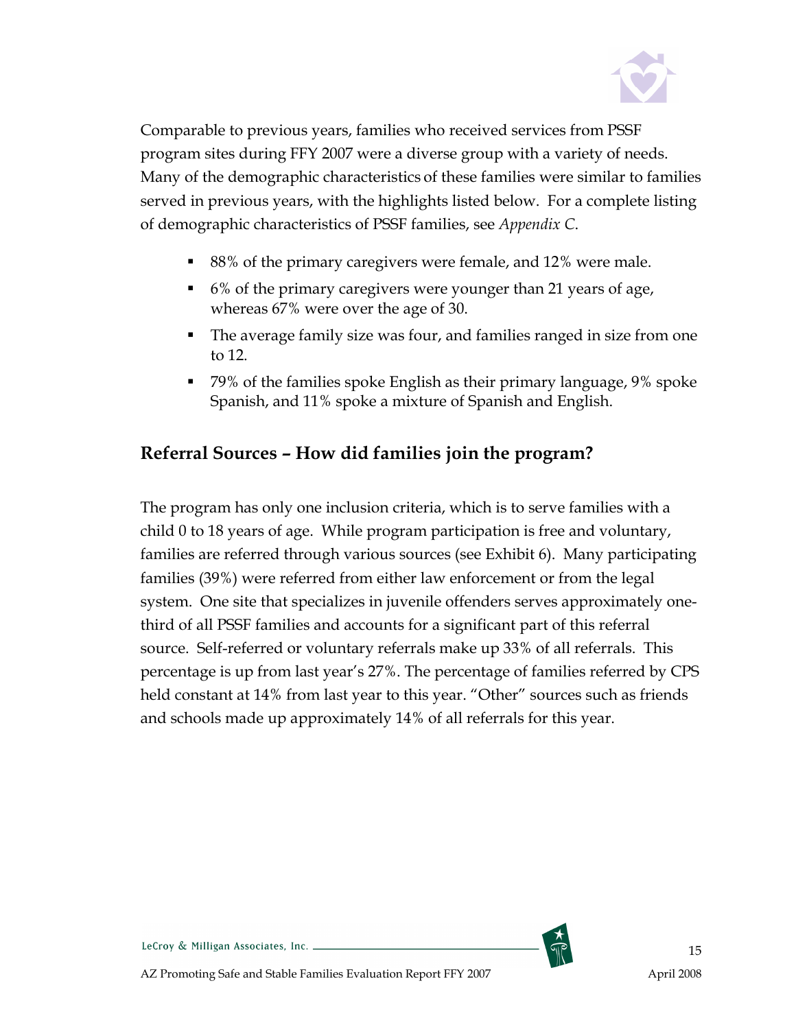Comparable to previous years, families who received services from PSSF program sites during FFY 2007 were a diverse group with a variety of needs. Many of the demographic characteristics of these families were similar to families served in previous years, with the highlights listed below. For a complete listing of demographic characteristics of PSSF families, see *Appendix C*.

- 88% of the primary caregivers were female, and 12% were male.
- 6% of the primary caregivers were younger than 21 years of age, whereas 67% were over the age of 30.
- The average family size was four, and families ranged in size from one to 12.
- 79% of the families spoke English as their primary language, 9% spoke Spanish, and 11% spoke a mixture of Spanish and English.

## Referral Sources – How did families join the program?

The program has only one inclusion criteria, which is to serve families with a child 0 to 18 years of age. While program participation is free and voluntary, families are referred through various sources (see Exhibit 6). Many participating families (39%) were referred from either law enforcement or from the legal system. One site that specializes in juvenile offenders serves approximately one-third of all PSSF families and accounts for a significant part of this referral source. Self-referred or voluntary referrals make up 33% of all referrals. This percentage is up from last year's 27%. The percentage of families referred by CPS held constant at 14% from last year to this year. "Other" sources such as friends and schools made up approximately 14% of all referrals for this year.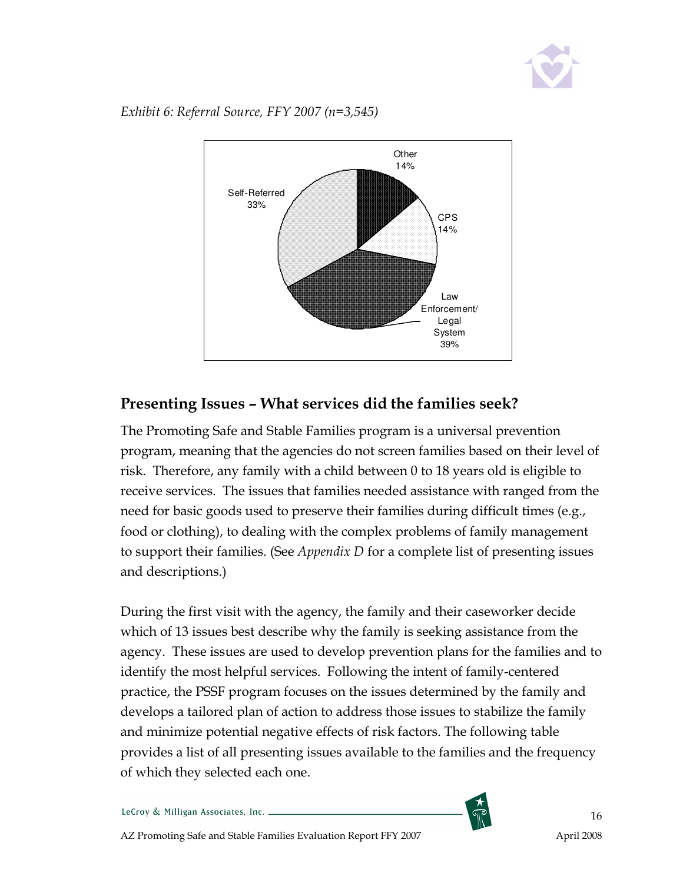*Exhibit 6: Referral Source, FFY 2007 (n=3,545)*

| Referral Source | Percent |
|---|---|
| Other | 14% |
| CPS | 14% |
| Law Enforcement/ Legal System | 39% |
| Self-Referred | 33% |

## Presenting Issues – What services did the families seek?

The Promoting Safe and Stable Families program is a universal prevention program, meaning that the agencies do not screen families based on their level of risk. Therefore, any family with a child between 0 to 18 years old is eligible to receive services. The issues that families needed assistance with ranged from the need for basic goods used to preserve their families during difficult times (e.g., food or clothing), to dealing with the complex problems of family management to support their families. (See *Appendix D* for a complete list of presenting issues and descriptions.)

During the first visit with the agency, the family and their caseworker decide which of 13 issues best describe why the family is seeking assistance from the agency. These issues are used to develop prevention plans for the families and to identify the most helpful services. Following the intent of family-centered practice, the PSSF program focuses on the issues determined by the family and develops a tailored plan of action to address those issues to stabilize the family and minimize potential negative effects of risk factors. The following table provides a list of all presenting issues available to the families and the frequency of which they selected each one.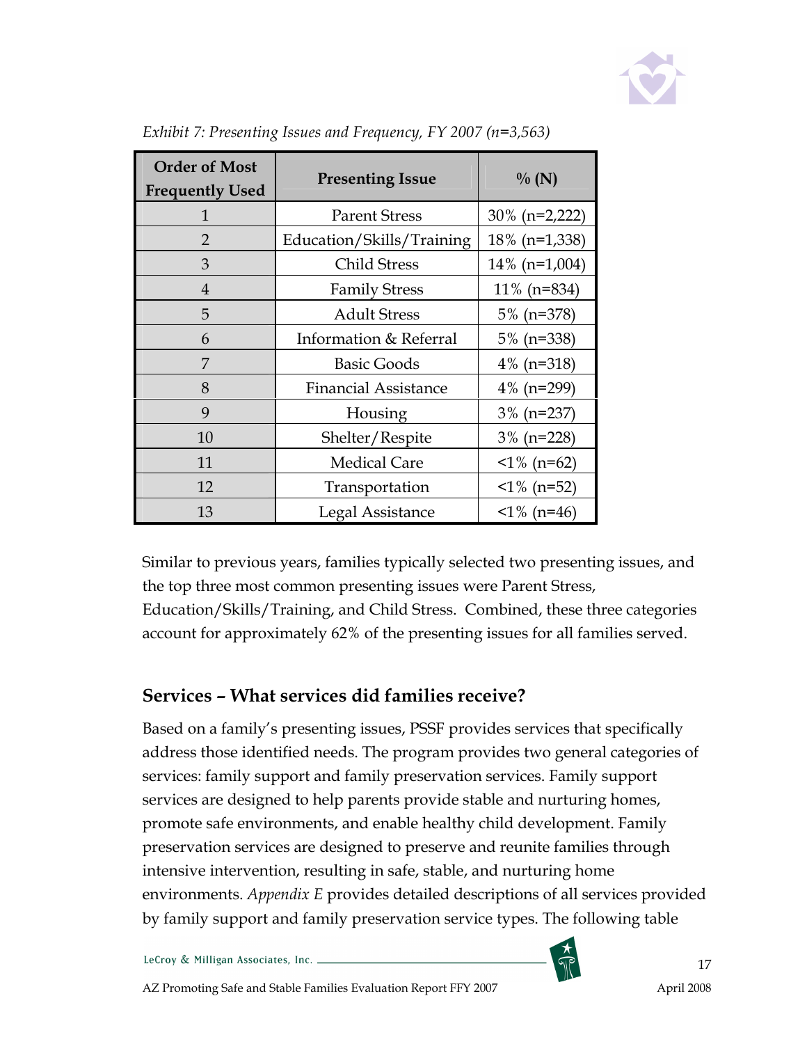*Exhibit 7: Presenting Issues and Frequency, FY 2007 (n=3,563)*

| Order of Most Frequently Used | Presenting Issue | % (N) |
|---|---|---|
| 1 | Parent Stress | 30% (n=2,222) |
| 2 | Education/Skills/Training | 18% (n=1,338) |
| 3 | Child Stress | 14% (n=1,004) |
| 4 | Family Stress | 11% (n=834) |
| 5 | Adult Stress | 5% (n=378) |
| 6 | Information & Referral | 5% (n=338) |
| 7 | Basic Goods | 4% (n=318) |
| 8 | Financial Assistance | 4% (n=299) |
| 9 | Housing | 3% (n=237) |
| 10 | Shelter/Respite | 3% (n=228) |
| 11 | Medical Care | <1% (n=62) |
| 12 | Transportation | <1% (n=52) |
| 13 | Legal Assistance | <1% (n=46) |

Similar to previous years, families typically selected two presenting issues, and the top three most common presenting issues were Parent Stress, Education/Skills/Training, and Child Stress. Combined, these three categories account for approximately 62% of the presenting issues for all families served.

## Services – What services did families receive?

Based on a family's presenting issues, PSSF provides services that specifically address those identified needs. The program provides two general categories of services: family support and family preservation services. Family support services are designed to help parents provide stable and nurturing homes, promote safe environments, and enable healthy child development. Family preservation services are designed to preserve and reunite families through intensive intervention, resulting in safe, stable, and nurturing home environments. *Appendix E* provides detailed descriptions of all services provided by family support and family preservation service types. The following table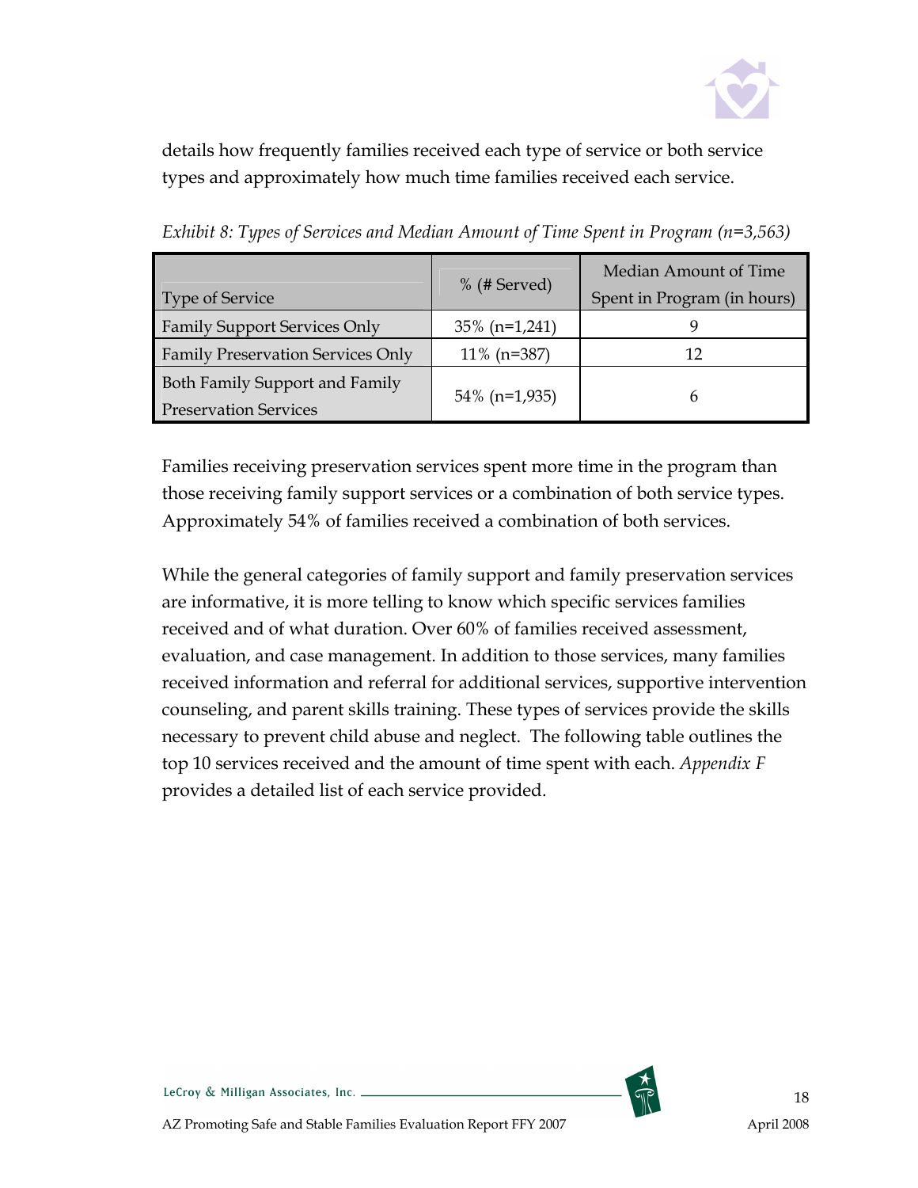details how frequently families received each type of service or both service types and approximately how much time families received each service.

*Exhibit 8: Types of Services and Median Amount of Time Spent in Program (n=3,563)*

| Type of Service | % (# Served) | Median Amount of Time Spent in Program (in hours) |
|---|---|---|
| Family Support Services Only | 35% (n=1,241) | 9 |
| Family Preservation Services Only | 11% (n=387) | 12 |
| Both Family Support and Family Preservation Services | 54% (n=1,935) | 6 |

Families receiving preservation services spent more time in the program than those receiving family support services or a combination of both service types. Approximately 54% of families received a combination of both services.

While the general categories of family support and family preservation services are informative, it is more telling to know which specific services families received and of what duration. Over 60% of families received assessment, evaluation, and case management. In addition to those services, many families received information and referral for additional services, supportive intervention counseling, and parent skills training. These types of services provide the skills necessary to prevent child abuse and neglect. The following table outlines the top 10 services received and the amount of time spent with each. *Appendix F* provides a detailed list of each service provided.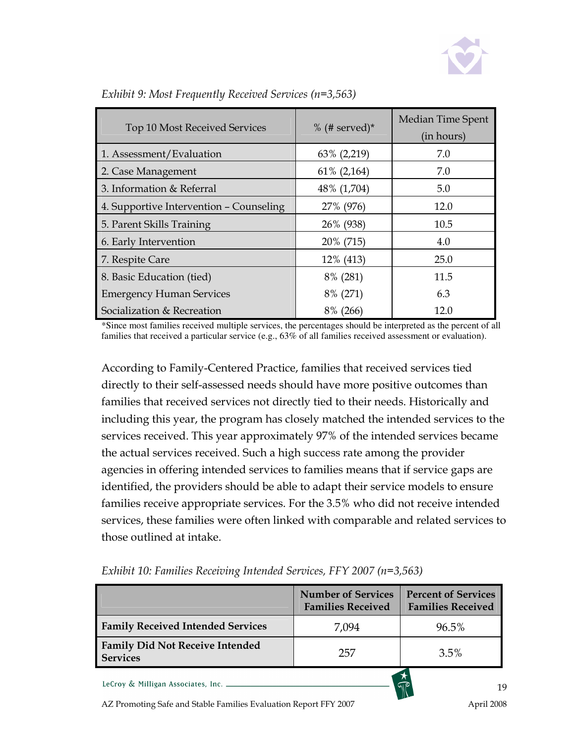*Exhibit 9: Most Frequently Received Services (n=3,563)*

| Top 10 Most Received Services | % (# served)* | Median Time Spent (in hours) |
|---|---|---|
| 1. Assessment/Evaluation | 63% (2,219) | 7.0 |
| 2. Case Management | 61% (2,164) | 7.0 |
| 3. Information & Referral | 48% (1,704) | 5.0 |
| 4. Supportive Intervention – Counseling | 27% (976) | 12.0 |
| 5. Parent Skills Training | 26% (938) | 10.5 |
| 6. Early Intervention | 20% (715) | 4.0 |
| 7. Respite Care | 12% (413) | 25.0 |
| 8. Basic Education (tied) | 8% (281) | 11.5 |
| Emergency Human Services | 8% (271) | 6.3 |
| Socialization & Recreation | 8% (266) | 12.0 |

*Since most families received multiple services, the percentages should be interpreted as the percent of all families that received a particular service (e.g., 63% of all families received assessment or evaluation).

According to Family-Centered Practice, families that received services tied directly to their self-assessed needs should have more positive outcomes than families that received services not directly tied to their needs. Historically and including this year, the program has closely matched the intended services to the services received. This year approximately 97% of the intended services became the actual services received. Such a high success rate among the provider agencies in offering intended services to families means that if service gaps are identified, the providers should be able to adapt their service models to ensure families receive appropriate services. For the 3.5% who did not receive intended services, these families were often linked with comparable and related services to those outlined at intake.

*Exhibit 10: Families Receiving Intended Services, FFY 2007 (n=3,563)*

| | **Number of Services Families Received** | **Percent of Services Families Received** |
|---|---|---|
| **Family Received Intended Services** | 7,094 | 96.5% |
| **Family Did Not Receive Intended Services** | 257 | 3.5% |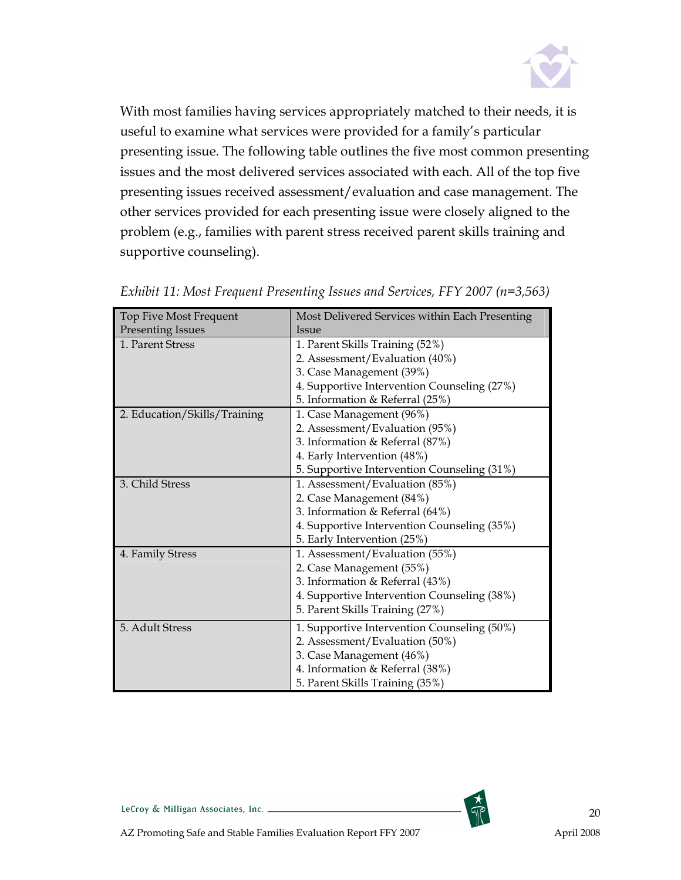With most families having services appropriately matched to their needs, it is useful to examine what services were provided for a family's particular presenting issue. The following table outlines the five most common presenting issues and the most delivered services associated with each. All of the top five presenting issues received assessment/evaluation and case management. The other services provided for each presenting issue were closely aligned to the problem (e.g., families with parent stress received parent skills training and supportive counseling).

*Exhibit 11: Most Frequent Presenting Issues and Services, FFY 2007 (n=3,563)*

| Top Five Most Frequent Presenting Issues | Most Delivered Services within Each Presenting Issue |
|---|---|
| 1. Parent Stress | 1. Parent Skills Training (52%)<br>2. Assessment/Evaluation (40%)<br>3. Case Management (39%)<br>4. Supportive Intervention Counseling (27%)<br>5. Information & Referral (25%) |
| 2. Education/Skills/Training | 1. Case Management (96%)<br>2. Assessment/Evaluation (95%)<br>3. Information & Referral (87%)<br>4. Early Intervention (48%)<br>5. Supportive Intervention Counseling (31%) |
| 3. Child Stress | 1. Assessment/Evaluation (85%)<br>2. Case Management (84%)<br>3. Information & Referral (64%)<br>4. Supportive Intervention Counseling (35%)<br>5. Early Intervention (25%) |
| 4. Family Stress | 1. Assessment/Evaluation (55%)<br>2. Case Management (55%)<br>3. Information & Referral (43%)<br>4. Supportive Intervention Counseling (38%)<br>5. Parent Skills Training (27%) |
| 5. Adult Stress | 1. Supportive Intervention Counseling (50%)<br>2. Assessment/Evaluation (50%)<br>3. Case Management (46%)<br>4. Information & Referral (38%)<br>5. Parent Skills Training (35%) |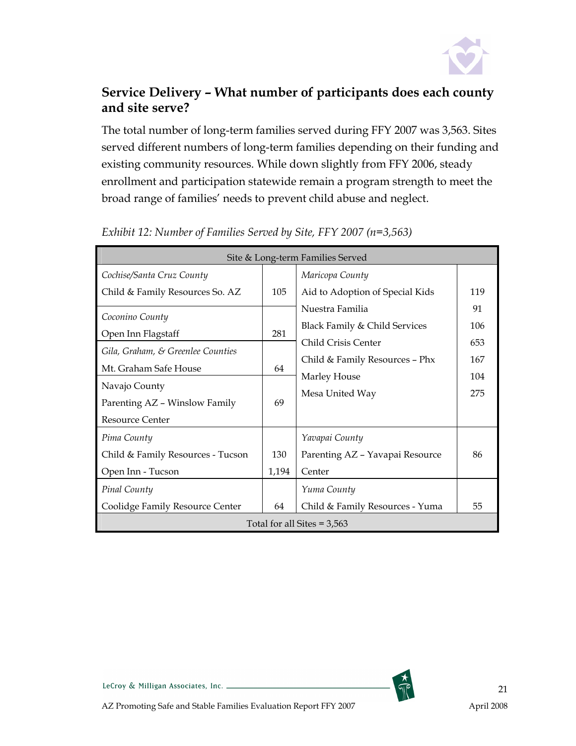## Service Delivery – What number of participants does each county and site serve?

The total number of long-term families served during FFY 2007 was 3,563. Sites served different numbers of long-term families depending on their funding and existing community resources. While down slightly from FFY 2006, steady enrollment and participation statewide remain a program strength to meet the broad range of families' needs to prevent child abuse and neglect.

*Exhibit 12: Number of Families Served by Site, FFY 2007 (n=3,563)*

| Site & Long-term Families Served | | | |
|---|---|---|---|
| *Cochise/Santa Cruz County* | | *Maricopa County* | |
| Child & Family Resources So. AZ | 105 | Aid to Adoption of Special Kids | 119 |
| *Coconino County* | | Nuestra Familia | 91 |
| Open Inn Flagstaff | 281 | Black Family & Child Services | 106 |
| *Gila, Graham, & Greenlee Counties* | | Child Crisis Center | 653 |
| Mt. Graham Safe House | 64 | Child & Family Resources – Phx | 167 |
| Navajo County | | Marley House | 104 |
| Parenting AZ – Winslow Family Resource Center | 69 | Mesa United Way | 275 |
| *Pima County* | | *Yavapai County* | |
| Child & Family Resources - Tucson | 130 | Parenting AZ – Yavapai Resource Center | 86 |
| Open Inn - Tucson | 1,194 | | |
| *Pinal County* | | *Yuma County* | |
| Coolidge Family Resource Center | 64 | Child & Family Resources - Yuma | 55 |
| Total for all Sites = 3,563 | | | |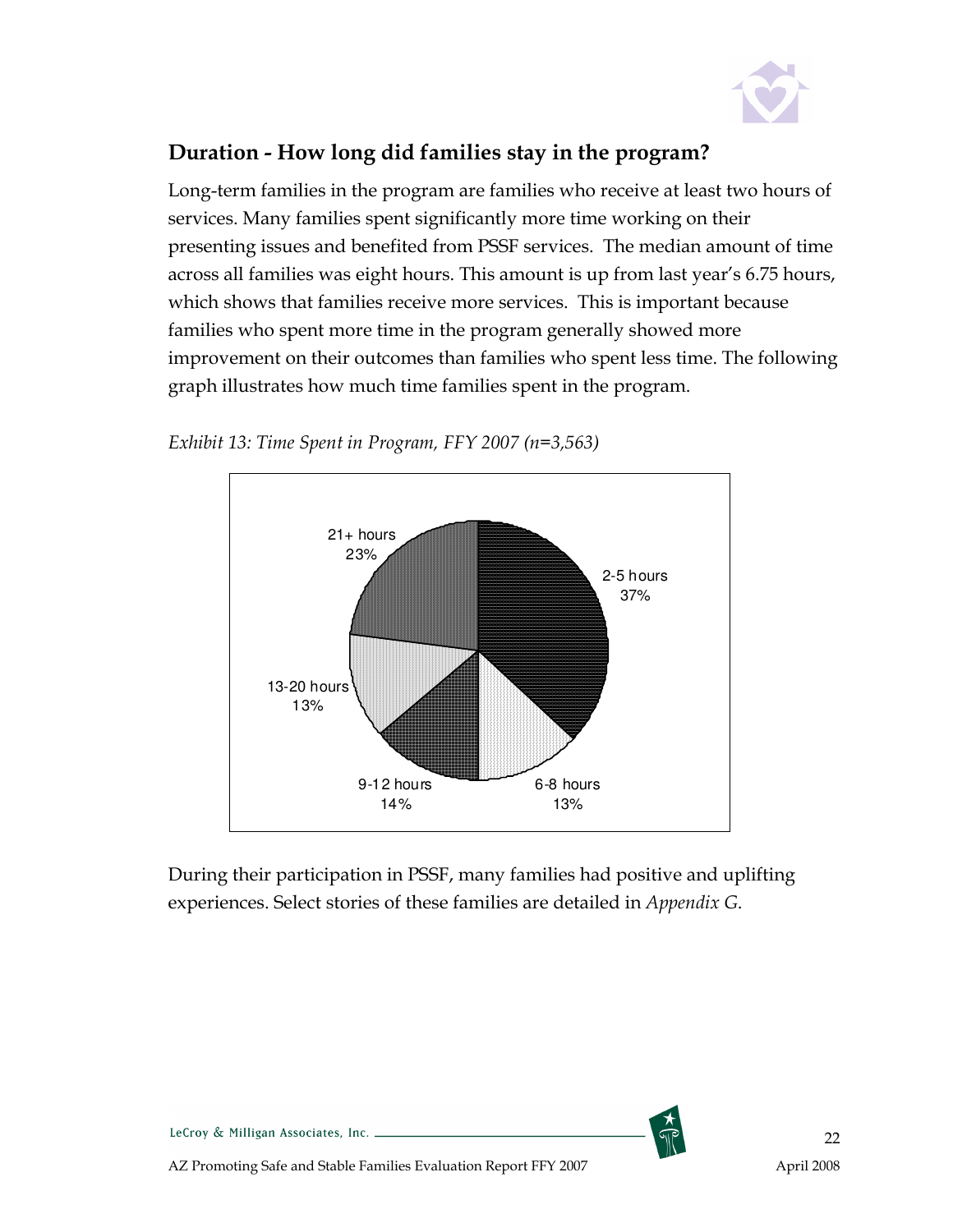## Duration - How long did families stay in the program?

Long-term families in the program are families who receive at least two hours of services. Many families spent significantly more time working on their presenting issues and benefited from PSSF services. The median amount of time across all families was eight hours. This amount is up from last year's 6.75 hours, which shows that families receive more services. This is important because families who spent more time in the program generally showed more improvement on their outcomes than families who spent less time. The following graph illustrates how much time families spent in the program.

*Exhibit 13: Time Spent in Program, FFY 2007 (n=3,563)*

| Time Spent | Percent |
|---|---|
| 2-5 hours | 37% |
| 6-8 hours | 13% |
| 9-12 hours | 14% |
| 13-20 hours | 13% |
| 21+ hours | 23% |

During their participation in PSSF, many families had positive and uplifting experiences. Select stories of these families are detailed in *Appendix G*.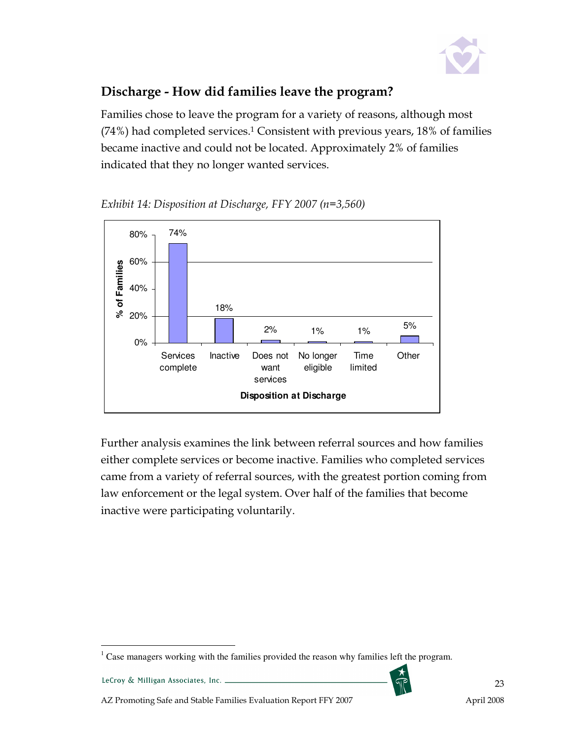## Discharge - How did families leave the program?

Families chose to leave the program for a variety of reasons, although most (74%) had completed services.[1] Consistent with previous years, 18% of families became inactive and could not be located. Approximately 2% of families indicated that they no longer wanted services.

*Exhibit 14: Disposition at Discharge, FFY 2007 (n=3,560)*

| Disposition at Discharge | % of Families |
|---|---|
| Services complete | 74% |
| Inactive | 18% |
| Does not want services | 2% |
| No longer eligible | 1% |
| Time limited | 1% |
| Other | 5% |

Further analysis examines the link between referral sources and how families either complete services or become inactive. Families who completed services came from a variety of referral sources, with the greatest portion coming from law enforcement or the legal system. Over half of the families that become inactive were participating voluntarily.

[1] Case managers working with the families provided the reason why families left the program.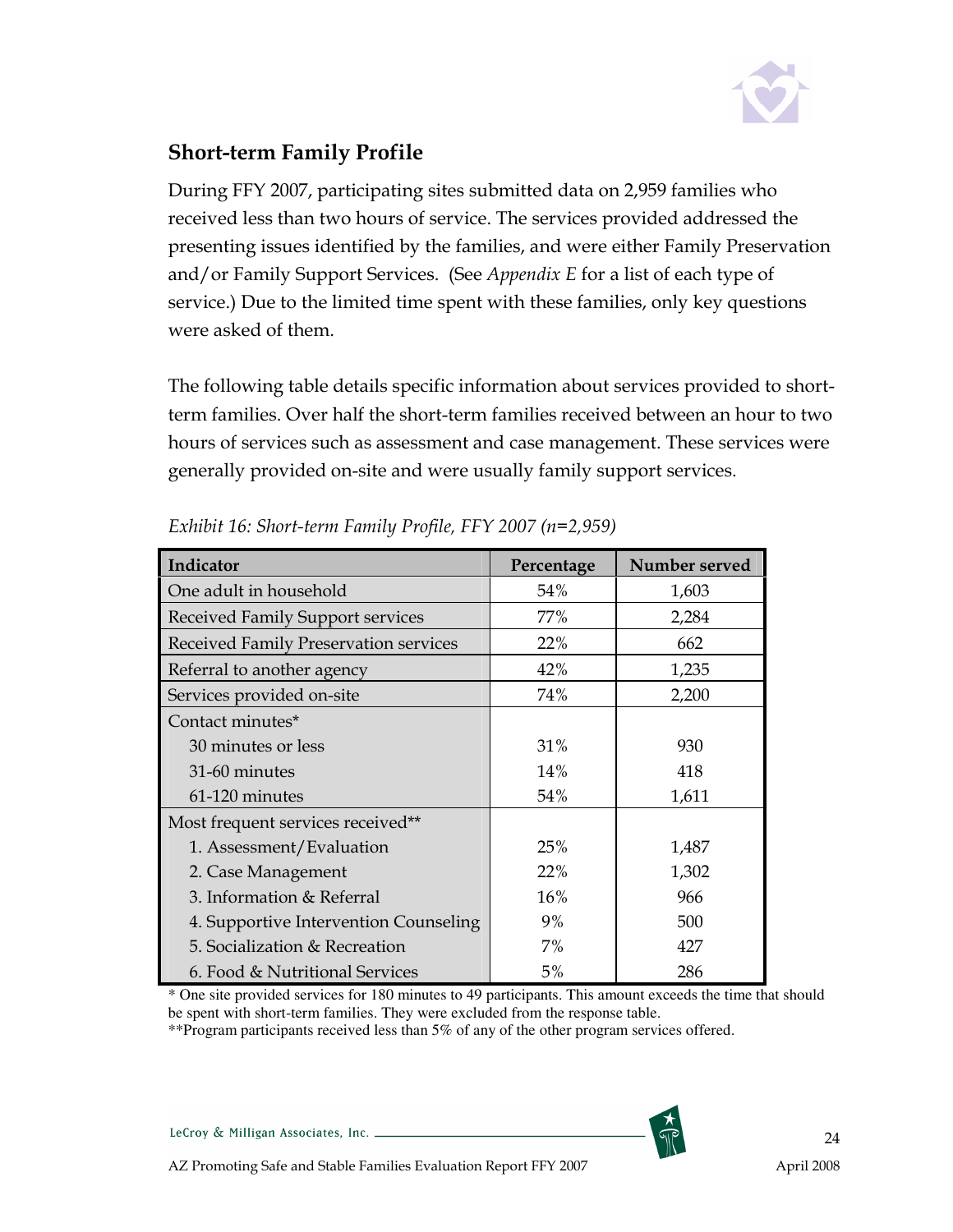## Short-term Family Profile

During FFY 2007, participating sites submitted data on 2,959 families who received less than two hours of service. The services provided addressed the presenting issues identified by the families, and were either Family Preservation and/or Family Support Services. (See *Appendix E* for a list of each type of service.) Due to the limited time spent with these families, only key questions were asked of them.

The following table details specific information about services provided to short-term families. Over half the short-term families received between an hour to two hours of services such as assessment and case management. These services were generally provided on-site and were usually family support services.

*Exhibit 16: Short-term Family Profile, FFY 2007 (n=2,959)*

| Indicator | Percentage | Number served |
|---|---|---|
| One adult in household | 54% | 1,603 |
| Received Family Support services | 77% | 2,284 |
| Received Family Preservation services | 22% | 662 |
| Referral to another agency | 42% | 1,235 |
| Services provided on-site | 74% | 2,200 |
| Contact minutes* | | |
| 30 minutes or less | 31% | 930 |
| 31-60 minutes | 14% | 418 |
| 61-120 minutes | 54% | 1,611 |
| Most frequent services received** | | |
| 1. Assessment/Evaluation | 25% | 1,487 |
| 2. Case Management | 22% | 1,302 |
| 3. Information & Referral | 16% | 966 |
| 4. Supportive Intervention Counseling | 9% | 500 |
| 5. Socialization & Recreation | 7% | 427 |
| 6. Food & Nutritional Services | 5% | 286 |

\* One site provided services for 180 minutes to 49 participants. This amount exceeds the time that should be spent with short-term families. They were excluded from the response table.
**Program participants received less than 5% of any of the other program services offered.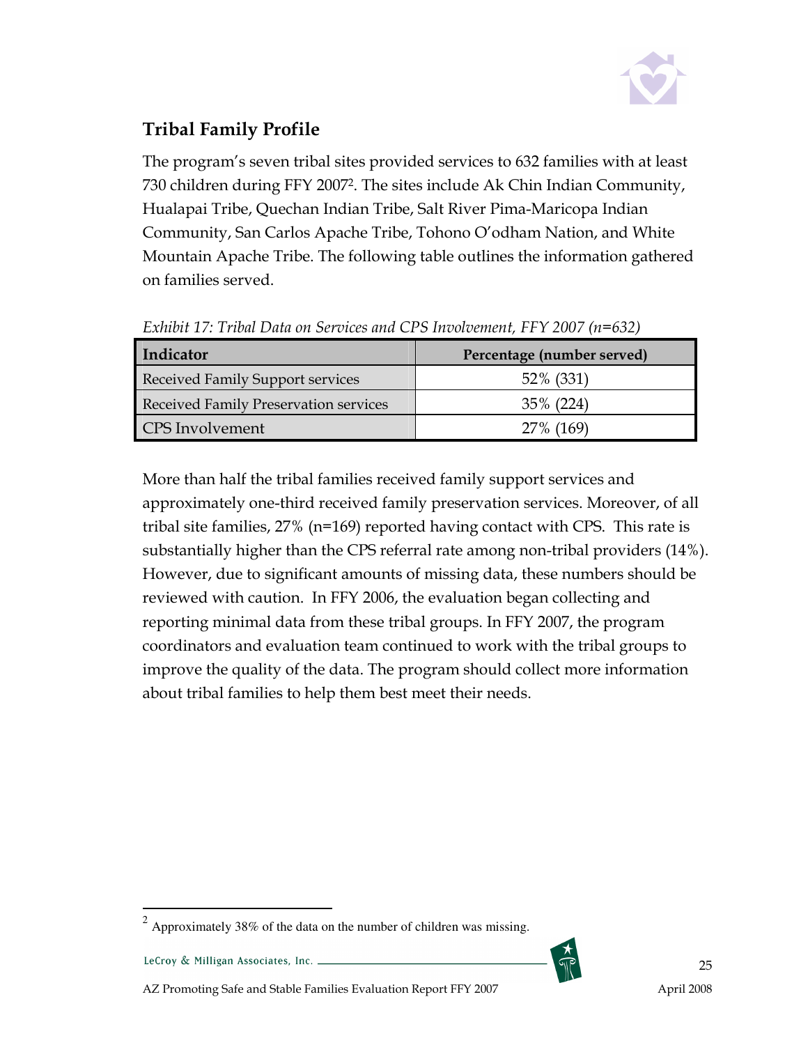## Tribal Family Profile

The program's seven tribal sites provided services to 632 families with at least 730 children during FFY 2007[2]. The sites include Ak Chin Indian Community, Hualapai Tribe, Quechan Indian Tribe, Salt River Pima-Maricopa Indian Community, San Carlos Apache Tribe, Tohono O'odham Nation, and White Mountain Apache Tribe. The following table outlines the information gathered on families served.

*Exhibit 17: Tribal Data on Services and CPS Involvement, FFY 2007 (n=632)*

| Indicator | Percentage (number served) |
|---|---|
| Received Family Support services | 52% (331) |
| Received Family Preservation services | 35% (224) |
| CPS Involvement | 27% (169) |

More than half the tribal families received family support services and approximately one-third received family preservation services. Moreover, of all tribal site families, 27% (n=169) reported having contact with CPS. This rate is substantially higher than the CPS referral rate among non-tribal providers (14%). However, due to significant amounts of missing data, these numbers should be reviewed with caution. In FFY 2006, the evaluation began collecting and reporting minimal data from these tribal groups. In FFY 2007, the program coordinators and evaluation team continued to work with the tribal groups to improve the quality of the data. The program should collect more information about tribal families to help them best meet their needs.

[2] Approximately 38% of the data on the number of children was missing.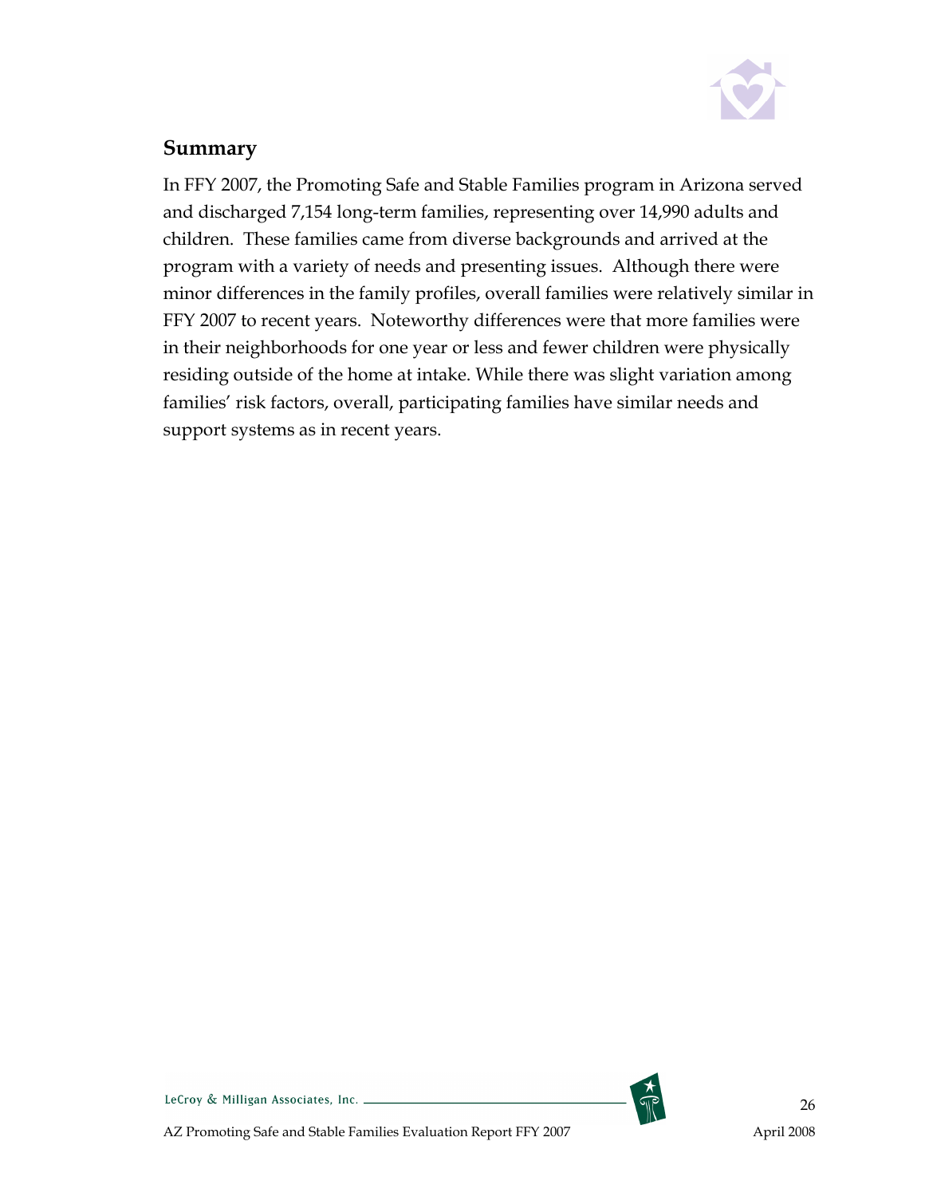## Summary

In FFY 2007, the Promoting Safe and Stable Families program in Arizona served and discharged 7,154 long-term families, representing over 14,990 adults and children. These families came from diverse backgrounds and arrived at the program with a variety of needs and presenting issues. Although there were minor differences in the family profiles, overall families were relatively similar in FFY 2007 to recent years. Noteworthy differences were that more families were in their neighborhoods for one year or less and fewer children were physically residing outside of the home at intake. While there was slight variation among families' risk factors, overall, participating families have similar needs and support systems as in recent years.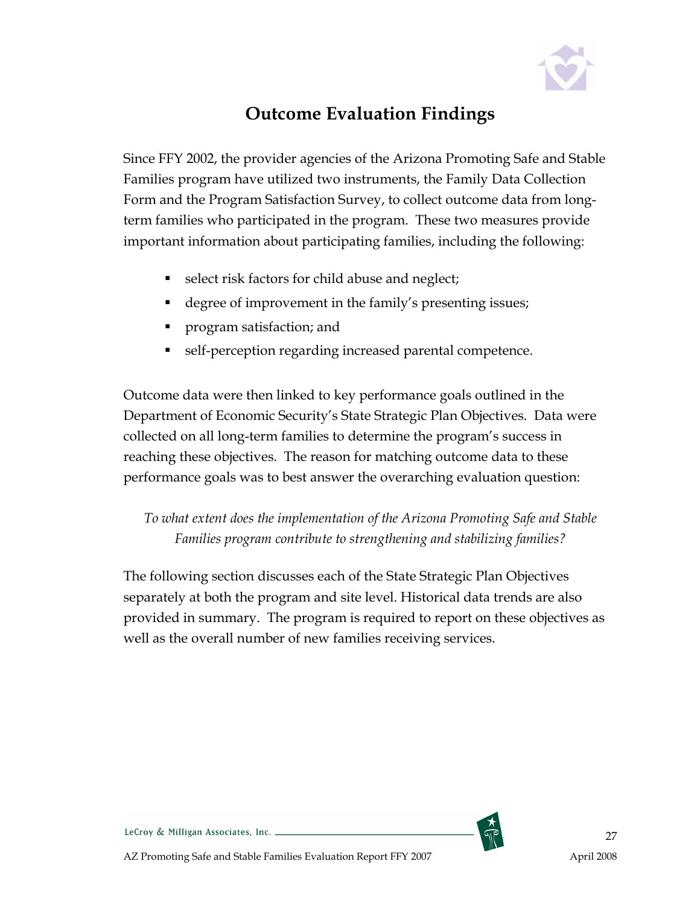# Outcome Evaluation Findings

Since FFY 2002, the provider agencies of the Arizona Promoting Safe and Stable Families program have utilized two instruments, the Family Data Collection Form and the Program Satisfaction Survey, to collect outcome data from long-term families who participated in the program. These two measures provide important information about participating families, including the following:

- select risk factors for child abuse and neglect;
- degree of improvement in the family's presenting issues;
- program satisfaction; and
- self-perception regarding increased parental competence.

Outcome data were then linked to key performance goals outlined in the Department of Economic Security's State Strategic Plan Objectives. Data were collected on all long-term families to determine the program's success in reaching these objectives. The reason for matching outcome data to these performance goals was to best answer the overarching evaluation question:

*To what extent does the implementation of the Arizona Promoting Safe and Stable Families program contribute to strengthening and stabilizing families?*

The following section discusses each of the State Strategic Plan Objectives separately at both the program and site level. Historical data trends are also provided in summary. The program is required to report on these objectives as well as the overall number of new families receiving services.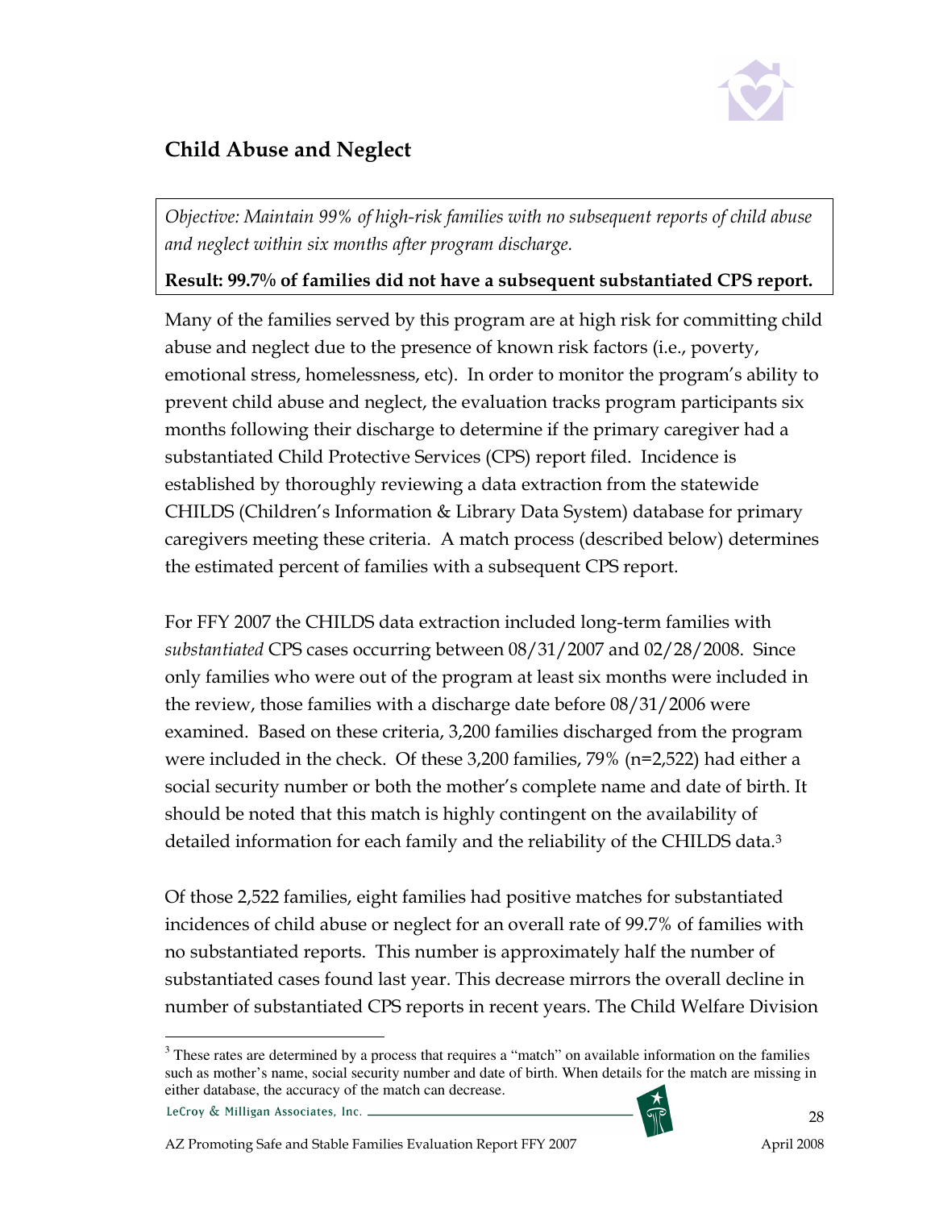## Child Abuse and Neglect

*Objective: Maintain 99% of high-risk families with no subsequent reports of child abuse and neglect within six months after program discharge.*

**Result: 99.7% of families did not have a subsequent substantiated CPS report.**

Many of the families served by this program are at high risk for committing child abuse and neglect due to the presence of known risk factors (i.e., poverty, emotional stress, homelessness, etc). In order to monitor the program's ability to prevent child abuse and neglect, the evaluation tracks program participants six months following their discharge to determine if the primary caregiver had a substantiated Child Protective Services (CPS) report filed. Incidence is established by thoroughly reviewing a data extraction from the statewide CHILDS (Children's Information & Library Data System) database for primary caregivers meeting these criteria. A match process (described below) determines the estimated percent of families with a subsequent CPS report.

For FFY 2007 the CHILDS data extraction included long-term families with *substantiated* CPS cases occurring between 08/31/2007 and 02/28/2008. Since only families who were out of the program at least six months were included in the review, those families with a discharge date before 08/31/2006 were examined. Based on these criteria, 3,200 families discharged from the program were included in the check. Of these 3,200 families, 79% (n=2,522) had either a social security number or both the mother's complete name and date of birth. It should be noted that this match is highly contingent on the availability of detailed information for each family and the reliability of the CHILDS data.[3]

Of those 2,522 families, eight families had positive matches for substantiated incidences of child abuse or neglect for an overall rate of 99.7% of families with no substantiated reports. This number is approximately half the number of substantiated cases found last year. This decrease mirrors the overall decline in number of substantiated CPS reports in recent years. The Child Welfare Division

[3] These rates are determined by a process that requires a "match" on available information on the families such as mother's name, social security number and date of birth. When details for the match are missing in either database, the accuracy of the match can decrease.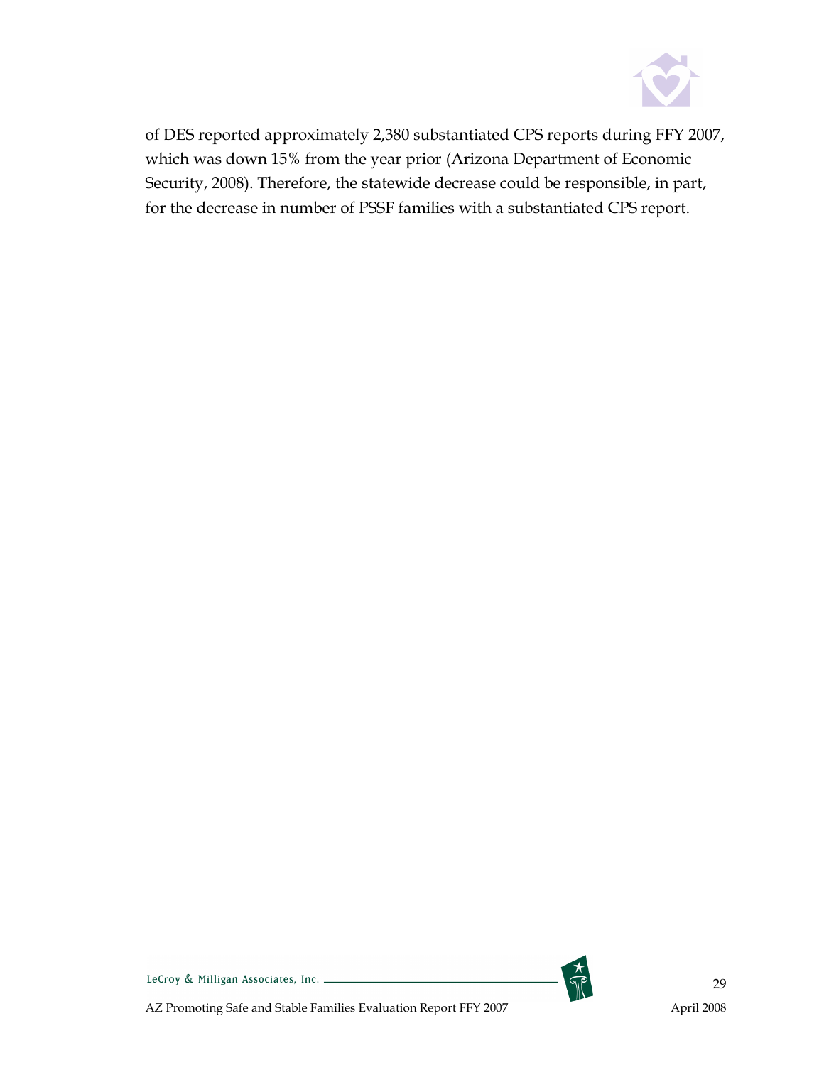of DES reported approximately 2,380 substantiated CPS reports during FFY 2007, which was down 15% from the year prior (Arizona Department of Economic Security, 2008). Therefore, the statewide decrease could be responsible, in part, for the decrease in number of PSSF families with a substantiated CPS report.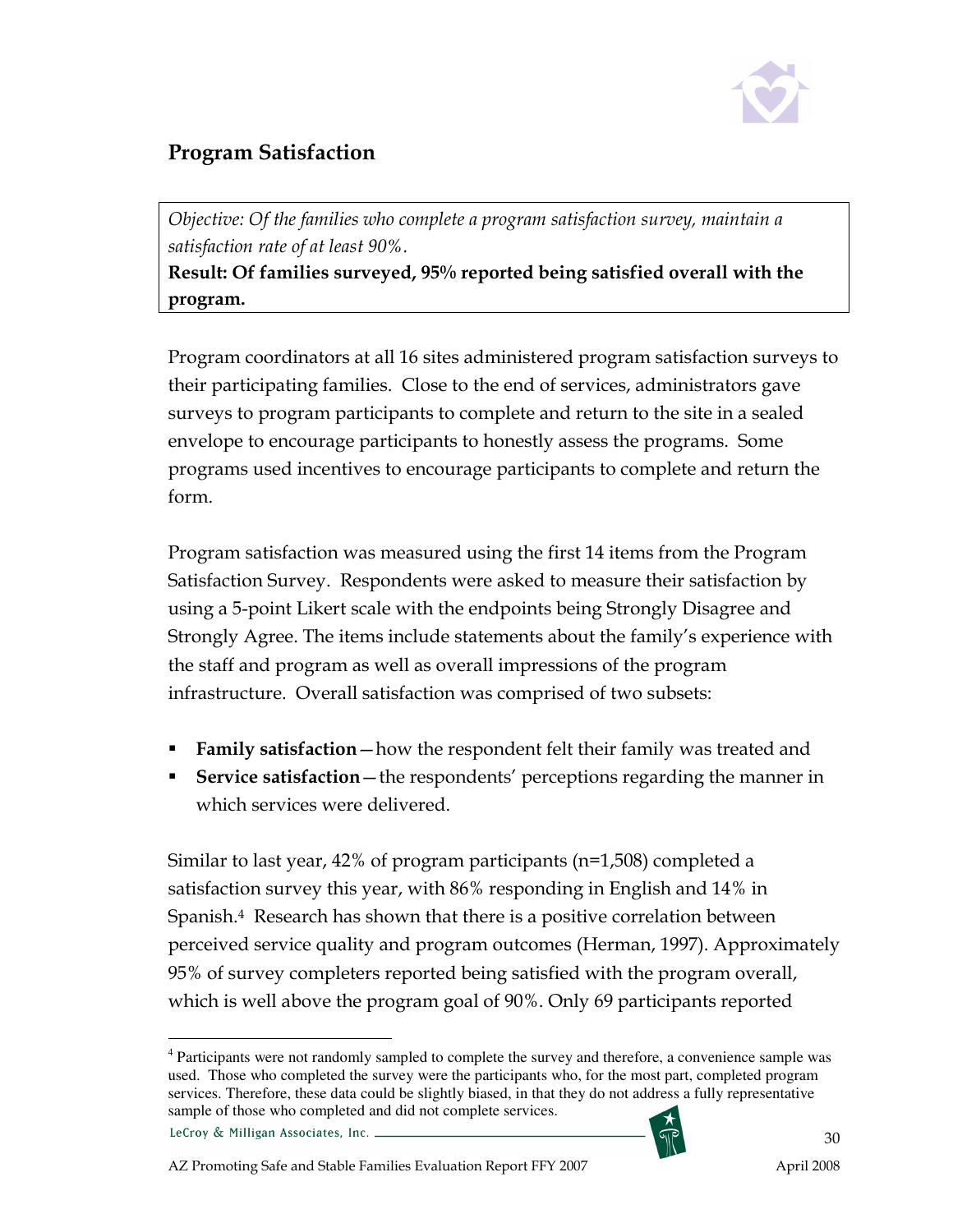## Program Satisfaction

*Objective: Of the families who complete a program satisfaction survey, maintain a satisfaction rate of at least 90%.*

**Result: Of families surveyed, 95% reported being satisfied overall with the program.**

Program coordinators at all 16 sites administered program satisfaction surveys to their participating families. Close to the end of services, administrators gave surveys to program participants to complete and return to the site in a sealed envelope to encourage participants to honestly assess the programs. Some programs used incentives to encourage participants to complete and return the form.

Program satisfaction was measured using the first 14 items from the Program Satisfaction Survey. Respondents were asked to measure their satisfaction by using a 5-point Likert scale with the endpoints being Strongly Disagree and Strongly Agree. The items include statements about the family's experience with the staff and program as well as overall impressions of the program infrastructure. Overall satisfaction was comprised of two subsets:

- **Family satisfaction**—how the respondent felt their family was treated and
- **Service satisfaction**—the respondents' perceptions regarding the manner in which services were delivered.

Similar to last year, 42% of program participants (n=1,508) completed a satisfaction survey this year, with 86% responding in English and 14% in Spanish.[4] Research has shown that there is a positive correlation between perceived service quality and program outcomes (Herman, 1997). Approximately 95% of survey completers reported being satisfied with the program overall, which is well above the program goal of 90%. Only 69 participants reported

[4] Participants were not randomly sampled to complete the survey and therefore, a convenience sample was used. Those who completed the survey were the participants who, for the most part, completed program services. Therefore, these data could be slightly biased, in that they do not address a fully representative sample of those who completed and did not complete services.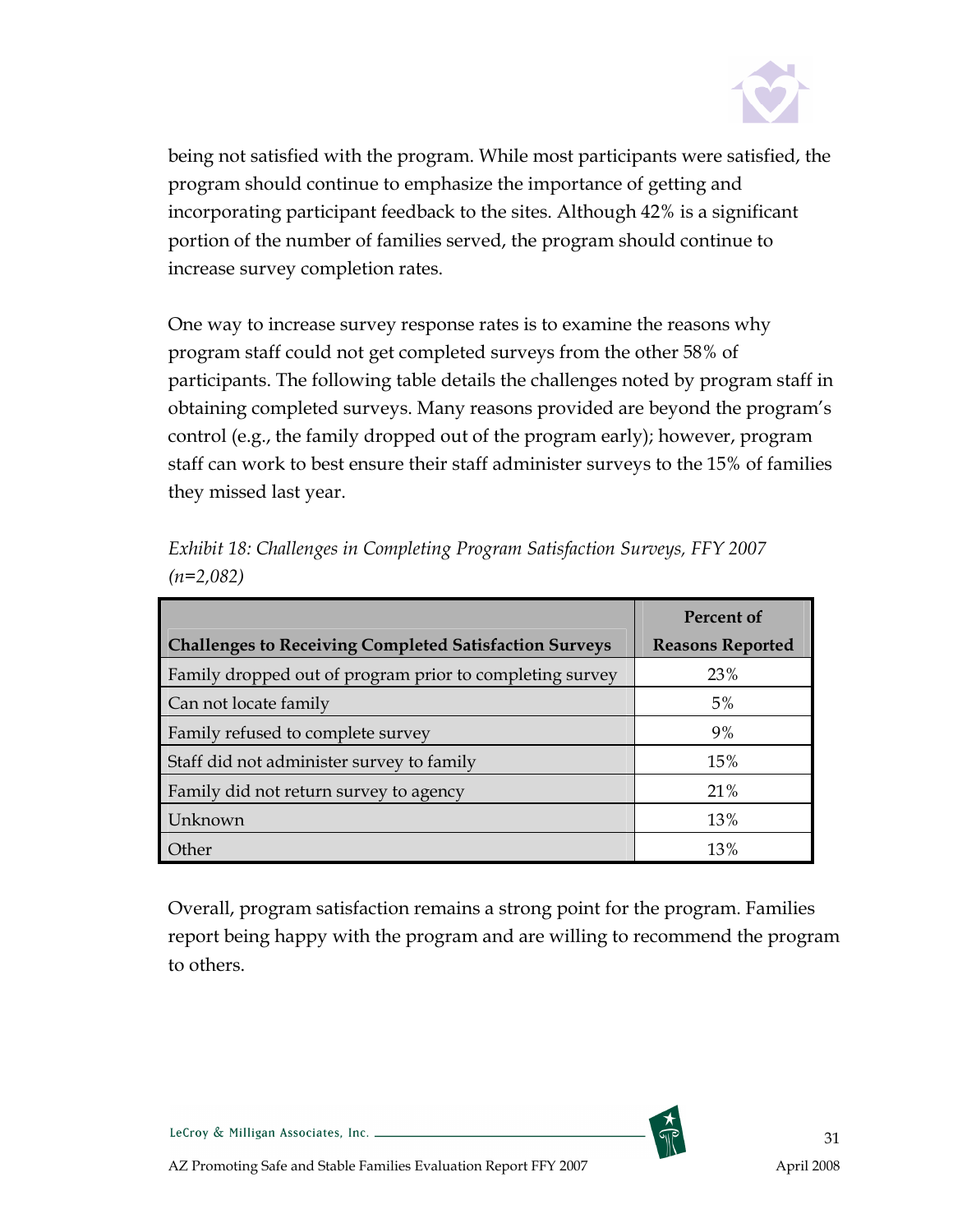being not satisfied with the program. While most participants were satisfied, the program should continue to emphasize the importance of getting and incorporating participant feedback to the sites. Although 42% is a significant portion of the number of families served, the program should continue to increase survey completion rates.

One way to increase survey response rates is to examine the reasons why program staff could not get completed surveys from the other 58% of participants. The following table details the challenges noted by program staff in obtaining completed surveys. Many reasons provided are beyond the program's control (e.g., the family dropped out of the program early); however, program staff can work to best ensure their staff administer surveys to the 15% of families they missed last year.

*Exhibit 18: Challenges in Completing Program Satisfaction Surveys, FFY 2007 (n=2,082)*

| Challenges to Receiving Completed Satisfaction Surveys | Percent of Reasons Reported |
|---|---|
| Family dropped out of program prior to completing survey | 23% |
| Can not locate family | 5% |
| Family refused to complete survey | 9% |
| Staff did not administer survey to family | 15% |
| Family did not return survey to agency | 21% |
| Unknown | 13% |
| Other | 13% |

Overall, program satisfaction remains a strong point for the program. Families report being happy with the program and are willing to recommend the program to others.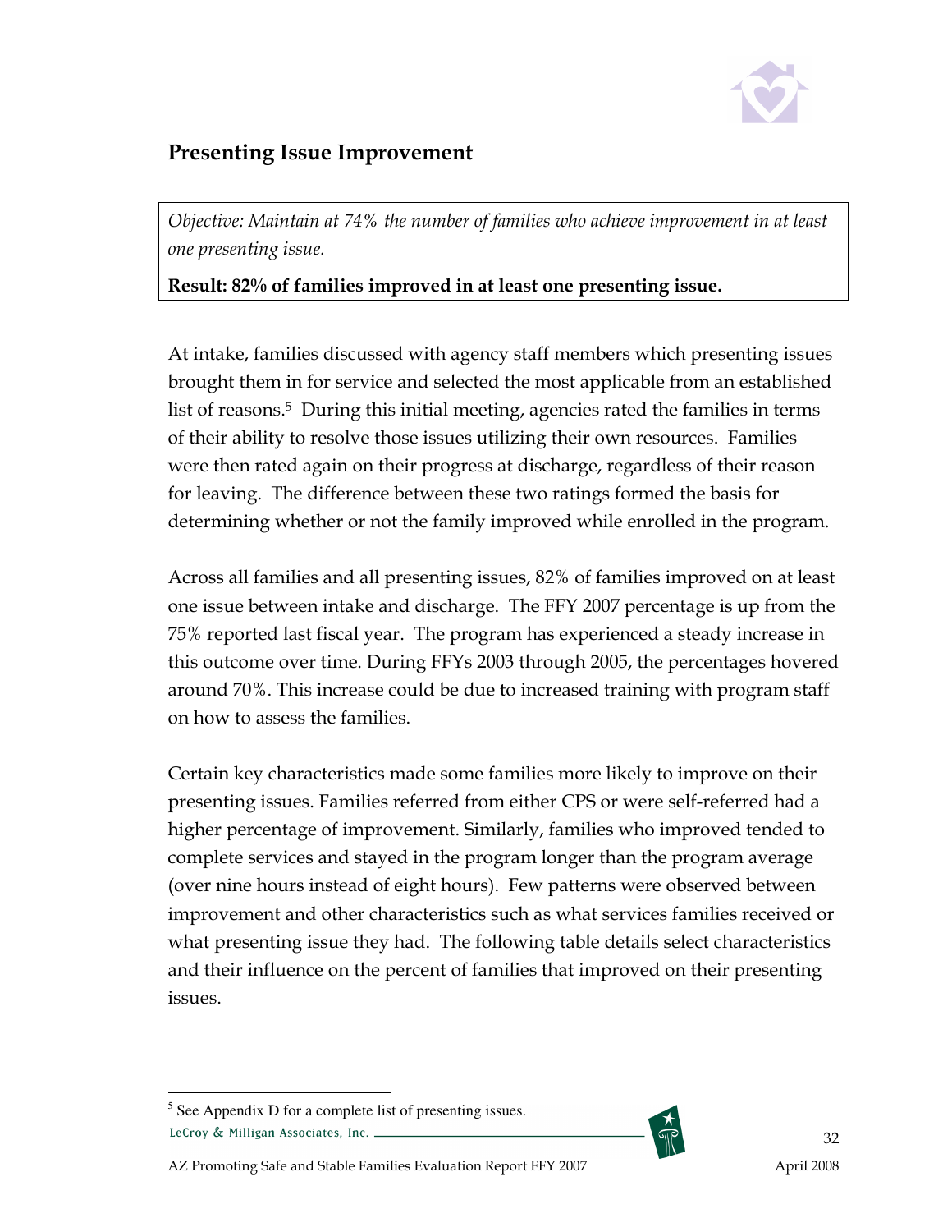## Presenting Issue Improvement

*Objective: Maintain at 74% the number of families who achieve improvement in at least one presenting issue.*

**Result: 82% of families improved in at least one presenting issue.**

At intake, families discussed with agency staff members which presenting issues brought them in for service and selected the most applicable from an established list of reasons.[5] During this initial meeting, agencies rated the families in terms of their ability to resolve those issues utilizing their own resources. Families were then rated again on their progress at discharge, regardless of their reason for leaving. The difference between these two ratings formed the basis for determining whether or not the family improved while enrolled in the program.

Across all families and all presenting issues, 82% of families improved on at least one issue between intake and discharge. The FFY 2007 percentage is up from the 75% reported last fiscal year. The program has experienced a steady increase in this outcome over time. During FFYs 2003 through 2005, the percentages hovered around 70%. This increase could be due to increased training with program staff on how to assess the families.

Certain key characteristics made some families more likely to improve on their presenting issues. Families referred from either CPS or were self-referred had a higher percentage of improvement. Similarly, families who improved tended to complete services and stayed in the program longer than the program average (over nine hours instead of eight hours). Few patterns were observed between improvement and other characteristics such as what services families received or what presenting issue they had. The following table details select characteristics and their influence on the percent of families that improved on their presenting issues.

[5] See Appendix D for a complete list of presenting issues.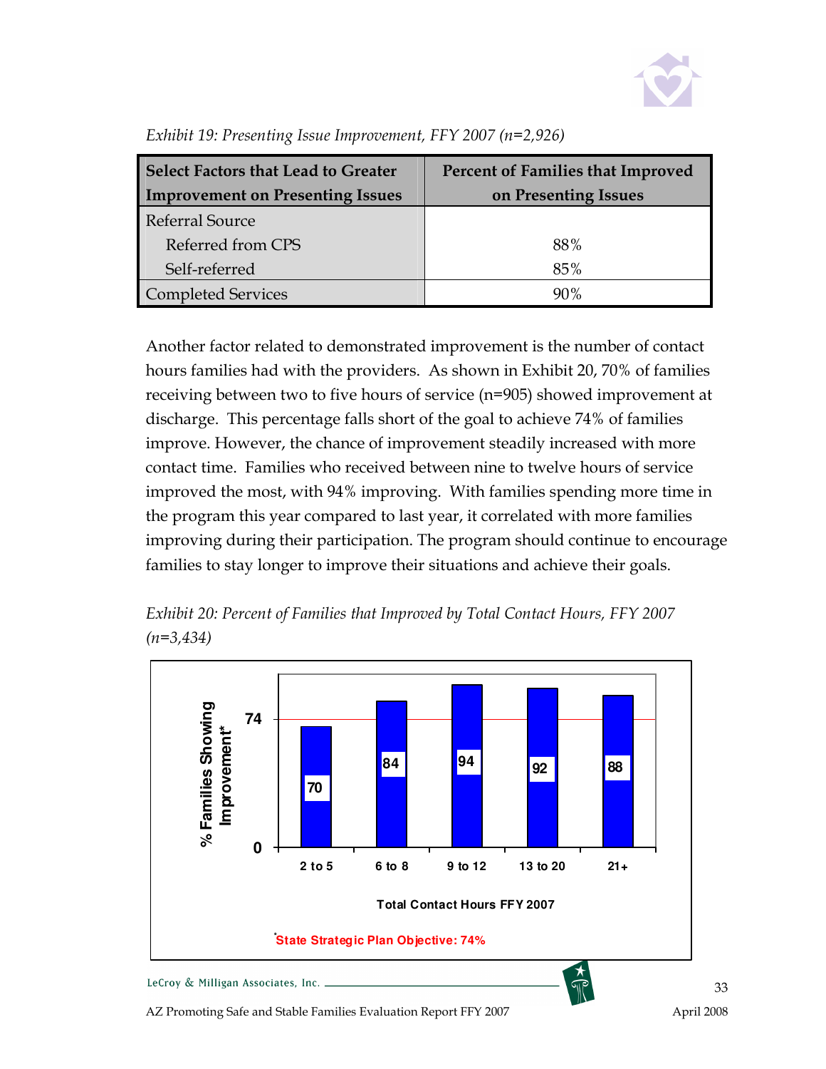*Exhibit 19: Presenting Issue Improvement, FFY 2007 (n=2,926)*

| Select Factors that Lead to Greater Improvement on Presenting Issues | Percent of Families that Improved on Presenting Issues |
|---|---|
| Referral Source | |
| Referred from CPS | 88% |
| Self-referred | 85% |
| Completed Services | 90% |

Another factor related to demonstrated improvement is the number of contact hours families had with the providers. As shown in Exhibit 20, 70% of families receiving between two to five hours of service (n=905) showed improvement at discharge. This percentage falls short of the goal to achieve 74% of families improve. However, the chance of improvement steadily increased with more contact time. Families who received between nine to twelve hours of service improved the most, with 94% improving. With families spending more time in the program this year compared to last year, it correlated with more families improving during their participation. The program should continue to encourage families to stay longer to improve their situations and achieve their goals.

*Exhibit 20: Percent of Families that Improved by Total Contact Hours, FFY 2007 (n=3,434)*

| Total Contact Hours FFY 2007 | % Families Showing Improvement* |
|---|---|
| 2 to 5 | 70 |
| 6 to 8 | 84 |
| 9 to 12 | 94 |
| 13 to 20 | 92 |
| 21+ | 88 |

*State Strategic Plan Objective: 74%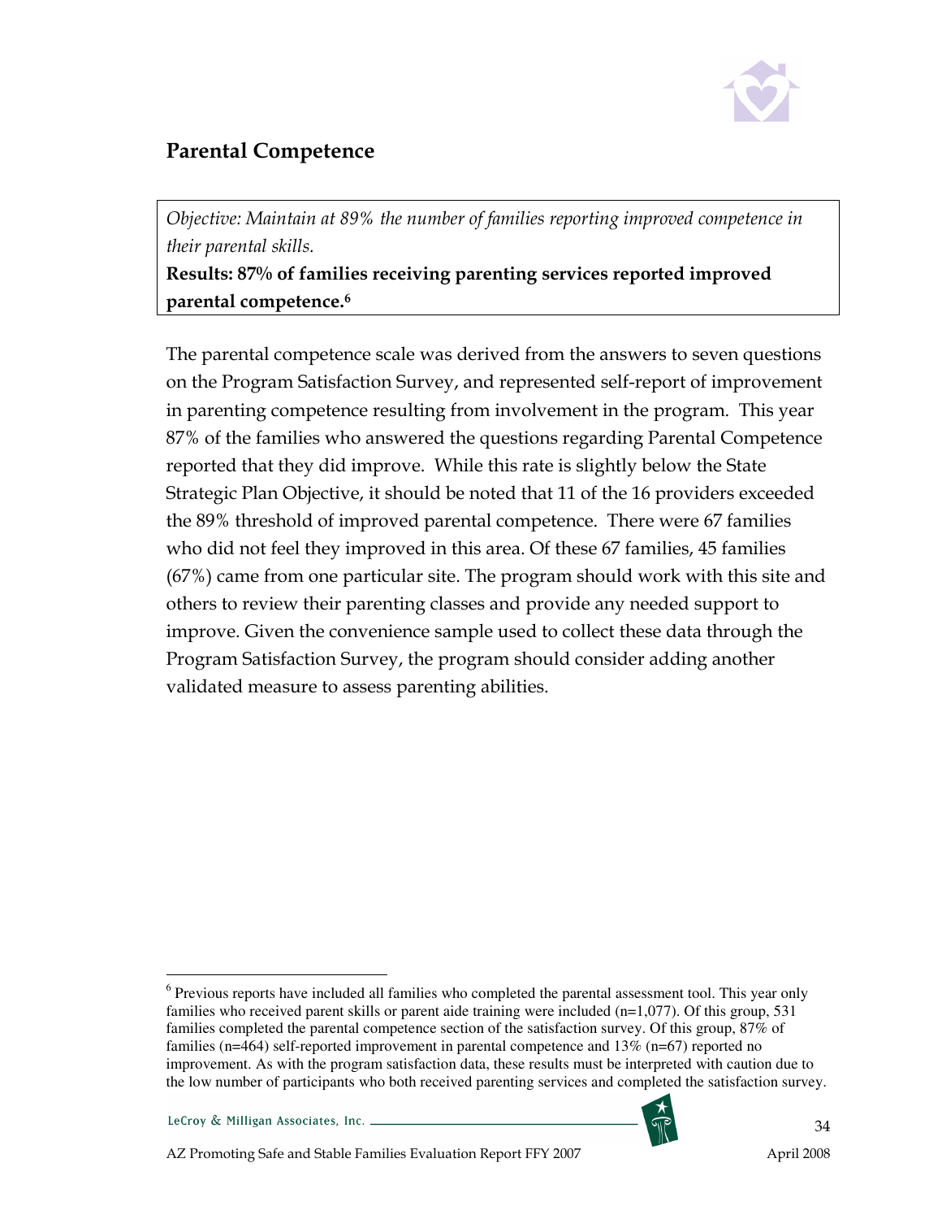## Parental Competence

*Objective: Maintain at 89% the number of families reporting improved competence in their parental skills.*

**Results: 87% of families receiving parenting services reported improved parental competence.[6]**

The parental competence scale was derived from the answers to seven questions on the Program Satisfaction Survey, and represented self-report of improvement in parenting competence resulting from involvement in the program. This year 87% of the families who answered the questions regarding Parental Competence reported that they did improve. While this rate is slightly below the State Strategic Plan Objective, it should be noted that 11 of the 16 providers exceeded the 89% threshold of improved parental competence. There were 67 families who did not feel they improved in this area. Of these 67 families, 45 families (67%) came from one particular site. The program should work with this site and others to review their parenting classes and provide any needed support to improve. Given the convenience sample used to collect these data through the Program Satisfaction Survey, the program should consider adding another validated measure to assess parenting abilities.

[6] Previous reports have included all families who completed the parental assessment tool. This year only families who received parent skills or parent aide training were included (n=1,077). Of this group, 531 families completed the parental competence section of the satisfaction survey. Of this group, 87% of families (n=464) self-reported improvement in parental competence and 13% (n=67) reported no improvement. As with the program satisfaction data, these results must be interpreted with caution due to the low number of participants who both received parenting services and completed the satisfaction survey.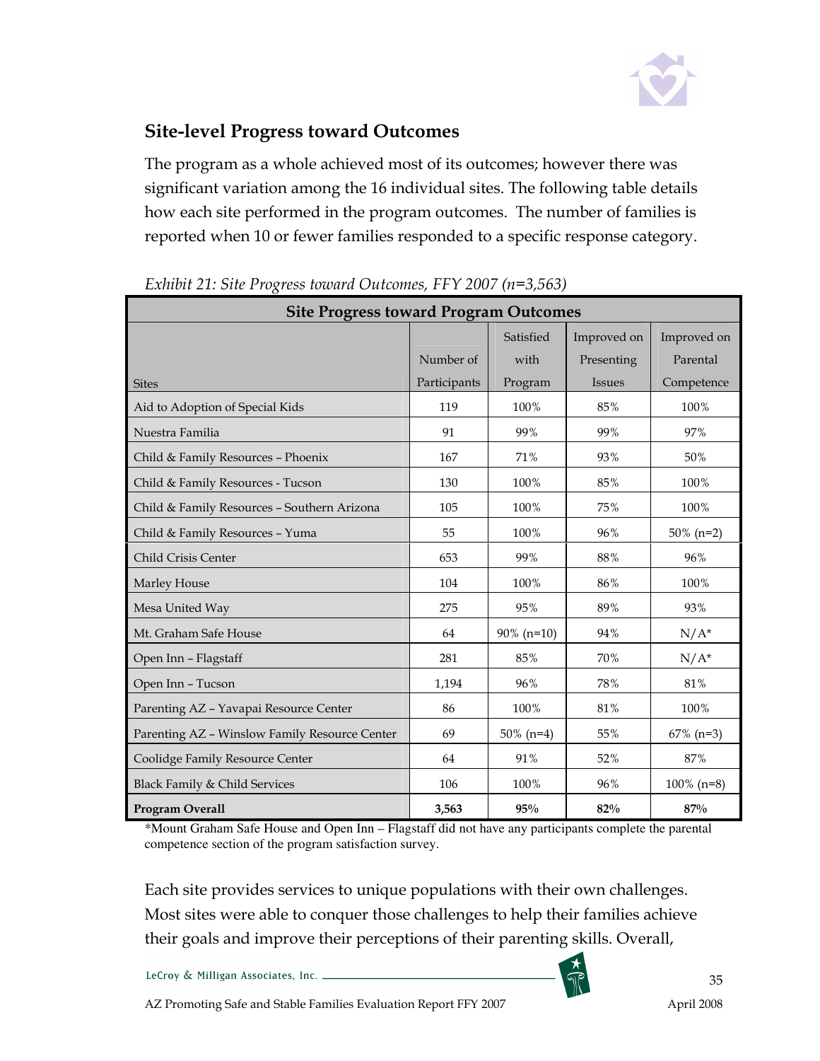## Site-level Progress toward Outcomes

The program as a whole achieved most of its outcomes; however there was significant variation among the 16 individual sites. The following table details how each site performed in the program outcomes. The number of families is reported when 10 or fewer families responded to a specific response category.

*Exhibit 21: Site Progress toward Outcomes, FFY 2007 (n=3,563)*

| Site Progress toward Program Outcomes | | | | |
|---|---|---|---|---|
| Sites | Number of Participants | Satisfied with Program | Improved on Presenting Issues | Improved on Parental Competence |
| Aid to Adoption of Special Kids | 119 | 100% | 85% | 100% |
| Nuestra Familia | 91 | 99% | 99% | 97% |
| Child & Family Resources – Phoenix | 167 | 71% | 93% | 50% |
| Child & Family Resources - Tucson | 130 | 100% | 85% | 100% |
| Child & Family Resources – Southern Arizona | 105 | 100% | 75% | 100% |
| Child & Family Resources – Yuma | 55 | 100% | 96% | 50% (n=2) |
| Child Crisis Center | 653 | 99% | 88% | 96% |
| Marley House | 104 | 100% | 86% | 100% |
| Mesa United Way | 275 | 95% | 89% | 93% |
| Mt. Graham Safe House | 64 | 90% (n=10) | 94% | N/A* |
| Open Inn – Flagstaff | 281 | 85% | 70% | N/A* |
| Open Inn – Tucson | 1,194 | 96% | 78% | 81% |
| Parenting AZ – Yavapai Resource Center | 86 | 100% | 81% | 100% |
| Parenting AZ – Winslow Family Resource Center | 69 | 50% (n=4) | 55% | 67% (n=3) |
| Coolidge Family Resource Center | 64 | 91% | 52% | 87% |
| Black Family & Child Services | 106 | 100% | 96% | 100% (n=8) |
| **Program Overall** | **3,563** | **95%** | **82%** | **87%** |

*Mount Graham Safe House and Open Inn – Flagstaff did not have any participants complete the parental competence section of the program satisfaction survey.

Each site provides services to unique populations with their own challenges. Most sites were able to conquer those challenges to help their families achieve their goals and improve their perceptions of their parenting skills. Overall,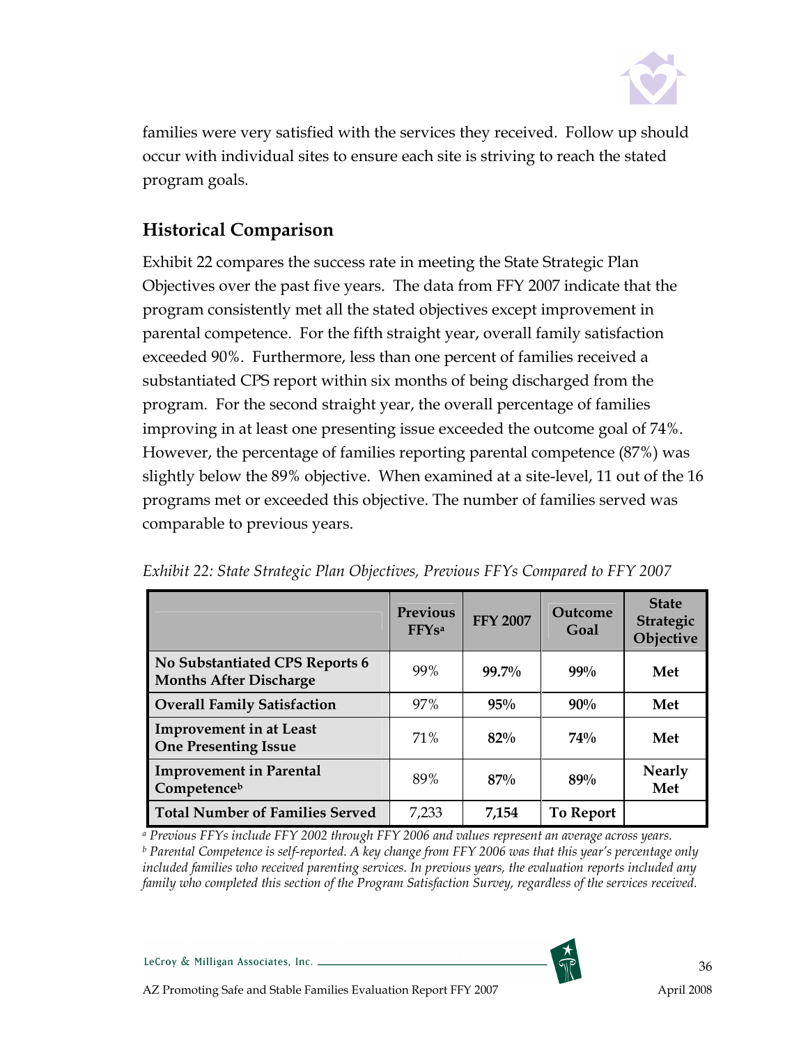families were very satisfied with the services they received. Follow up should occur with individual sites to ensure each site is striving to reach the stated program goals.

## Historical Comparison

Exhibit 22 compares the success rate in meeting the State Strategic Plan Objectives over the past five years. The data from FFY 2007 indicate that the program consistently met all the stated objectives except improvement in parental competence. For the fifth straight year, overall family satisfaction exceeded 90%. Furthermore, less than one percent of families received a substantiated CPS report within six months of being discharged from the program. For the second straight year, the overall percentage of families improving in at least one presenting issue exceeded the outcome goal of 74%. However, the percentage of families reporting parental competence (87%) was slightly below the 89% objective. When examined at a site-level, 11 out of the 16 programs met or exceeded this objective. The number of families served was comparable to previous years.

*Exhibit 22: State Strategic Plan Objectives, Previous FFYs Compared to FFY 2007*

| | Previous FFYs[a] | FFY 2007 | Outcome Goal | State Strategic Objective |
|---|---|---|---|---|
| **No Substantiated CPS Reports 6 Months After Discharge** | 99% | **99.7%** | **99%** | **Met** |
| **Overall Family Satisfaction** | 97% | **95%** | **90%** | **Met** |
| **Improvement in at Least One Presenting Issue** | 71% | **82%** | **74%** | **Met** |
| **Improvement in Parental Competence[b]** | 89% | **87%** | **89%** | **Nearly Met** |
| **Total Number of Families Served** | 7,233 | **7,154** | **To Report** | |

*[a] Previous FFYs include FFY 2002 through FFY 2006 and values represent an average across years.*
*[b] Parental Competence is self-reported. A key change from FFY 2006 was that this year's percentage only included families who received parenting services. In previous years, the evaluation reports included any family who completed this section of the Program Satisfaction Survey, regardless of the services received.*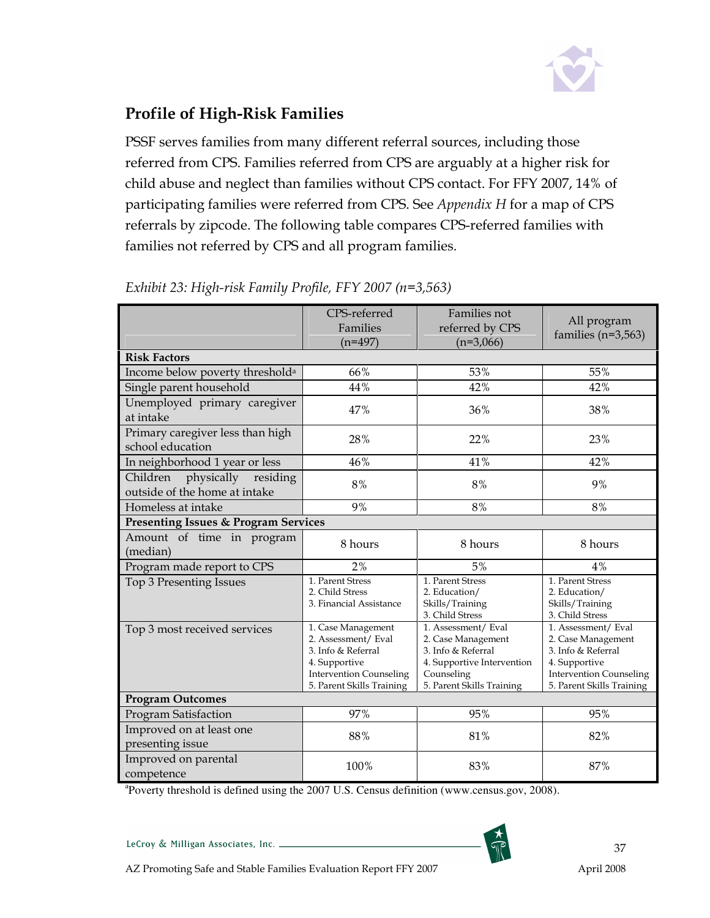## Profile of High-Risk Families

PSSF serves families from many different referral sources, including those referred from CPS. Families referred from CPS are arguably at a higher risk for child abuse and neglect than families without CPS contact. For FFY 2007, 14% of participating families were referred from CPS. See *Appendix H* for a map of CPS referrals by zipcode. The following table compares CPS-referred families with families not referred by CPS and all program families.

*Exhibit 23: High-risk Family Profile, FFY 2007 (n=3,563)*

| | CPS-referred Families (n=497) | Families not referred by CPS (n=3,066) | All program families (n=3,563) |
|---|---|---|---|
| **Risk Factors** | | | |
| Income below poverty threshold[a] | 66% | 53% | 55% |
| Single parent household | 44% | 42% | 42% |
| Unemployed primary caregiver at intake | 47% | 36% | 38% |
| Primary caregiver less than high school education | 28% | 22% | 23% |
| In neighborhood 1 year or less | 46% | 41% | 42% |
| Children physically residing outside of the home at intake | 8% | 8% | 9% |
| Homeless at intake | 9% | 8% | 8% |
| **Presenting Issues & Program Services** | | | |
| Amount of time in program (median) | 8 hours | 8 hours | 8 hours |
| Program made report to CPS | 2% | 5% | 4% |
| Top 3 Presenting Issues | 1. Parent Stress<br>2. Child Stress<br>3. Financial Assistance | 1. Parent Stress<br>2. Education/ Skills/Training<br>3. Child Stress | 1. Parent Stress<br>2. Education/ Skills/Training<br>3. Child Stress |
| Top 3 most received services | 1. Case Management<br>2. Assessment/ Eval<br>3. Info & Referral<br>4. Supportive Intervention Counseling<br>5. Parent Skills Training | 1. Assessment/ Eval<br>2. Case Management<br>3. Info & Referral<br>4. Supportive Intervention Counseling<br>5. Parent Skills Training | 1. Assessment/ Eval<br>2. Case Management<br>3. Info & Referral<br>4. Supportive Intervention Counseling<br>5. Parent Skills Training |
| **Program Outcomes** | | | |
| Program Satisfaction | 97% | 95% | 95% |
| Improved on at least one presenting issue | 88% | 81% | 82% |
| Improved on parental competence | 100% | 83% | 87% |

[a]Poverty threshold is defined using the 2007 U.S. Census definition (www.census.gov, 2008).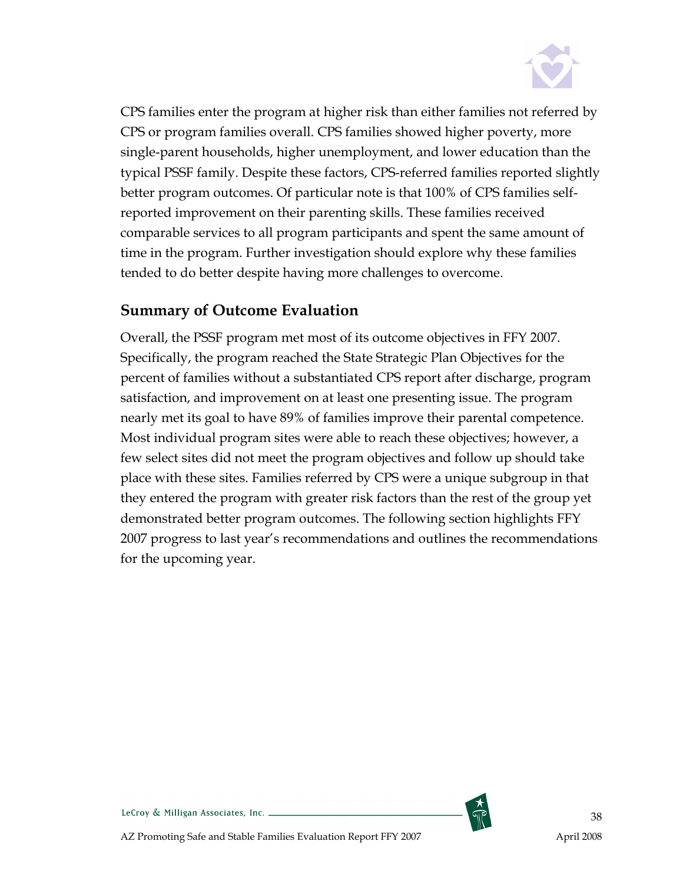CPS families enter the program at higher risk than either families not referred by CPS or program families overall. CPS families showed higher poverty, more single-parent households, higher unemployment, and lower education than the typical PSSF family. Despite these factors, CPS-referred families reported slightly better program outcomes. Of particular note is that 100% of CPS families self-reported improvement on their parenting skills. These families received comparable services to all program participants and spent the same amount of time in the program. Further investigation should explore why these families tended to do better despite having more challenges to overcome.

## Summary of Outcome Evaluation

Overall, the PSSF program met most of its outcome objectives in FFY 2007. Specifically, the program reached the State Strategic Plan Objectives for the percent of families without a substantiated CPS report after discharge, program satisfaction, and improvement on at least one presenting issue. The program nearly met its goal to have 89% of families improve their parental competence. Most individual program sites were able to reach these objectives; however, a few select sites did not meet the program objectives and follow up should take place with these sites. Families referred by CPS were a unique subgroup in that they entered the program with greater risk factors than the rest of the group yet demonstrated better program outcomes. The following section highlights FFY 2007 progress to last year's recommendations and outlines the recommendations for the upcoming year.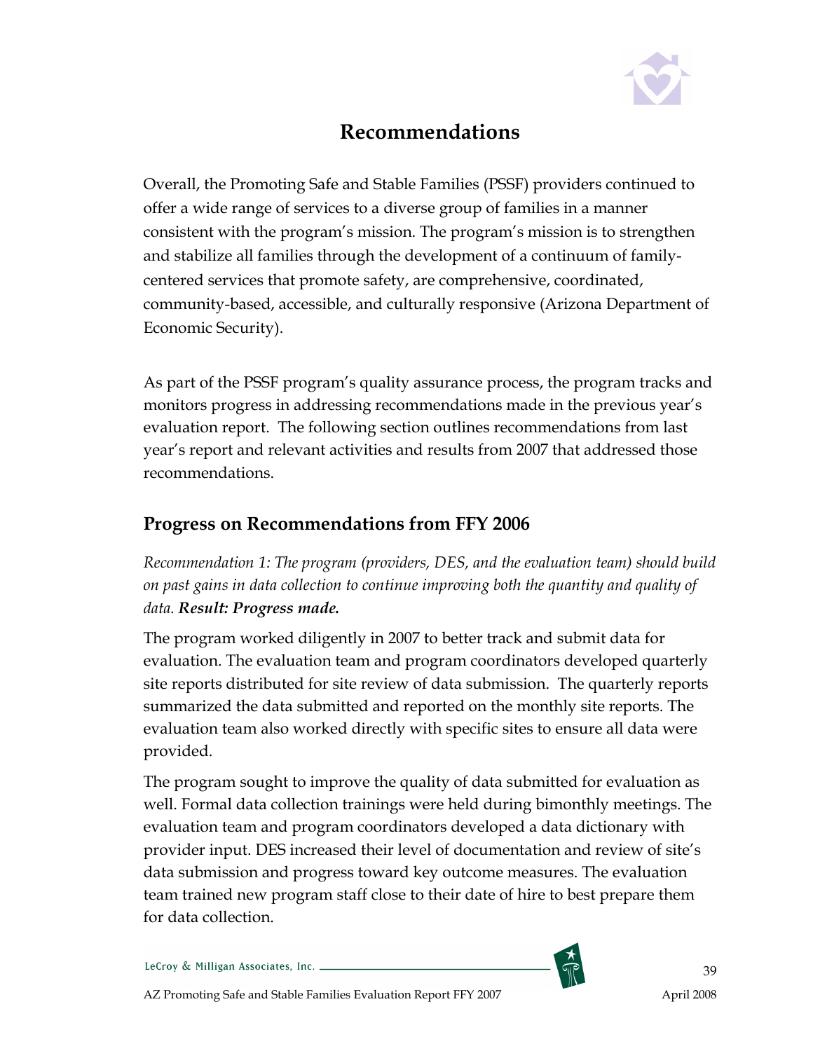# Recommendations

Overall, the Promoting Safe and Stable Families (PSSF) providers continued to offer a wide range of services to a diverse group of families in a manner consistent with the program's mission. The program's mission is to strengthen and stabilize all families through the development of a continuum of family-centered services that promote safety, are comprehensive, coordinated, community-based, accessible, and culturally responsive (Arizona Department of Economic Security).

As part of the PSSF program's quality assurance process, the program tracks and monitors progress in addressing recommendations made in the previous year's evaluation report. The following section outlines recommendations from last year's report and relevant activities and results from 2007 that addressed those recommendations.

## Progress on Recommendations from FFY 2006

*Recommendation 1: The program (providers, DES, and the evaluation team) should build on past gains in data collection to continue improving both the quantity and quality of data.* ***Result: Progress made.***

The program worked diligently in 2007 to better track and submit data for evaluation. The evaluation team and program coordinators developed quarterly site reports distributed for site review of data submission. The quarterly reports summarized the data submitted and reported on the monthly site reports. The evaluation team also worked directly with specific sites to ensure all data were provided.

The program sought to improve the quality of data submitted for evaluation as well. Formal data collection trainings were held during bimonthly meetings. The evaluation team and program coordinators developed a data dictionary with provider input. DES increased their level of documentation and review of site's data submission and progress toward key outcome measures. The evaluation team trained new program staff close to their date of hire to best prepare them for data collection.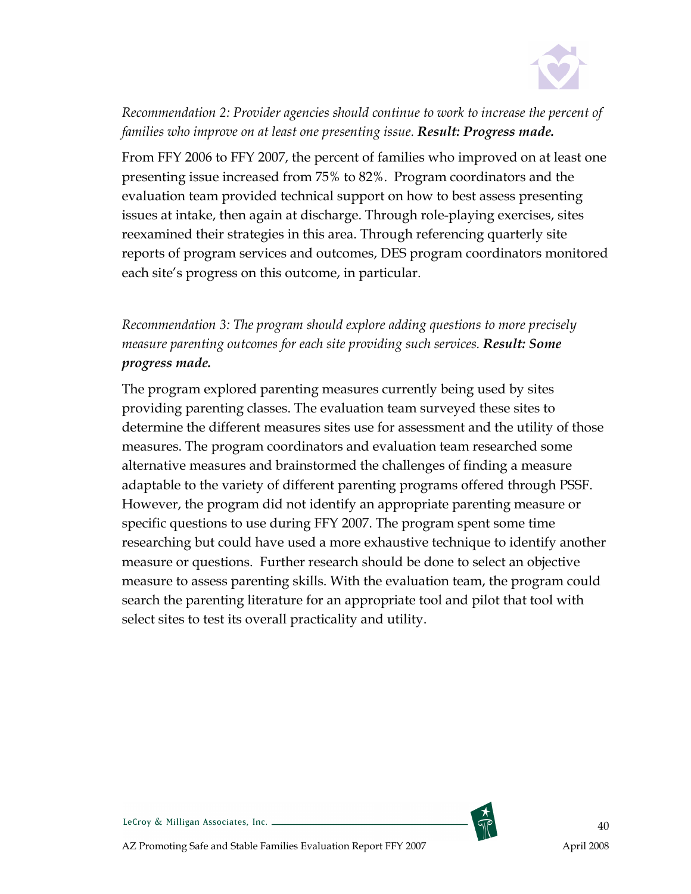*Recommendation 2: Provider agencies should continue to work to increase the percent of families who improve on at least one presenting issue.* ***Result: Progress made.***

From FFY 2006 to FFY 2007, the percent of families who improved on at least one presenting issue increased from 75% to 82%. Program coordinators and the evaluation team provided technical support on how to best assess presenting issues at intake, then again at discharge. Through role-playing exercises, sites reexamined their strategies in this area. Through referencing quarterly site reports of program services and outcomes, DES program coordinators monitored each site's progress on this outcome, in particular.

*Recommendation 3: The program should explore adding questions to more precisely measure parenting outcomes for each site providing such services.* ***Result: Some progress made.***

The program explored parenting measures currently being used by sites providing parenting classes. The evaluation team surveyed these sites to determine the different measures sites use for assessment and the utility of those measures. The program coordinators and evaluation team researched some alternative measures and brainstormed the challenges of finding a measure adaptable to the variety of different parenting programs offered through PSSF. However, the program did not identify an appropriate parenting measure or specific questions to use during FFY 2007. The program spent some time researching but could have used a more exhaustive technique to identify another measure or questions. Further research should be done to select an objective measure to assess parenting skills. With the evaluation team, the program could search the parenting literature for an appropriate tool and pilot that tool with select sites to test its overall practicality and utility.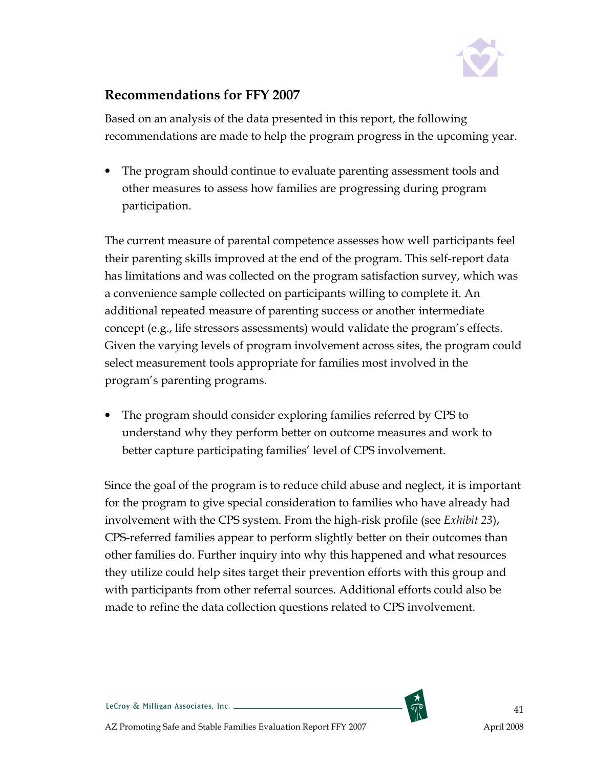## Recommendations for FFY 2007

Based on an analysis of the data presented in this report, the following recommendations are made to help the program progress in the upcoming year.

- The program should continue to evaluate parenting assessment tools and other measures to assess how families are progressing during program participation.

The current measure of parental competence assesses how well participants feel their parenting skills improved at the end of the program. This self-report data has limitations and was collected on the program satisfaction survey, which was a convenience sample collected on participants willing to complete it. An additional repeated measure of parenting success or another intermediate concept (e.g., life stressors assessments) would validate the program's effects. Given the varying levels of program involvement across sites, the program could select measurement tools appropriate for families most involved in the program's parenting programs.

- The program should consider exploring families referred by CPS to understand why they perform better on outcome measures and work to better capture participating families' level of CPS involvement.

Since the goal of the program is to reduce child abuse and neglect, it is important for the program to give special consideration to families who have already had involvement with the CPS system. From the high-risk profile (see *Exhibit 23*), CPS-referred families appear to perform slightly better on their outcomes than other families do. Further inquiry into why this happened and what resources they utilize could help sites target their prevention efforts with this group and with participants from other referral sources. Additional efforts could also be made to refine the data collection questions related to CPS involvement.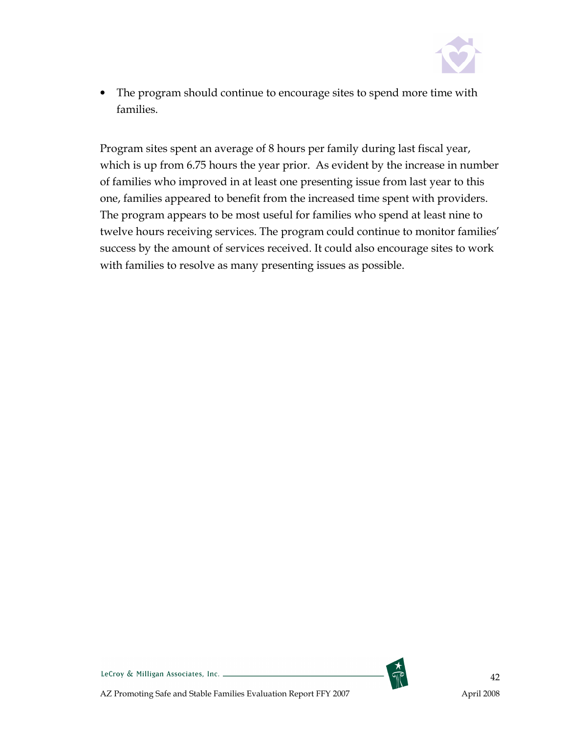- The program should continue to encourage sites to spend more time with families.

Program sites spent an average of 8 hours per family during last fiscal year, which is up from 6.75 hours the year prior. As evident by the increase in number of families who improved in at least one presenting issue from last year to this one, families appeared to benefit from the increased time spent with providers. The program appears to be most useful for families who spend at least nine to twelve hours receiving services. The program could continue to monitor families' success by the amount of services received. It could also encourage sites to work with families to resolve as many presenting issues as possible.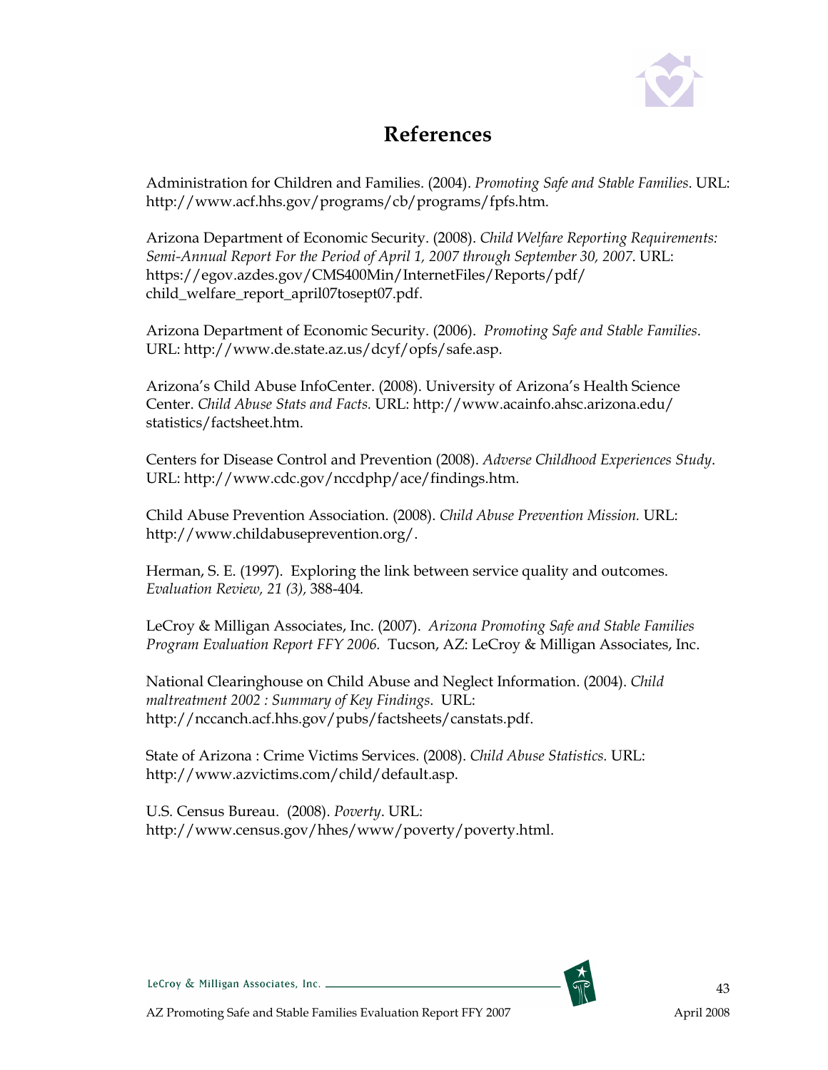# References

Administration for Children and Families. (2004). *Promoting Safe and Stable Families*. URL: http://www.acf.hhs.gov/programs/cb/programs/fpfs.htm.

Arizona Department of Economic Security. (2008). *Child Welfare Reporting Requirements: Semi-Annual Report For the Period of April 1, 2007 through September 30, 2007*. URL: https://egov.azdes.gov/CMS400Min/InternetFiles/Reports/pdf/child_welfare_report_april07tosept07.pdf.

Arizona Department of Economic Security. (2006). *Promoting Safe and Stable Families*. URL: http://www.de.state.az.us/dcyf/opfs/safe.asp.

Arizona's Child Abuse InfoCenter. (2008). University of Arizona's Health Science Center. *Child Abuse Stats and Facts.* URL: http://www.acainfo.ahsc.arizona.edu/statistics/factsheet.htm.

Centers for Disease Control and Prevention (2008). *Adverse Childhood Experiences Study*. URL: http://www.cdc.gov/nccdphp/ace/findings.htm.

Child Abuse Prevention Association. (2008). *Child Abuse Prevention Mission.* URL: http://www.childabuseprevention.org/.

Herman, S. E. (1997). Exploring the link between service quality and outcomes. *Evaluation Review, 21 (3),* 388-404.

LeCroy & Milligan Associates, Inc. (2007). *Arizona Promoting Safe and Stable Families Program Evaluation Report FFY 2006.* Tucson, AZ: LeCroy & Milligan Associates, Inc.

National Clearinghouse on Child Abuse and Neglect Information. (2004). *Child maltreatment 2002 : Summary of Key Findings*. URL: http://nccanch.acf.hhs.gov/pubs/factsheets/canstats.pdf.

State of Arizona : Crime Victims Services. (2008). *Child Abuse Statistics.* URL: http://www.azvictims.com/child/default.asp.

U.S. Census Bureau. (2008). *Poverty*. URL: http://www.census.gov/hhes/www/poverty/poverty.html.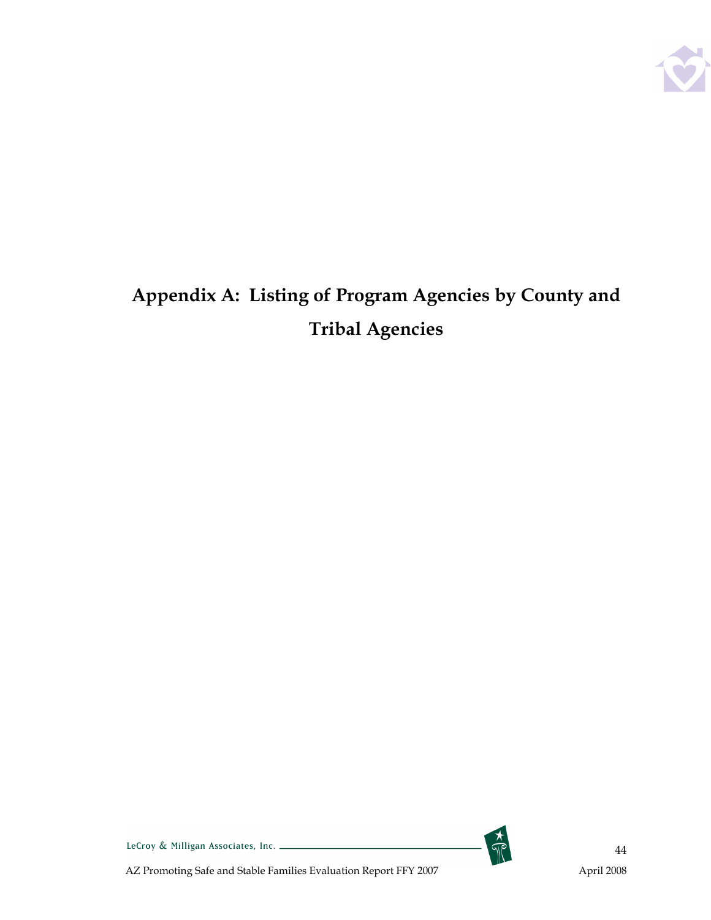# Appendix A: Listing of Program Agencies by County and Tribal Agencies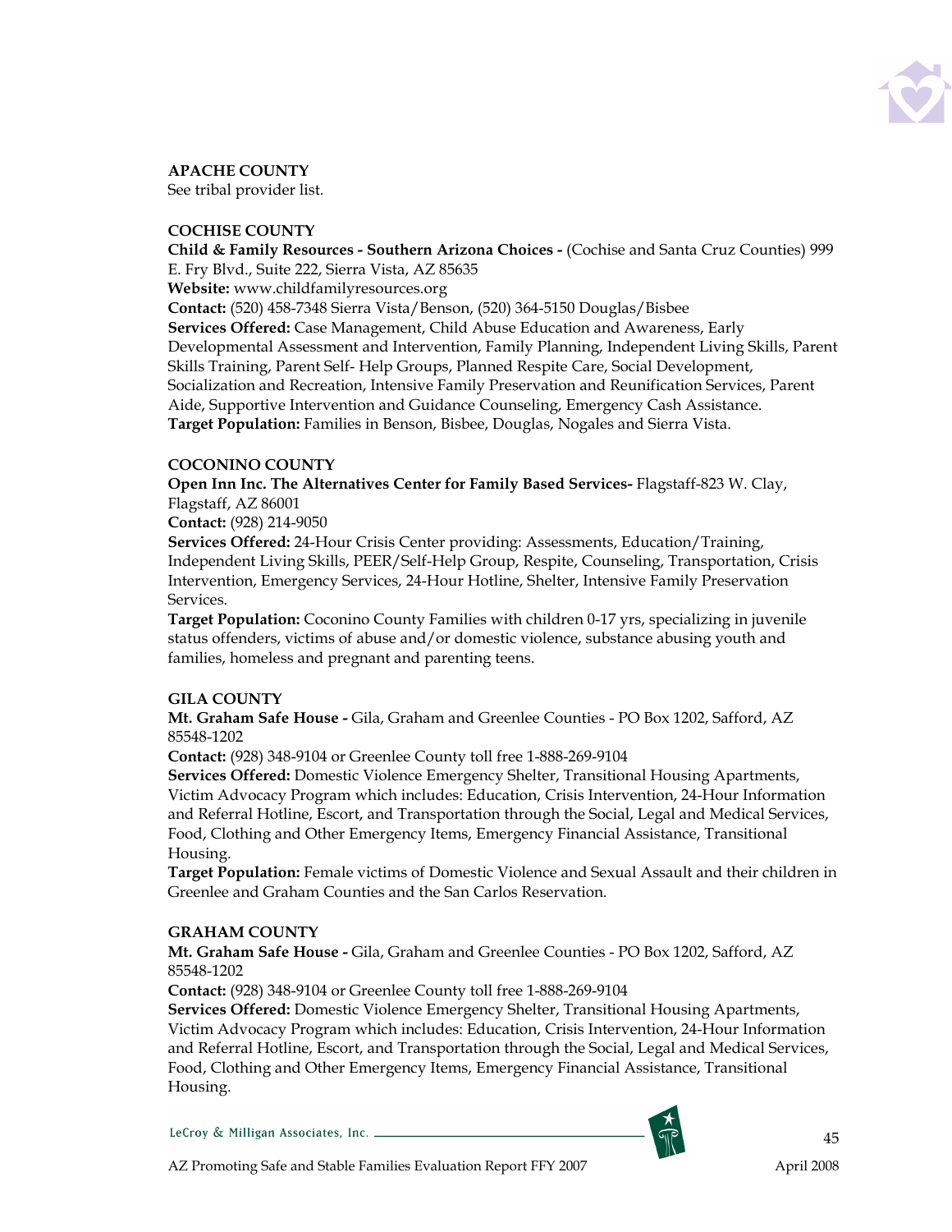**APACHE COUNTY**
See tribal provider list.

**COCHISE COUNTY**
**Child & Family Resources - Southern Arizona Choices -** (Cochise and Santa Cruz Counties) 999 E. Fry Blvd., Suite 222, Sierra Vista, AZ 85635
**Website:** www.childfamilyresources.org
**Contact:** (520) 458-7348 Sierra Vista/Benson, (520) 364-5150 Douglas/Bisbee
**Services Offered:** Case Management, Child Abuse Education and Awareness, Early Developmental Assessment and Intervention, Family Planning, Independent Living Skills, Parent Skills Training, Parent Self- Help Groups, Planned Respite Care, Social Development, Socialization and Recreation, Intensive Family Preservation and Reunification Services, Parent Aide, Supportive Intervention and Guidance Counseling, Emergency Cash Assistance.
**Target Population:** Families in Benson, Bisbee, Douglas, Nogales and Sierra Vista.

**COCONINO COUNTY**
**Open Inn Inc. The Alternatives Center for Family Based Services-** Flagstaff-823 W. Clay, Flagstaff, AZ 86001
**Contact:** (928) 214-9050
**Services Offered:** 24-Hour Crisis Center providing: Assessments, Education/Training, Independent Living Skills, PEER/Self-Help Group, Respite, Counseling, Transportation, Crisis Intervention, Emergency Services, 24-Hour Hotline, Shelter, Intensive Family Preservation Services.
**Target Population:** Coconino County Families with children 0-17 yrs, specializing in juvenile status offenders, victims of abuse and/or domestic violence, substance abusing youth and families, homeless and pregnant and parenting teens.

**GILA COUNTY**
**Mt. Graham Safe House -** Gila, Graham and Greenlee Counties - PO Box 1202, Safford, AZ 85548-1202
**Contact:** (928) 348-9104 or Greenlee County toll free 1-888-269-9104
**Services Offered:** Domestic Violence Emergency Shelter, Transitional Housing Apartments, Victim Advocacy Program which includes: Education, Crisis Intervention, 24-Hour Information and Referral Hotline, Escort, and Transportation through the Social, Legal and Medical Services, Food, Clothing and Other Emergency Items, Emergency Financial Assistance, Transitional Housing.
**Target Population:** Female victims of Domestic Violence and Sexual Assault and their children in Greenlee and Graham Counties and the San Carlos Reservation.

**GRAHAM COUNTY**
**Mt. Graham Safe House -** Gila, Graham and Greenlee Counties - PO Box 1202, Safford, AZ 85548-1202
**Contact:** (928) 348-9104 or Greenlee County toll free 1-888-269-9104
**Services Offered:** Domestic Violence Emergency Shelter, Transitional Housing Apartments, Victim Advocacy Program which includes: Education, Crisis Intervention, 24-Hour Information and Referral Hotline, Escort, and Transportation through the Social, Legal and Medical Services, Food, Clothing and Other Emergency Items, Emergency Financial Assistance, Transitional Housing.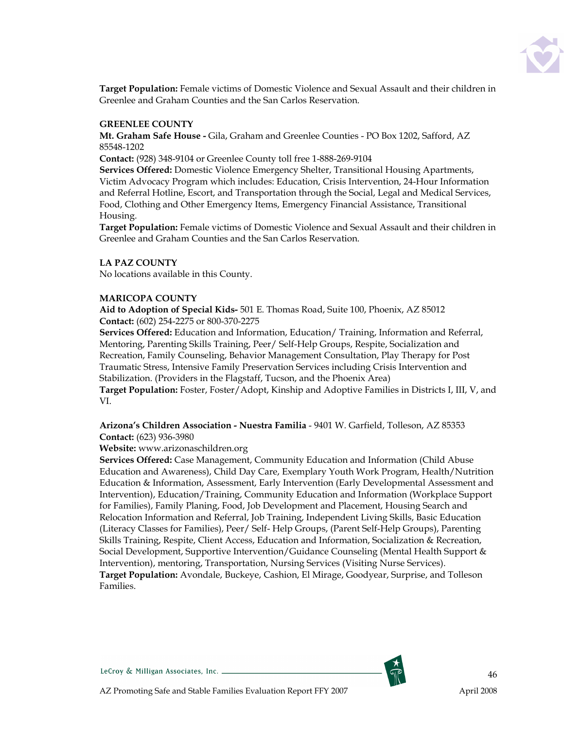**Target Population:** Female victims of Domestic Violence and Sexual Assault and their children in Greenlee and Graham Counties and the San Carlos Reservation.

**GREENLEE COUNTY**

**Mt. Graham Safe House -** Gila, Graham and Greenlee Counties - PO Box 1202, Safford, AZ 85548-1202

**Contact:** (928) 348-9104 or Greenlee County toll free 1-888-269-9104

**Services Offered:** Domestic Violence Emergency Shelter, Transitional Housing Apartments, Victim Advocacy Program which includes: Education, Crisis Intervention, 24-Hour Information and Referral Hotline, Escort, and Transportation through the Social, Legal and Medical Services, Food, Clothing and Other Emergency Items, Emergency Financial Assistance, Transitional Housing.

**Target Population:** Female victims of Domestic Violence and Sexual Assault and their children in Greenlee and Graham Counties and the San Carlos Reservation.

**LA PAZ COUNTY**

No locations available in this County.

**MARICOPA COUNTY**

**Aid to Adoption of Special Kids-** 501 E. Thomas Road, Suite 100, Phoenix, AZ 85012

**Contact:** (602) 254-2275 or 800-370-2275

**Services Offered:** Education and Information, Education/ Training, Information and Referral, Mentoring, Parenting Skills Training, Peer/ Self-Help Groups, Respite, Socialization and Recreation, Family Counseling, Behavior Management Consultation, Play Therapy for Post Traumatic Stress, Intensive Family Preservation Services including Crisis Intervention and Stabilization. (Providers in the Flagstaff, Tucson, and the Phoenix Area)

**Target Population:** Foster, Foster/Adopt, Kinship and Adoptive Families in Districts I, III, V, and VI.

**Arizona's Children Association - Nuestra Familia** - 9401 W. Garfield, Tolleson, AZ 85353

**Contact:** (623) 936-3980

**Website:** www.arizonaschildren.org

**Services Offered:** Case Management, Community Education and Information (Child Abuse Education and Awareness), Child Day Care, Exemplary Youth Work Program, Health/Nutrition Education & Information, Assessment, Early Intervention (Early Developmental Assessment and Intervention), Education/Training, Community Education and Information (Workplace Support for Families), Family Planing, Food, Job Development and Placement, Housing Search and Relocation Information and Referral, Job Training, Independent Living Skills, Basic Education (Literacy Classes for Families), Peer/ Self- Help Groups, (Parent Self-Help Groups), Parenting Skills Training, Respite, Client Access, Education and Information, Socialization & Recreation, Social Development, Supportive Intervention/Guidance Counseling (Mental Health Support & Intervention), mentoring, Transportation, Nursing Services (Visiting Nurse Services).

**Target Population:** Avondale, Buckeye, Cashion, El Mirage, Goodyear, Surprise, and Tolleson Families.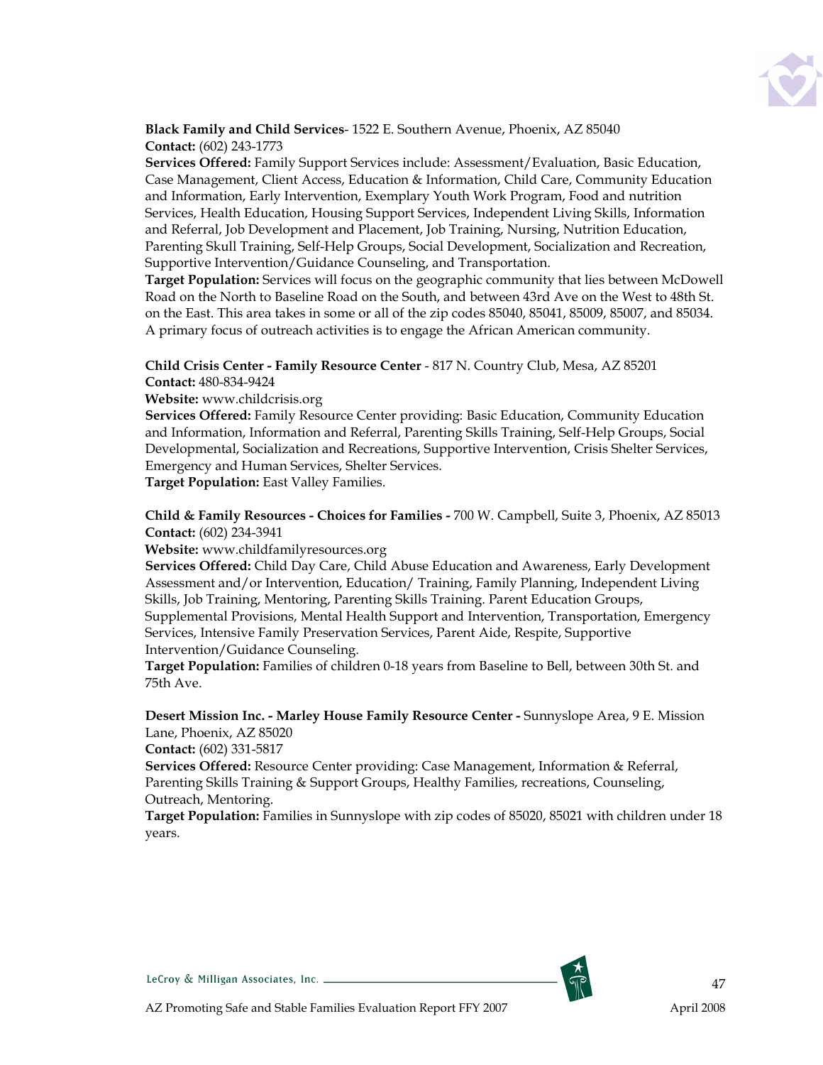**Black Family and Child Services**- 1522 E. Southern Avenue, Phoenix, AZ 85040
**Contact:** (602) 243-1773
**Services Offered:** Family Support Services include: Assessment/Evaluation, Basic Education, Case Management, Client Access, Education & Information, Child Care, Community Education and Information, Early Intervention, Exemplary Youth Work Program, Food and nutrition Services, Health Education, Housing Support Services, Independent Living Skills, Information and Referral, Job Development and Placement, Job Training, Nursing, Nutrition Education, Parenting Skull Training, Self-Help Groups, Social Development, Socialization and Recreation, Supportive Intervention/Guidance Counseling, and Transportation.
**Target Population:** Services will focus on the geographic community that lies between McDowell Road on the North to Baseline Road on the South, and between 43rd Ave on the West to 48th St. on the East. This area takes in some or all of the zip codes 85040, 85041, 85009, 85007, and 85034. A primary focus of outreach activities is to engage the African American community.

**Child Crisis Center - Family Resource Center** - 817 N. Country Club, Mesa, AZ 85201
**Contact:** 480-834-9424
**Website:** www.childcrisis.org
**Services Offered:** Family Resource Center providing: Basic Education, Community Education and Information, Information and Referral, Parenting Skills Training, Self-Help Groups, Social Developmental, Socialization and Recreations, Supportive Intervention, Crisis Shelter Services, Emergency and Human Services, Shelter Services.
**Target Population:** East Valley Families.

**Child & Family Resources - Choices for Families -** 700 W. Campbell, Suite 3, Phoenix, AZ 85013
**Contact:** (602) 234-3941
**Website:** www.childfamilyresources.org
**Services Offered:** Child Day Care, Child Abuse Education and Awareness, Early Development Assessment and/or Intervention, Education/ Training, Family Planning, Independent Living Skills, Job Training, Mentoring, Parenting Skills Training. Parent Education Groups, Supplemental Provisions, Mental Health Support and Intervention, Transportation, Emergency Services, Intensive Family Preservation Services, Parent Aide, Respite, Supportive Intervention/Guidance Counseling.
**Target Population:** Families of children 0-18 years from Baseline to Bell, between 30th St. and 75th Ave.

**Desert Mission Inc. - Marley House Family Resource Center -** Sunnyslope Area, 9 E. Mission Lane, Phoenix, AZ 85020
**Contact:** (602) 331-5817
**Services Offered:** Resource Center providing: Case Management, Information & Referral, Parenting Skills Training & Support Groups, Healthy Families, recreations, Counseling, Outreach, Mentoring.
**Target Population:** Families in Sunnyslope with zip codes of 85020, 85021 with children under 18 years.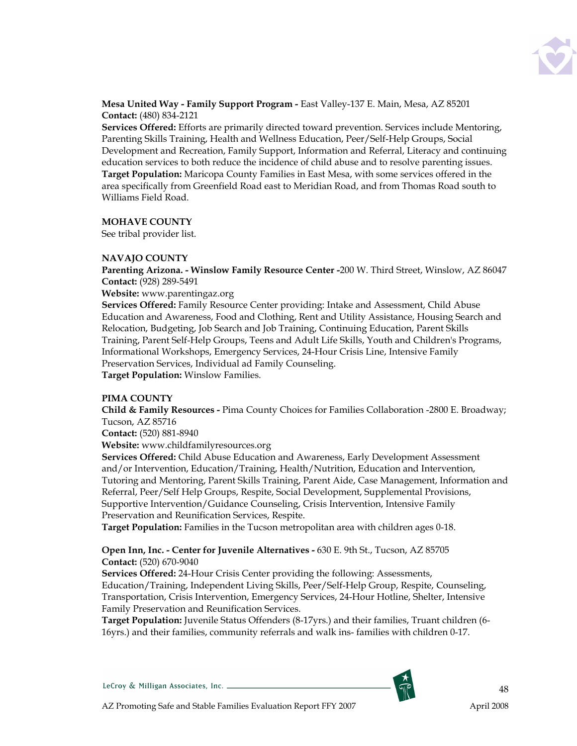**Mesa United Way - Family Support Program -** East Valley-137 E. Main, Mesa, AZ 85201
**Contact:** (480) 834-2121
**Services Offered:** Efforts are primarily directed toward prevention. Services include Mentoring, Parenting Skills Training, Health and Wellness Education, Peer/Self-Help Groups, Social Development and Recreation, Family Support, Information and Referral, Literacy and continuing education services to both reduce the incidence of child abuse and to resolve parenting issues.
**Target Population:** Maricopa County Families in East Mesa, with some services offered in the area specifically from Greenfield Road east to Meridian Road, and from Thomas Road south to Williams Field Road.

**MOHAVE COUNTY**
See tribal provider list.

**NAVAJO COUNTY**
**Parenting Arizona. - Winslow Family Resource Center -**200 W. Third Street, Winslow, AZ 86047
**Contact:** (928) 289-5491
**Website:** www.parentingaz.org
**Services Offered:** Family Resource Center providing: Intake and Assessment, Child Abuse Education and Awareness, Food and Clothing, Rent and Utility Assistance, Housing Search and Relocation, Budgeting, Job Search and Job Training, Continuing Education, Parent Skills Training, Parent Self-Help Groups, Teens and Adult Life Skills, Youth and Children's Programs, Informational Workshops, Emergency Services, 24-Hour Crisis Line, Intensive Family Preservation Services, Individual ad Family Counseling.
**Target Population:** Winslow Families.

**PIMA COUNTY**
**Child & Family Resources -** Pima County Choices for Families Collaboration -2800 E. Broadway; Tucson, AZ 85716
**Contact:** (520) 881-8940
**Website:** www.childfamilyresources.org
**Services Offered:** Child Abuse Education and Awareness, Early Development Assessment and/or Intervention, Education/Training, Health/Nutrition, Education and Intervention, Tutoring and Mentoring, Parent Skills Training, Parent Aide, Case Management, Information and Referral, Peer/Self Help Groups, Respite, Social Development, Supplemental Provisions, Supportive Intervention/Guidance Counseling, Crisis Intervention, Intensive Family Preservation and Reunification Services, Respite.
**Target Population:** Families in the Tucson metropolitan area with children ages 0-18.

**Open Inn, Inc. - Center for Juvenile Alternatives -** 630 E. 9th St., Tucson, AZ 85705
**Contact:** (520) 670-9040
**Services Offered:** 24-Hour Crisis Center providing the following: Assessments, Education/Training, Independent Living Skills, Peer/Self-Help Group, Respite, Counseling, Transportation, Crisis Intervention, Emergency Services, 24-Hour Hotline, Shelter, Intensive Family Preservation and Reunification Services.
**Target Population:** Juvenile Status Offenders (8-17yrs.) and their families, Truant children (6-16yrs.) and their families, community referrals and walk ins- families with children 0-17.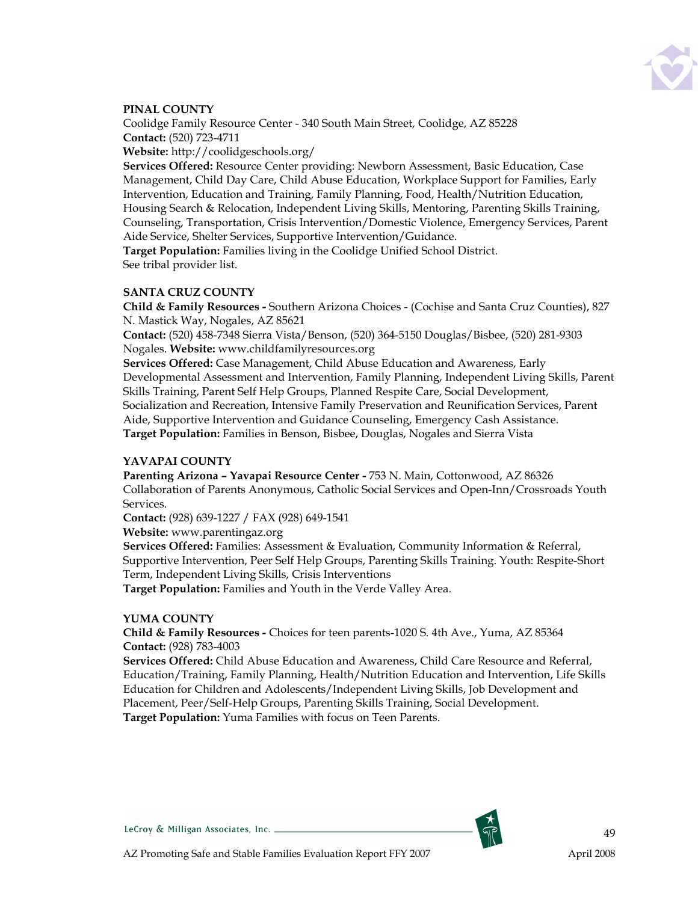**PINAL COUNTY**

Coolidge Family Resource Center - 340 South Main Street, Coolidge, AZ 85228
**Contact:** (520) 723-4711
**Website:** http://coolidgeschools.org/
**Services Offered:** Resource Center providing: Newborn Assessment, Basic Education, Case Management, Child Day Care, Child Abuse Education, Workplace Support for Families, Early Intervention, Education and Training, Family Planning, Food, Health/Nutrition Education, Housing Search & Relocation, Independent Living Skills, Mentoring, Parenting Skills Training, Counseling, Transportation, Crisis Intervention/Domestic Violence, Emergency Services, Parent Aide Service, Shelter Services, Supportive Intervention/Guidance.
**Target Population:** Families living in the Coolidge Unified School District.
See tribal provider list.

**SANTA CRUZ COUNTY**

**Child & Family Resources -** Southern Arizona Choices - (Cochise and Santa Cruz Counties), 827 N. Mastick Way, Nogales, AZ 85621
**Contact:** (520) 458-7348 Sierra Vista/Benson, (520) 364-5150 Douglas/Bisbee, (520) 281-9303 Nogales. **Website:** www.childfamilyresources.org
**Services Offered:** Case Management, Child Abuse Education and Awareness, Early Developmental Assessment and Intervention, Family Planning, Independent Living Skills, Parent Skills Training, Parent Self Help Groups, Planned Respite Care, Social Development, Socialization and Recreation, Intensive Family Preservation and Reunification Services, Parent Aide, Supportive Intervention and Guidance Counseling, Emergency Cash Assistance.
**Target Population:** Families in Benson, Bisbee, Douglas, Nogales and Sierra Vista

**YAVAPAI COUNTY**

**Parenting Arizona – Yavapai Resource Center -** 753 N. Main, Cottonwood, AZ 86326
Collaboration of Parents Anonymous, Catholic Social Services and Open-Inn/Crossroads Youth Services.
**Contact:** (928) 639-1227 / FAX (928) 649-1541
**Website:** www.parentingaz.org
**Services Offered:** Families: Assessment & Evaluation, Community Information & Referral, Supportive Intervention, Peer Self Help Groups, Parenting Skills Training. Youth: Respite-Short Term, Independent Living Skills, Crisis Interventions
**Target Population:** Families and Youth in the Verde Valley Area.

**YUMA COUNTY**

**Child & Family Resources -** Choices for teen parents-1020 S. 4th Ave., Yuma, AZ 85364
**Contact:** (928) 783-4003
**Services Offered:** Child Abuse Education and Awareness, Child Care Resource and Referral, Education/Training, Family Planning, Health/Nutrition Education and Intervention, Life Skills Education for Children and Adolescents/Independent Living Skills, Job Development and Placement, Peer/Self-Help Groups, Parenting Skills Training, Social Development.
**Target Population:** Yuma Families with focus on Teen Parents.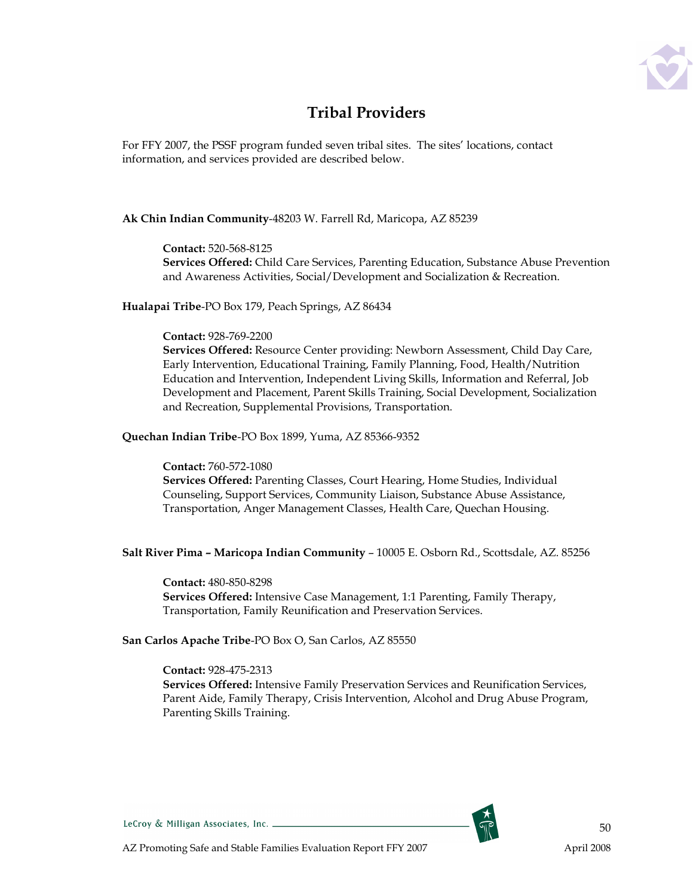## Tribal Providers

For FFY 2007, the PSSF program funded seven tribal sites. The sites' locations, contact information, and services provided are described below.

**Ak Chin Indian Community**-48203 W. Farrell Rd, Maricopa, AZ 85239

> **Contact:** 520-568-8125
> **Services Offered:** Child Care Services, Parenting Education, Substance Abuse Prevention and Awareness Activities, Social/Development and Socialization & Recreation.

**Hualapai Tribe**-PO Box 179, Peach Springs, AZ 86434

> **Contact:** 928-769-2200
> **Services Offered:** Resource Center providing: Newborn Assessment, Child Day Care, Early Intervention, Educational Training, Family Planning, Food, Health/Nutrition Education and Intervention, Independent Living Skills, Information and Referral, Job Development and Placement, Parent Skills Training, Social Development, Socialization and Recreation, Supplemental Provisions, Transportation.

**Quechan Indian Tribe**-PO Box 1899, Yuma, AZ 85366-9352

> **Contact:** 760-572-1080
> **Services Offered:** Parenting Classes, Court Hearing, Home Studies, Individual Counseling, Support Services, Community Liaison, Substance Abuse Assistance, Transportation, Anger Management Classes, Health Care, Quechan Housing.

**Salt River Pima – Maricopa Indian Community** – 10005 E. Osborn Rd., Scottsdale, AZ. 85256

> **Contact:** 480-850-8298
> **Services Offered:** Intensive Case Management, 1:1 Parenting, Family Therapy, Transportation, Family Reunification and Preservation Services.

**San Carlos Apache Tribe**-PO Box O, San Carlos, AZ 85550

> **Contact:** 928-475-2313
> **Services Offered:** Intensive Family Preservation Services and Reunification Services, Parent Aide, Family Therapy, Crisis Intervention, Alcohol and Drug Abuse Program, Parenting Skills Training.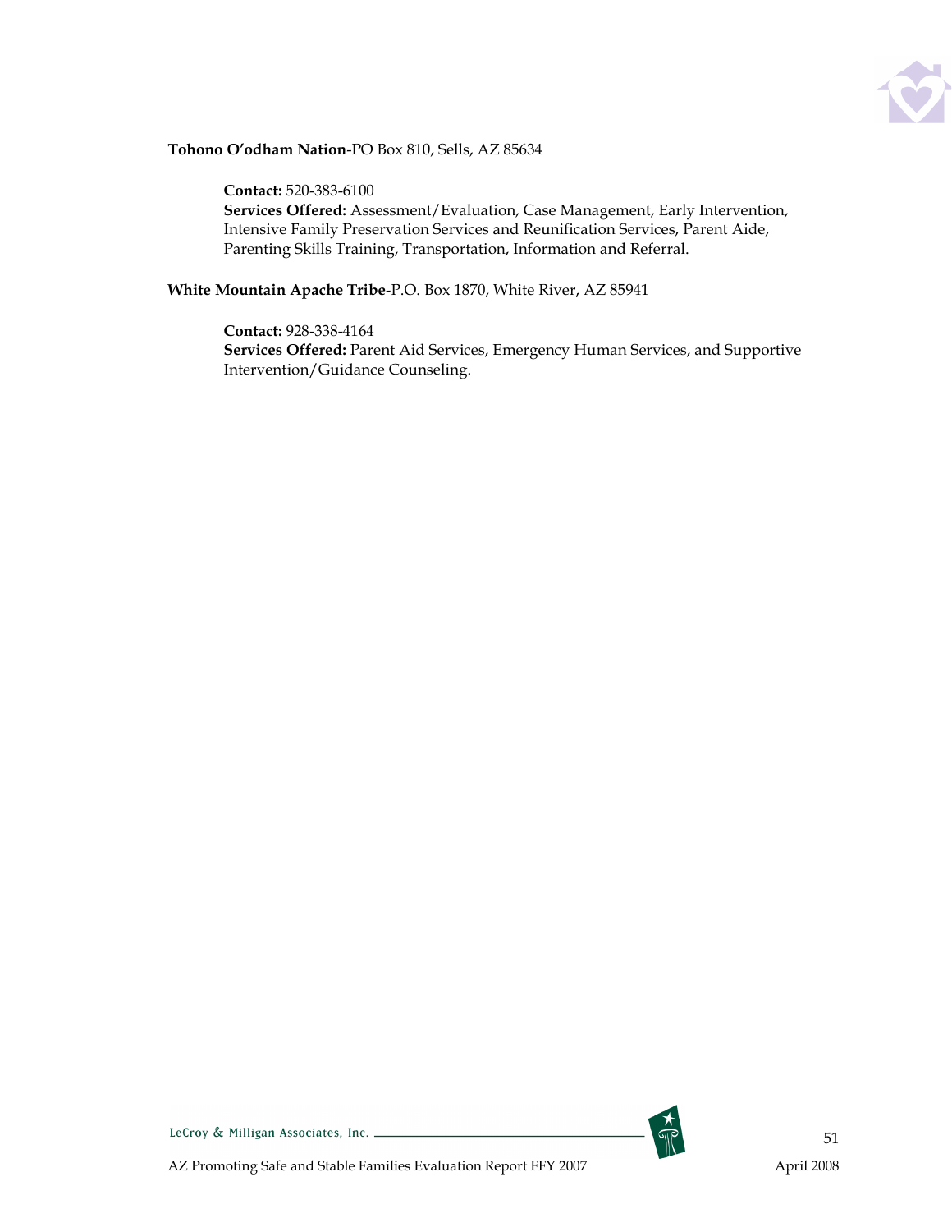**Tohono O'odham Nation**-PO Box 810, Sells, AZ 85634

> **Contact:** 520-383-6100
> **Services Offered:** Assessment/Evaluation, Case Management, Early Intervention, Intensive Family Preservation Services and Reunification Services, Parent Aide, Parenting Skills Training, Transportation, Information and Referral.

**White Mountain Apache Tribe**-P.O. Box 1870, White River, AZ 85941

> **Contact:** 928-338-4164
> **Services Offered:** Parent Aid Services, Emergency Human Services, and Supportive Intervention/Guidance Counseling.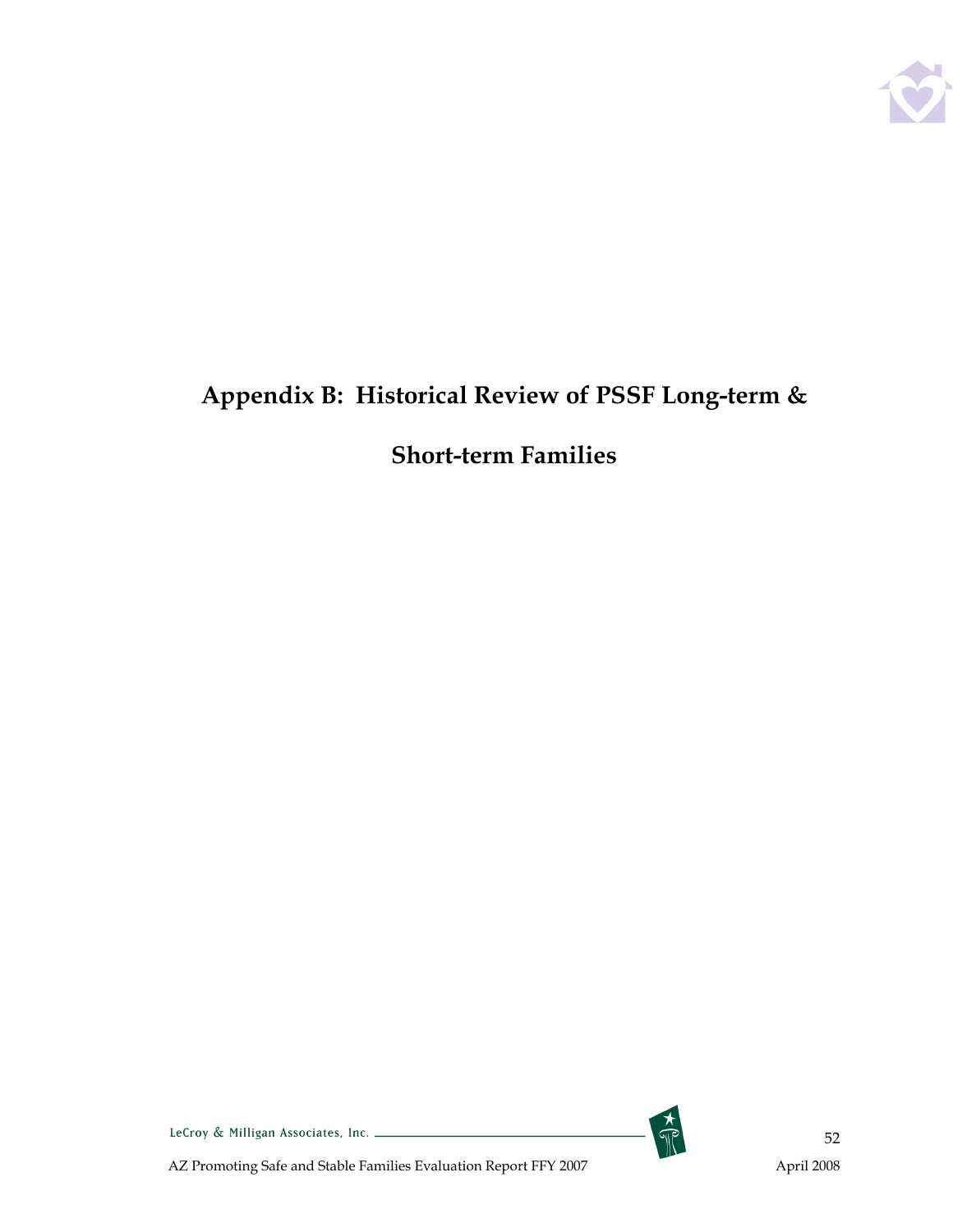# Appendix B: Historical Review of PSSF Long-term & Short-term Families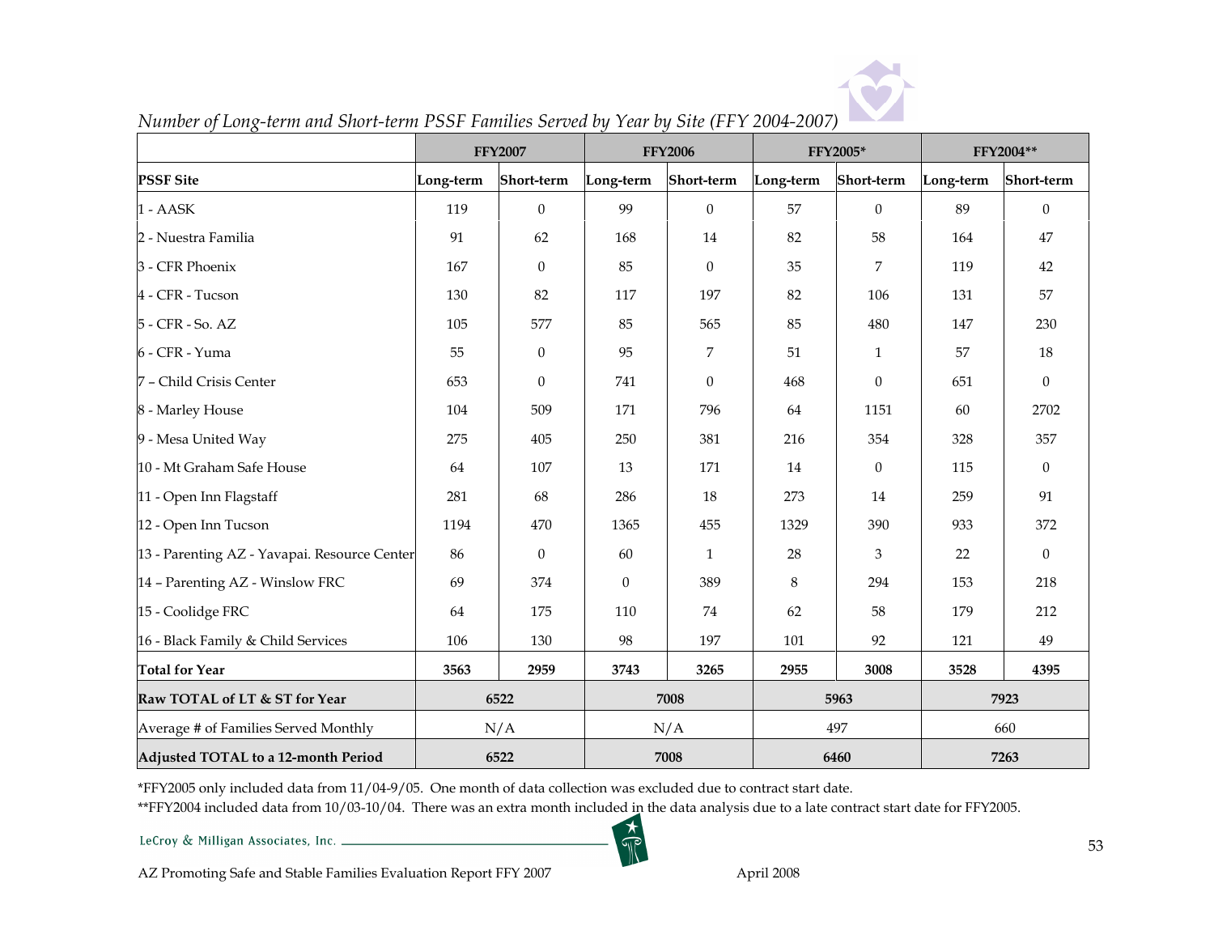*Number of Long-term and Short-term PSSF Families Served by Year by Site (FFY 2004-2007)*

| | FFY2007 | | FFY2006 | | FFY2005* | | FFY2004** | |
|---|---|---|---|---|---|---|---|---|
| **PSSF Site** | **Long-term** | **Short-term** | **Long-term** | **Short-term** | **Long-term** | **Short-term** | **Long-term** | **Short-term** |
| 1 - AASK | 119 | 0 | 99 | 0 | 57 | 0 | 89 | 0 |
| 2 - Nuestra Familia | 91 | 62 | 168 | 14 | 82 | 58 | 164 | 47 |
| 3 - CFR Phoenix | 167 | 0 | 85 | 0 | 35 | 7 | 119 | 42 |
| 4 - CFR - Tucson | 130 | 82 | 117 | 197 | 82 | 106 | 131 | 57 |
| 5 - CFR - So. AZ | 105 | 577 | 85 | 565 | 85 | 480 | 147 | 230 |
| 6 - CFR - Yuma | 55 | 0 | 95 | 7 | 51 | 1 | 57 | 18 |
| 7 – Child Crisis Center | 653 | 0 | 741 | 0 | 468 | 0 | 651 | 0 |
| 8 - Marley House | 104 | 509 | 171 | 796 | 64 | 1151 | 60 | 2702 |
| 9 - Mesa United Way | 275 | 405 | 250 | 381 | 216 | 354 | 328 | 357 |
| 10 - Mt Graham Safe House | 64 | 107 | 13 | 171 | 14 | 0 | 115 | 0 |
| 11 - Open Inn Flagstaff | 281 | 68 | 286 | 18 | 273 | 14 | 259 | 91 |
| 12 - Open Inn Tucson | 1194 | 470 | 1365 | 455 | 1329 | 390 | 933 | 372 |
| 13 - Parenting AZ - Yavapai. Resource Center | 86 | 0 | 60 | 1 | 28 | 3 | 22 | 0 |
| 14 – Parenting AZ - Winslow FRC | 69 | 374 | 0 | 389 | 8 | 294 | 153 | 218 |
| 15 - Coolidge FRC | 64 | 175 | 110 | 74 | 62 | 58 | 179 | 212 |
| 16 - Black Family & Child Services | 106 | 130 | 98 | 197 | 101 | 92 | 121 | 49 |
| **Total for Year** | **3563** | **2959** | **3743** | **3265** | **2955** | **3008** | **3528** | **4395** |
| **Raw TOTAL of LT & ST for Year** | **6522** | | **7008** | | **5963** | | **7923** | |
| Average # of Families Served Monthly | N/A | | N/A | | 497 | | 660 | |
| **Adjusted TOTAL to a 12-month Period** | **6522** | | **7008** | | **6460** | | **7263** | |

*FFY2005 only included data from 11/04-9/05. One month of data collection was excluded due to contract start date.

**FFY2004 included data from 10/03-10/04. There was an extra month included in the data analysis due to a late contract start date for FFY2005.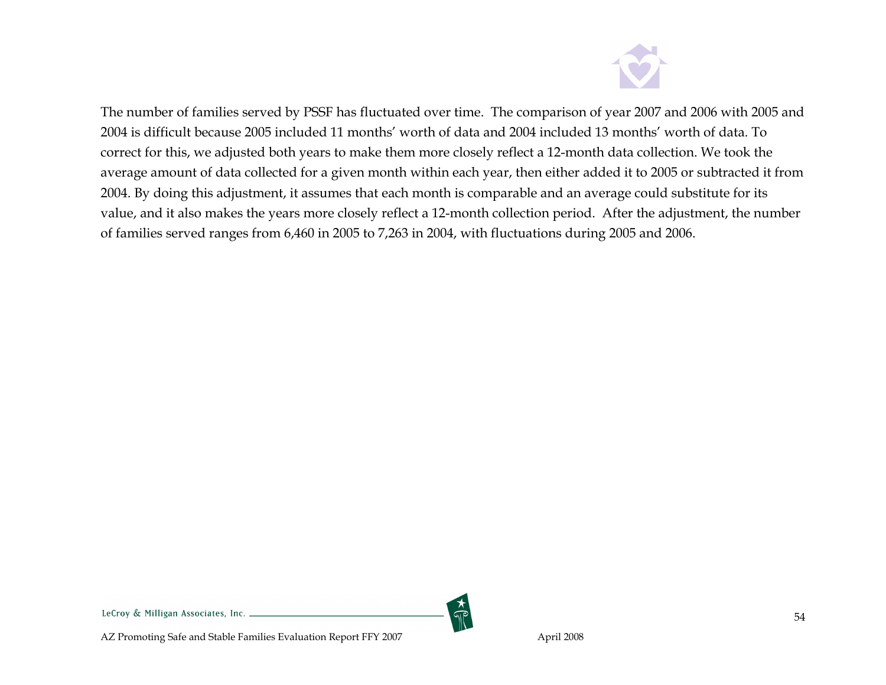The number of families served by PSSF has fluctuated over time. The comparison of year 2007 and 2006 with 2005 and 2004 is difficult because 2005 included 11 months' worth of data and 2004 included 13 months' worth of data. To correct for this, we adjusted both years to make them more closely reflect a 12-month data collection. We took the average amount of data collected for a given month within each year, then either added it to 2005 or subtracted it from 2004. By doing this adjustment, it assumes that each month is comparable and an average could substitute for its value, and it also makes the years more closely reflect a 12-month collection period. After the adjustment, the number of families served ranges from 6,460 in 2005 to 7,263 in 2004, with fluctuations during 2005 and 2006.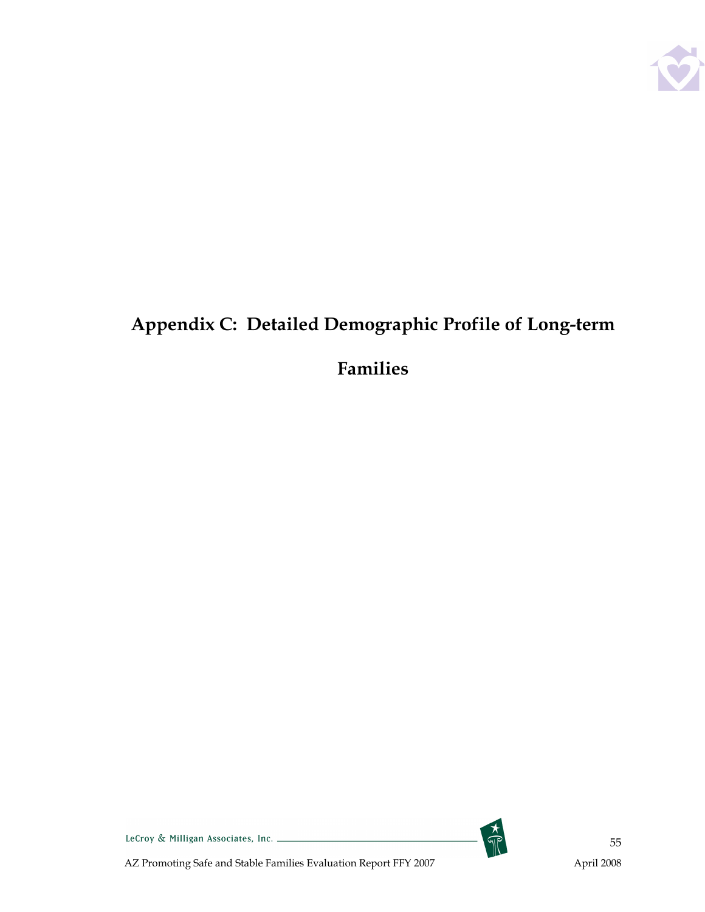# Appendix C: Detailed Demographic Profile of Long-term Families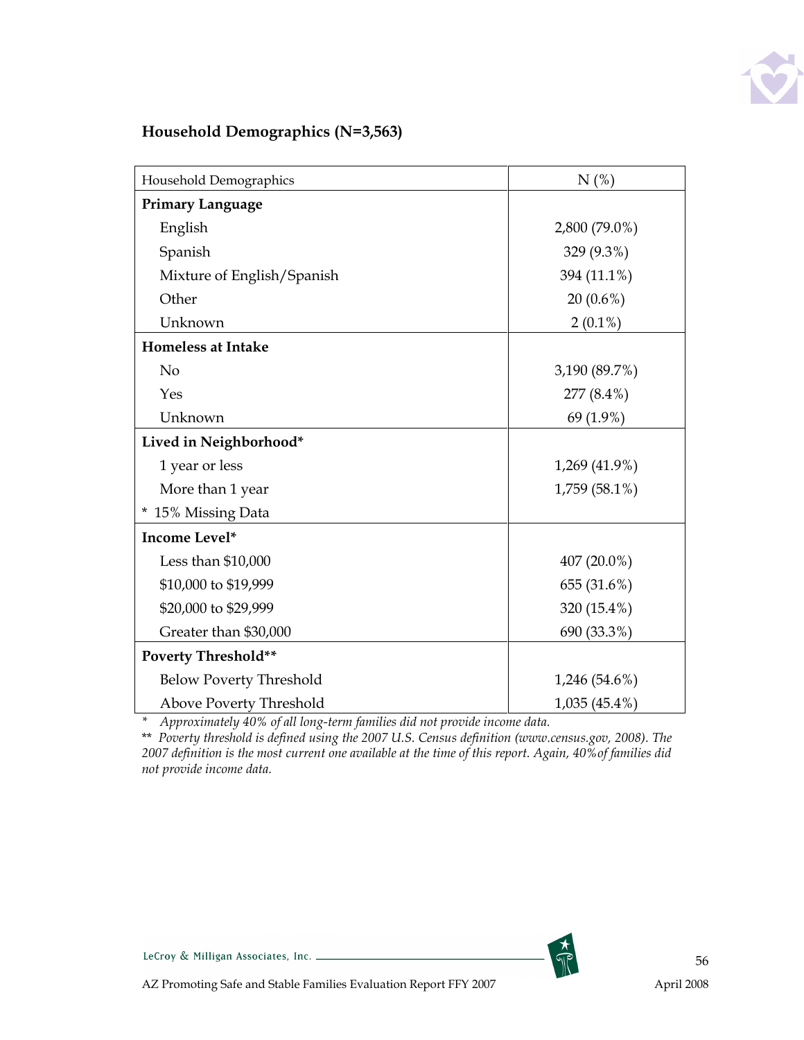**Household Demographics (N=3,563)**

| Household Demographics | N (%) |
|---|---|
| **Primary Language** | |
| English | 2,800 (79.0%) |
| Spanish | 329 (9.3%) |
| Mixture of English/Spanish | 394 (11.1%) |
| Other | 20 (0.6%) |
| Unknown | 2 (0.1%) |
| **Homeless at Intake** | |
| No | 3,190 (89.7%) |
| Yes | 277 (8.4%) |
| Unknown | 69 (1.9%) |
| **Lived in Neighborhood*** | |
| 1 year or less | 1,269 (41.9%) |
| More than 1 year | 1,759 (58.1%) |
| * 15% Missing Data | |
| **Income Level*** | |
| Less than $10,000 | 407 (20.0%) |
| $10,000 to $19,999 | 655 (31.6%) |
| $20,000 to $29,999 | 320 (15.4%) |
| Greater than $30,000 | 690 (33.3%) |
| **Poverty Threshold**** | |
| Below Poverty Threshold | 1,246 (54.6%) |
| Above Poverty Threshold | 1,035 (45.4%) |

\* *Approximately 40% of all long-term families did not provide income data.*

\*\* *Poverty threshold is defined using the 2007 U.S. Census definition (www.census.gov, 2008). The 2007 definition is the most current one available at the time of this report. Again, 40% of families did not provide income data.*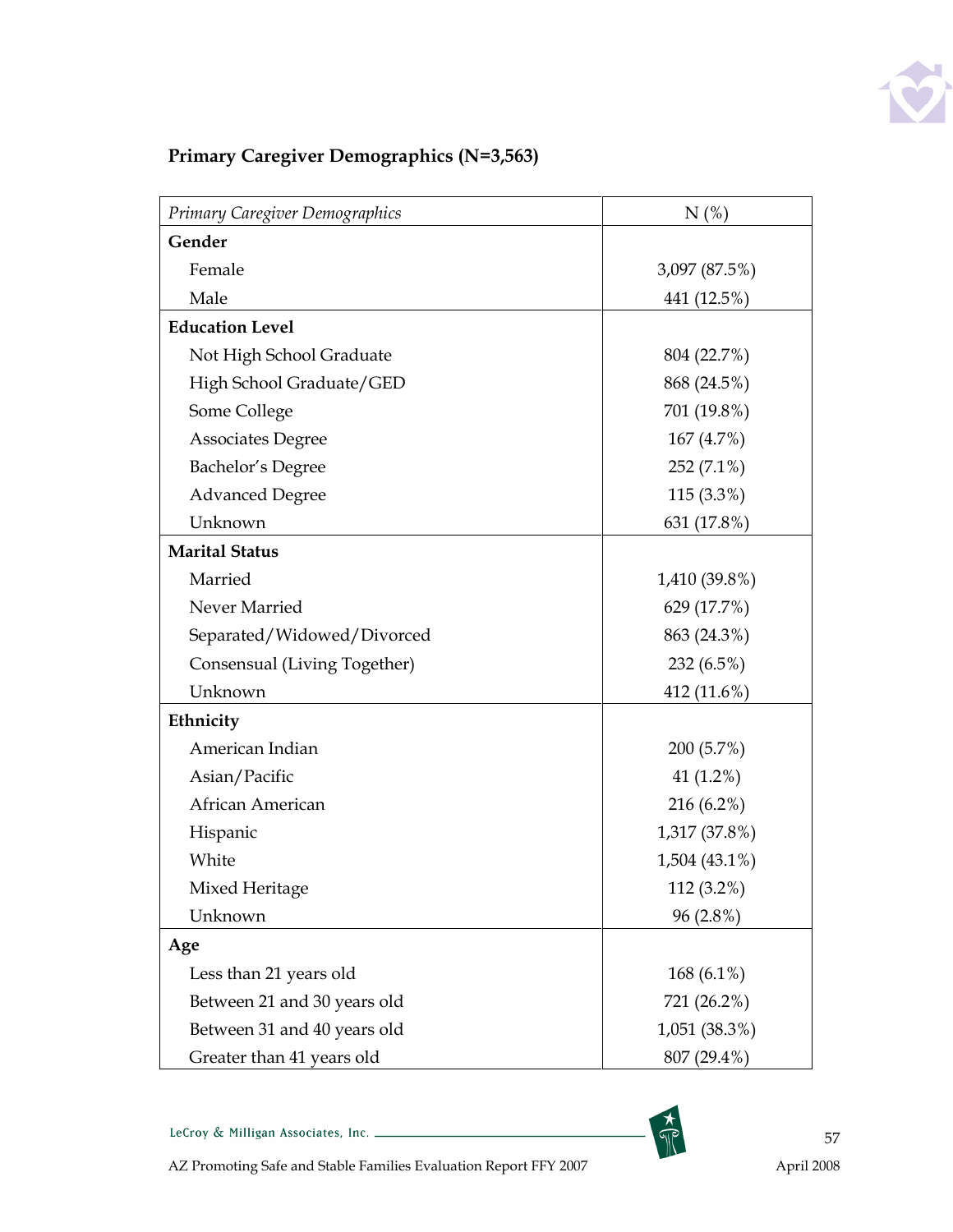**Primary Caregiver Demographics (N=3,563)**

| *Primary Caregiver Demographics* | N (%) |
|---|---|
| **Gender** | |
| Female | 3,097 (87.5%) |
| Male | 441 (12.5%) |
| **Education Level** | |
| Not High School Graduate | 804 (22.7%) |
| High School Graduate/GED | 868 (24.5%) |
| Some College | 701 (19.8%) |
| Associates Degree | 167 (4.7%) |
| Bachelor's Degree | 252 (7.1%) |
| Advanced Degree | 115 (3.3%) |
| Unknown | 631 (17.8%) |
| **Marital Status** | |
| Married | 1,410 (39.8%) |
| Never Married | 629 (17.7%) |
| Separated/Widowed/Divorced | 863 (24.3%) |
| Consensual (Living Together) | 232 (6.5%) |
| Unknown | 412 (11.6%) |
| **Ethnicity** | |
| American Indian | 200 (5.7%) |
| Asian/Pacific | 41 (1.2%) |
| African American | 216 (6.2%) |
| Hispanic | 1,317 (37.8%) |
| White | 1,504 (43.1%) |
| Mixed Heritage | 112 (3.2%) |
| Unknown | 96 (2.8%) |
| **Age** | |
| Less than 21 years old | 168 (6.1%) |
| Between 21 and 30 years old | 721 (26.2%) |
| Between 31 and 40 years old | 1,051 (38.3%) |
| Greater than 41 years old | 807 (29.4%) |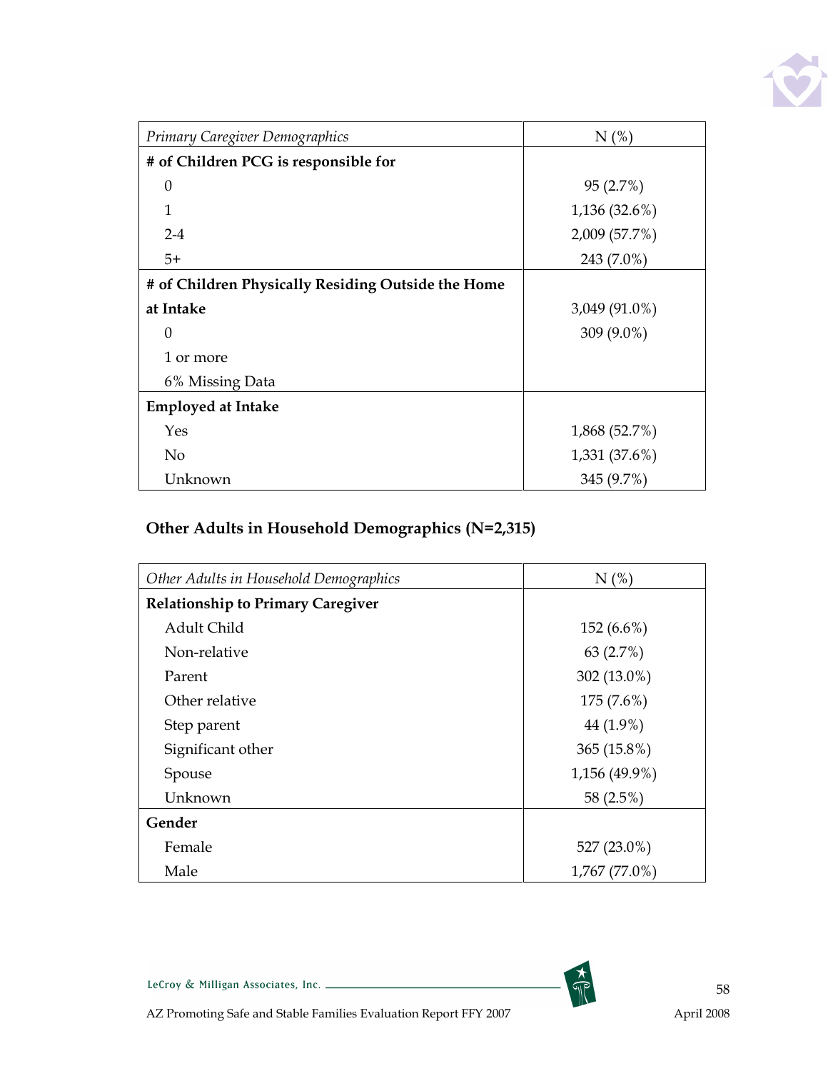| *Primary Caregiver Demographics* | N (%) |
|---|---|
| **# of Children PCG is responsible for** | |
| 0 | 95 (2.7%) |
| 1 | 1,136 (32.6%) |
| 2-4 | 2,009 (57.7%) |
| 5+ | 243 (7.0%) |
| **# of Children Physically Residing Outside the Home at Intake** | 3,049 (91.0%) |
| 0 | 309 (9.0%) |
| 1 or more | |
| 6% Missing Data | |
| **Employed at Intake** | |
| Yes | 1,868 (52.7%) |
| No | 1,331 (37.6%) |
| Unknown | 345 (9.7%) |

## Other Adults in Household Demographics (N=2,315)

| *Other Adults in Household Demographics* | N (%) |
|---|---|
| **Relationship to Primary Caregiver** | |
| Adult Child | 152 (6.6%) |
| Non-relative | 63 (2.7%) |
| Parent | 302 (13.0%) |
| Other relative | 175 (7.6%) |
| Step parent | 44 (1.9%) |
| Significant other | 365 (15.8%) |
| Spouse | 1,156 (49.9%) |
| Unknown | 58 (2.5%) |
| **Gender** | |
| Female | 527 (23.0%) |
| Male | 1,767 (77.0%) |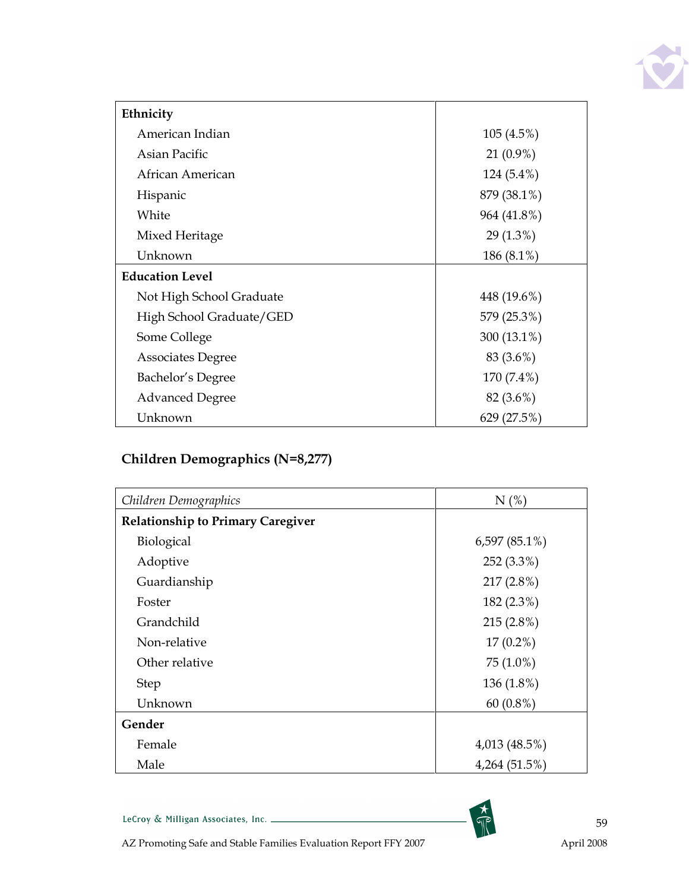| | |
|---|---|
| **Ethnicity** | |
| American Indian | 105 (4.5%) |
| Asian Pacific | 21 (0.9%) |
| African American | 124 (5.4%) |
| Hispanic | 879 (38.1%) |
| White | 964 (41.8%) |
| Mixed Heritage | 29 (1.3%) |
| Unknown | 186 (8.1%) |
| **Education Level** | |
| Not High School Graduate | 448 (19.6%) |
| High School Graduate/GED | 579 (25.3%) |
| Some College | 300 (13.1%) |
| Associates Degree | 83 (3.6%) |
| Bachelor's Degree | 170 (7.4%) |
| Advanced Degree | 82 (3.6%) |
| Unknown | 629 (27.5%) |

### Children Demographics (N=8,277)

| *Children Demographics* | N (%) |
|---|---|
| **Relationship to Primary Caregiver** | |
| Biological | 6,597 (85.1%) |
| Adoptive | 252 (3.3%) |
| Guardianship | 217 (2.8%) |
| Foster | 182 (2.3%) |
| Grandchild | 215 (2.8%) |
| Non-relative | 17 (0.2%) |
| Other relative | 75 (1.0%) |
| Step | 136 (1.8%) |
| Unknown | 60 (0.8%) |
| **Gender** | |
| Female | 4,013 (48.5%) |
| Male | 4,264 (51.5%) |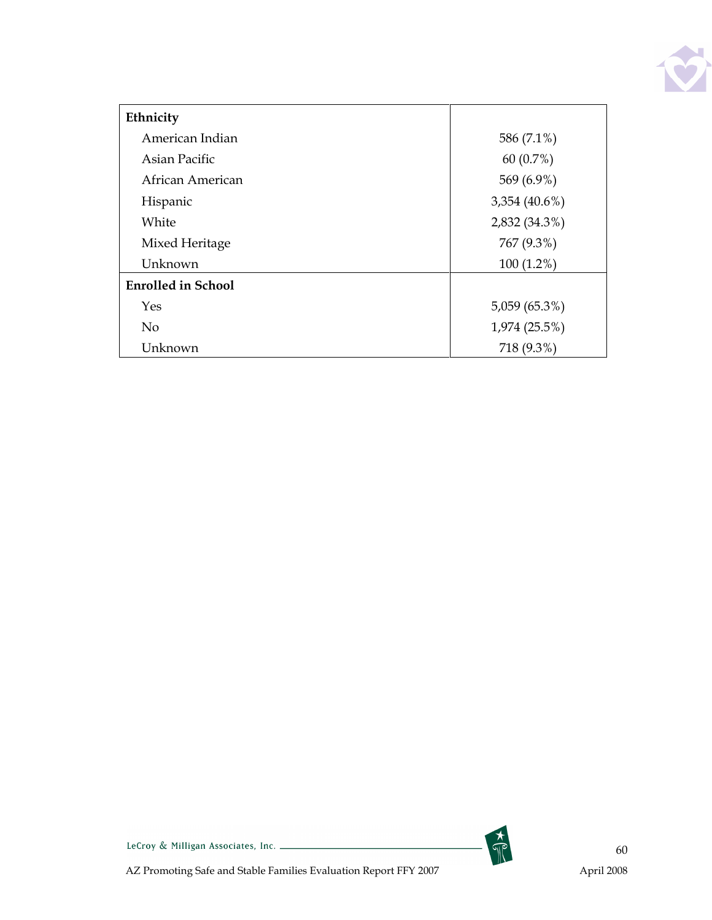| Ethnicity | |
|---|---|
| American Indian | 586 (7.1%) |
| Asian Pacific | 60 (0.7%) |
| African American | 569 (6.9%) |
| Hispanic | 3,354 (40.6%) |
| White | 2,832 (34.3%) |
| Mixed Heritage | 767 (9.3%) |
| Unknown | 100 (1.2%) |
| **Enrolled in School** | |
| Yes | 5,059 (65.3%) |
| No | 1,974 (25.5%) |
| Unknown | 718 (9.3%) |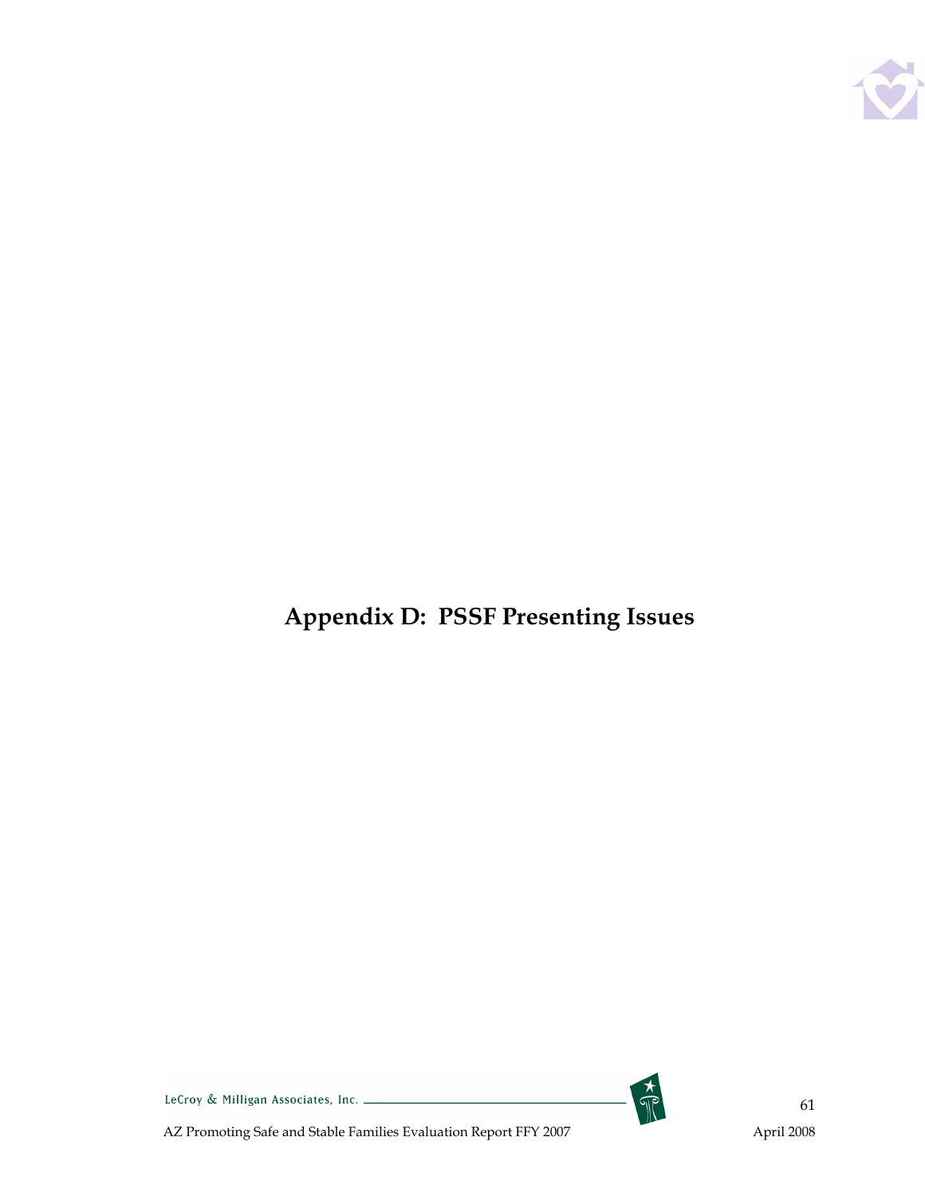# Appendix D: PSSF Presenting Issues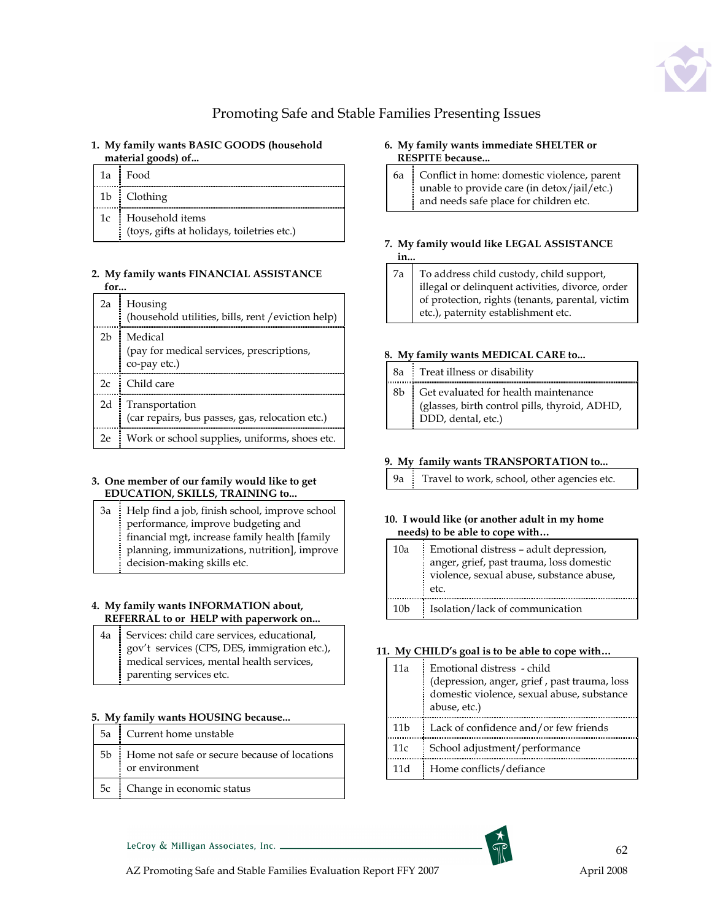## Promoting Safe and Stable Families Presenting Issues

**1. My family wants BASIC GOODS (household material goods) of...**

| | |
|---|---|
| 1a | Food |
| 1b | Clothing |
| 1c | Household items (toys, gifts at holidays, toiletries etc.) |

**2. My family wants FINANCIAL ASSISTANCE for...**

| | |
|---|---|
| 2a | Housing (household utilities, bills, rent /eviction help) |
| 2b | Medical (pay for medical services, prescriptions, co-pay etc.) |
| 2c | Child care |
| 2d | Transportation (car repairs, bus passes, gas, relocation etc.) |
| 2e | Work or school supplies, uniforms, shoes etc. |

**3. One member of our family would like to get EDUCATION, SKILLS, TRAINING to...**

| | |
|---|---|
| 3a | Help find a job, finish school, improve school performance, improve budgeting and financial mgt, increase family health [family planning, immunizations, nutrition], improve decision-making skills etc. |

**4. My family wants INFORMATION about, REFERRAL to or HELP with paperwork on...**

| | |
|---|---|
| 4a | Services: child care services, educational, gov't services (CPS, DES, immigration etc.), medical services, mental health services, parenting services etc. |

**5. My family wants HOUSING because...**

| | |
|---|---|
| 5a | Current home unstable |
| 5b | Home not safe or secure because of locations or environment |
| 5c | Change in economic status |

**6. My family wants immediate SHELTER or RESPITE because...**

| | |
|---|---|
| 6a | Conflict in home: domestic violence, parent unable to provide care (in detox/jail/etc.) and needs safe place for children etc. |

**7. My family would like LEGAL ASSISTANCE in...**

| | |
|---|---|
| 7a | To address child custody, child support, illegal or delinquent activities, divorce, order of protection, rights (tenants, parental, victim etc.), paternity establishment etc. |

**8. My family wants MEDICAL CARE to...**

| | |
|---|---|
| 8a | Treat illness or disability |
| 8b | Get evaluated for health maintenance (glasses, birth control pills, thyroid, ADHD, DDD, dental, etc.) |

**9. My family wants TRANSPORTATION to...**

| | |
|---|---|
| 9a | Travel to work, school, other agencies etc. |

**10. I would like (or another adult in my home needs) to be able to cope with…**

| | |
|---|---|
| 10a | Emotional distress – adult depression, anger, grief, past trauma, loss domestic violence, sexual abuse, substance abuse, etc. |
| 10b | Isolation/lack of communication |

**11. My CHILD's goal is to be able to cope with…**

| | |
|---|---|
| 11a | Emotional distress - child (depression, anger, grief , past trauma, loss domestic violence, sexual abuse, substance abuse, etc.) |
| 11b | Lack of confidence and/or few friends |
| 11c | School adjustment/performance |
| 11d | Home conflicts/defiance |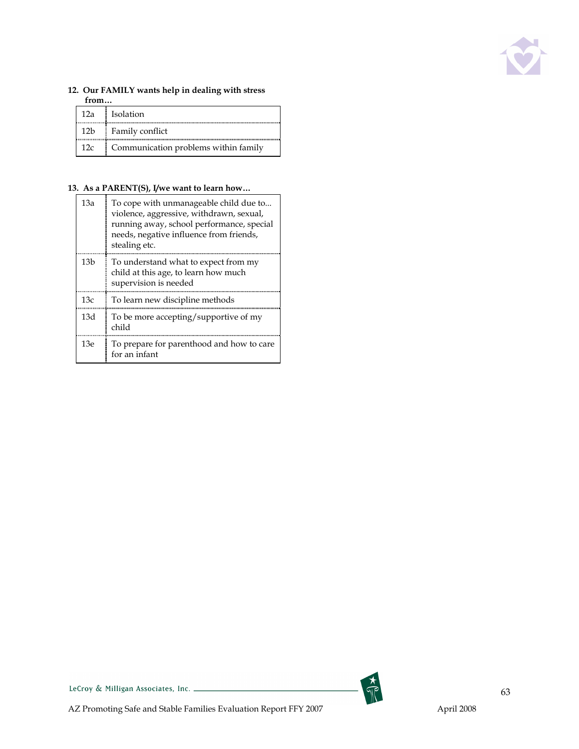**12. Our FAMILY wants help in dealing with stress from…**

| | |
|---|---|
| 12a | Isolation |
| 12b | Family conflict |
| 12c | Communication problems within family |

**13. As a PARENT(S), I/we want to learn how…**

| | |
|---|---|
| 13a | To cope with unmanageable child due to... violence, aggressive, withdrawn, sexual, running away, school performance, special needs, negative influence from friends, stealing etc. |
| 13b | To understand what to expect from my child at this age, to learn how much supervision is needed |
| 13c | To learn new discipline methods |
| 13d | To be more accepting/supportive of my child |
| 13e | To prepare for parenthood and how to care for an infant |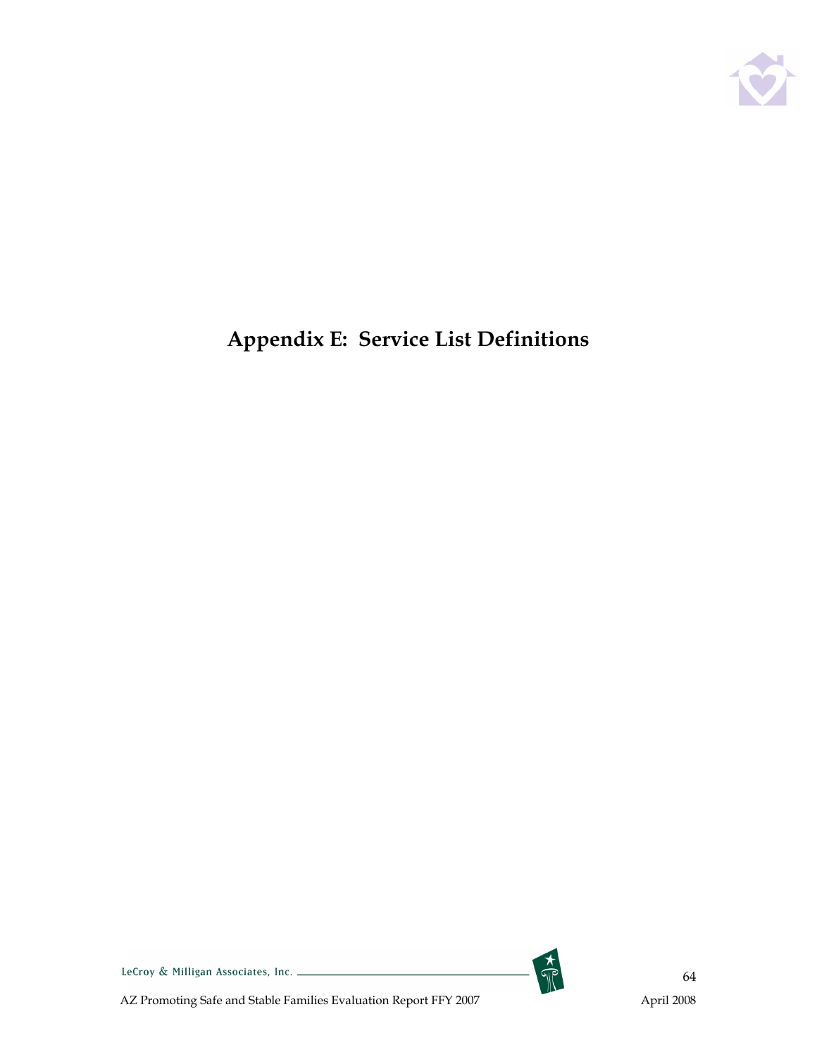# Appendix E: Service List Definitions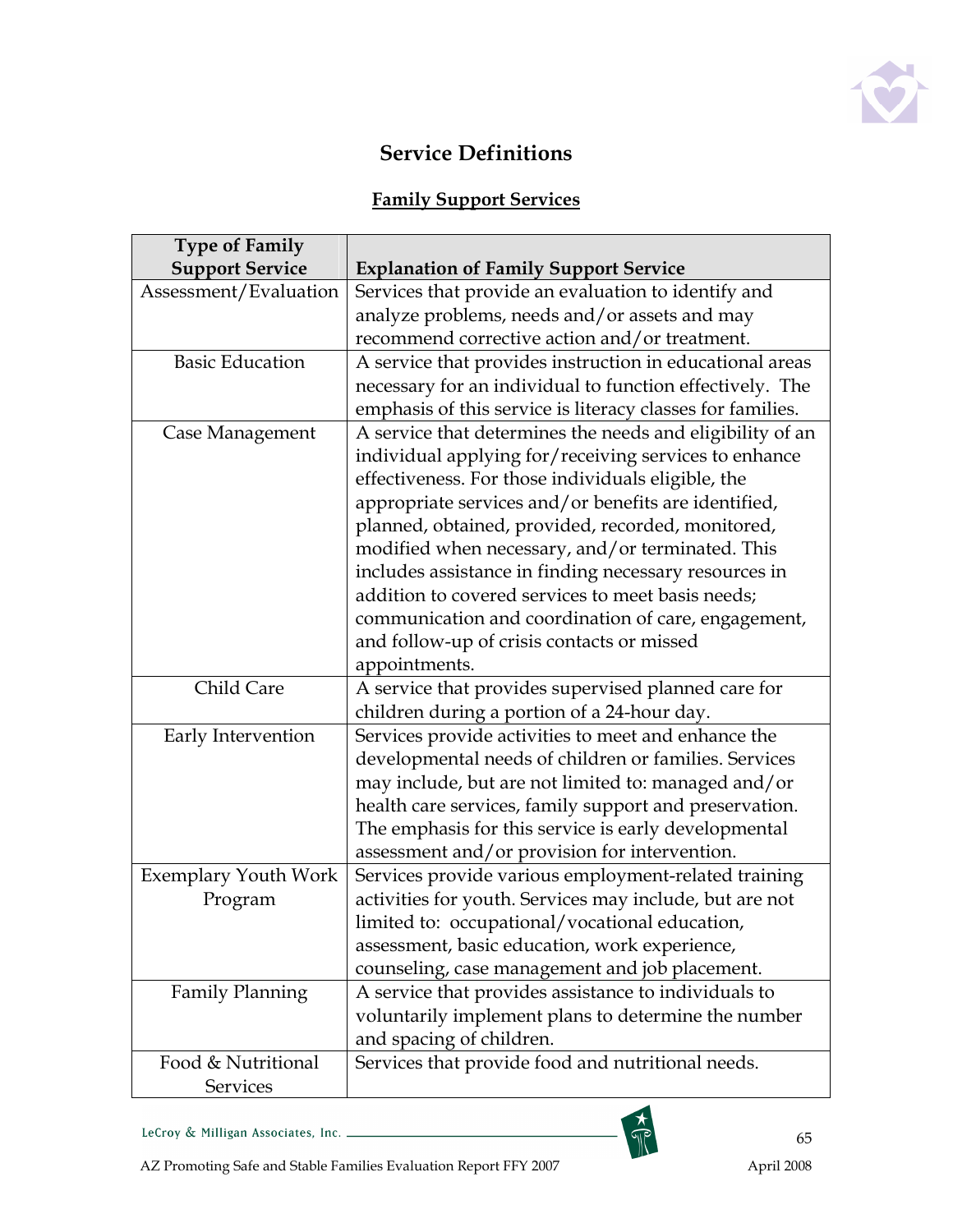## Service Definitions

### Family Support Services

| Type of Family Support Service | Explanation of Family Support Service |
| --- | --- |
| Assessment/Evaluation | Services that provide an evaluation to identify and analyze problems, needs and/or assets and may recommend corrective action and/or treatment. |
| Basic Education | A service that provides instruction in educational areas necessary for an individual to function effectively. The emphasis of this service is literacy classes for families. |
| Case Management | A service that determines the needs and eligibility of an individual applying for/receiving services to enhance effectiveness. For those individuals eligible, the appropriate services and/or benefits are identified, planned, obtained, provided, recorded, monitored, modified when necessary, and/or terminated. This includes assistance in finding necessary resources in addition to covered services to meet basis needs; communication and coordination of care, engagement, and follow-up of crisis contacts or missed appointments. |
| Child Care | A service that provides supervised planned care for children during a portion of a 24-hour day. |
| Early Intervention | Services provide activities to meet and enhance the developmental needs of children or families. Services may include, but are not limited to: managed and/or health care services, family support and preservation. The emphasis for this service is early developmental assessment and/or provision for intervention. |
| Exemplary Youth Work Program | Services provide various employment-related training activities for youth. Services may include, but are not limited to: occupational/vocational education, assessment, basic education, work experience, counseling, case management and job placement. |
| Family Planning | A service that provides assistance to individuals to voluntarily implement plans to determine the number and spacing of children. |
| Food & Nutritional Services | Services that provide food and nutritional needs. |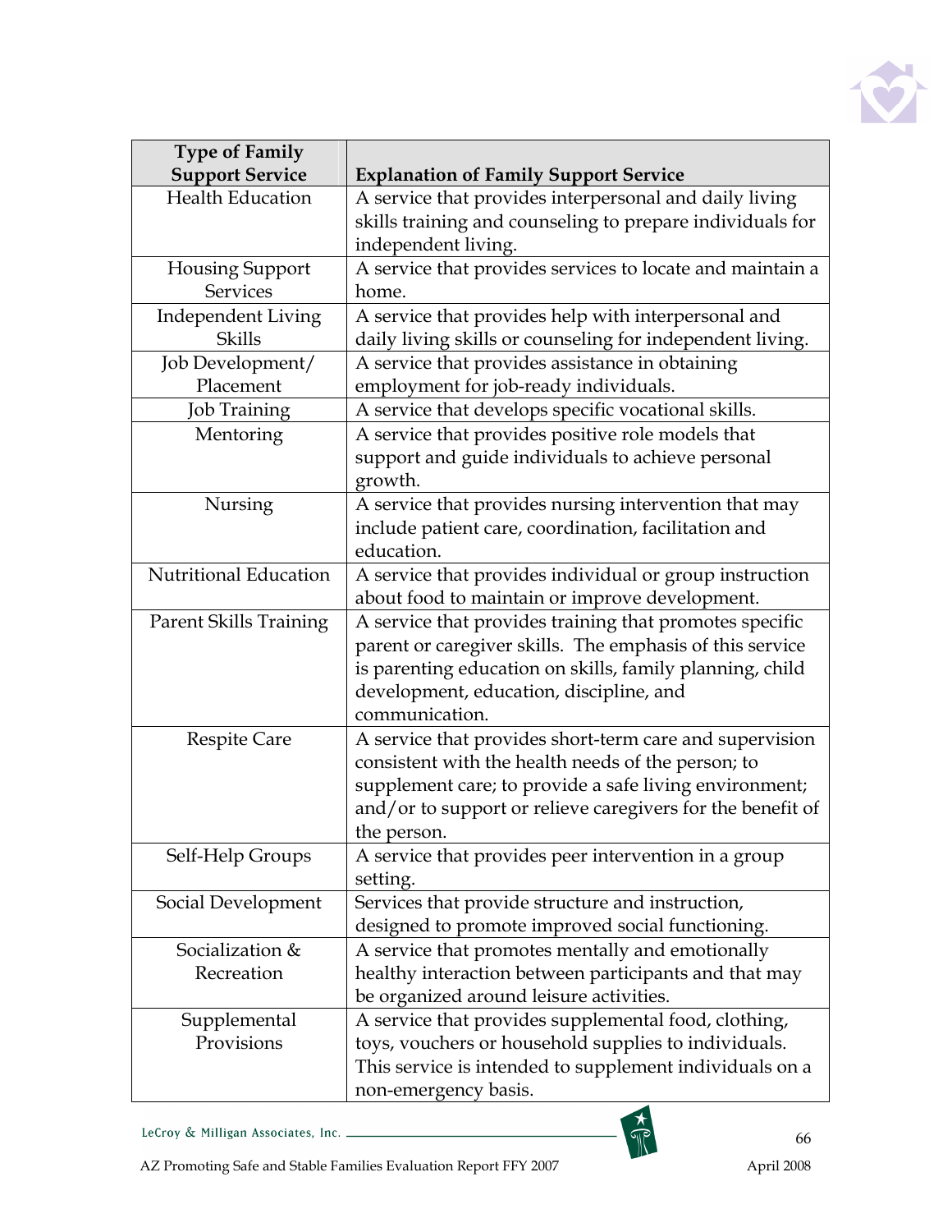| Type of Family Support Service | Explanation of Family Support Service |
|---|---|
| Health Education | A service that provides interpersonal and daily living skills training and counseling to prepare individuals for independent living. |
| Housing Support Services | A service that provides services to locate and maintain a home. |
| Independent Living Skills | A service that provides help with interpersonal and daily living skills or counseling for independent living. |
| Job Development/ Placement | A service that provides assistance in obtaining employment for job-ready individuals. |
| Job Training | A service that develops specific vocational skills. |
| Mentoring | A service that provides positive role models that support and guide individuals to achieve personal growth. |
| Nursing | A service that provides nursing intervention that may include patient care, coordination, facilitation and education. |
| Nutritional Education | A service that provides individual or group instruction about food to maintain or improve development. |
| Parent Skills Training | A service that provides training that promotes specific parent or caregiver skills. The emphasis of this service is parenting education on skills, family planning, child development, education, discipline, and communication. |
| Respite Care | A service that provides short-term care and supervision consistent with the health needs of the person; to supplement care; to provide a safe living environment; and/or to support or relieve caregivers for the benefit of the person. |
| Self-Help Groups | A service that provides peer intervention in a group setting. |
| Social Development | Services that provide structure and instruction, designed to promote improved social functioning. |
| Socialization & Recreation | A service that promotes mentally and emotionally healthy interaction between participants and that may be organized around leisure activities. |
| Supplemental Provisions | A service that provides supplemental food, clothing, toys, vouchers or household supplies to individuals. This service is intended to supplement individuals on a non-emergency basis. |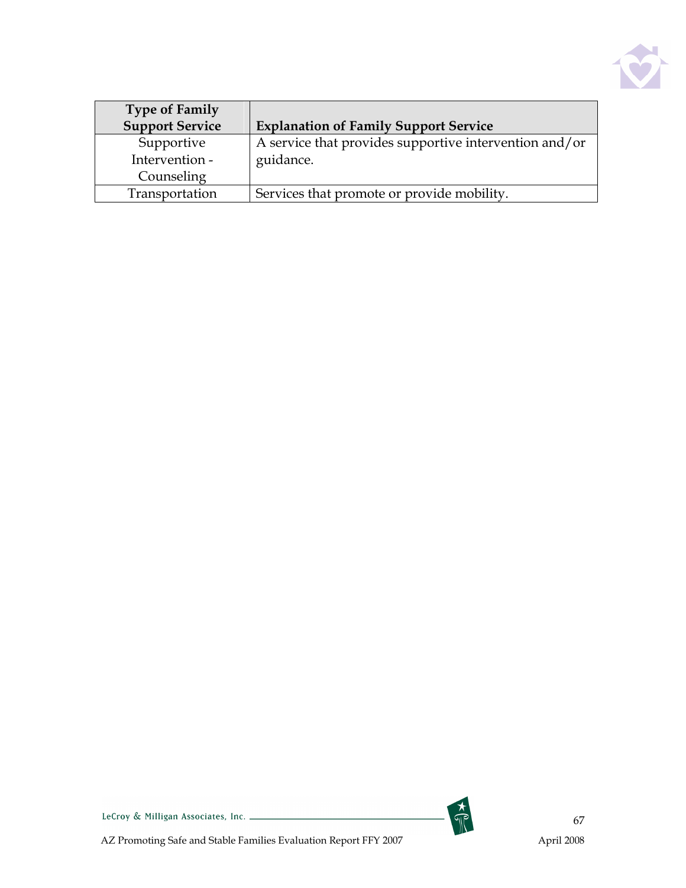| Type of Family Support Service | Explanation of Family Support Service |
| --- | --- |
| Supportive Intervention - Counseling | A service that provides supportive intervention and/or guidance. |
| Transportation | Services that promote or provide mobility. |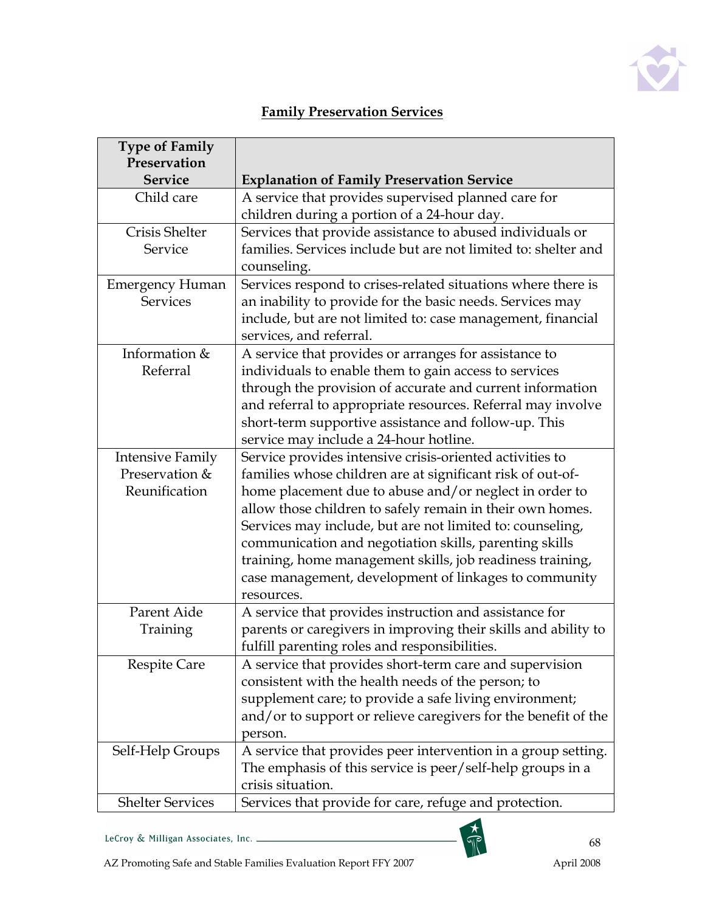## Family Preservation Services

| Type of Family Preservation Service | Explanation of Family Preservation Service |
|---|---|
| Child care | A service that provides supervised planned care for children during a portion of a 24-hour day. |
| Crisis Shelter Service | Services that provide assistance to abused individuals or families. Services include but are not limited to: shelter and counseling. |
| Emergency Human Services | Services respond to crises-related situations where there is an inability to provide for the basic needs. Services may include, but are not limited to: case management, financial services, and referral. |
| Information & Referral | A service that provides or arranges for assistance to individuals to enable them to gain access to services through the provision of accurate and current information and referral to appropriate resources. Referral may involve short-term supportive assistance and follow-up. This service may include a 24-hour hotline. |
| Intensive Family Preservation & Reunification | Service provides intensive crisis-oriented activities to families whose children are at significant risk of out-of-home placement due to abuse and/or neglect in order to allow those children to safely remain in their own homes. Services may include, but are not limited to: counseling, communication and negotiation skills, parenting skills training, home management skills, job readiness training, case management, development of linkages to community resources. |
| Parent Aide Training | A service that provides instruction and assistance for parents or caregivers in improving their skills and ability to fulfill parenting roles and responsibilities. |
| Respite Care | A service that provides short-term care and supervision consistent with the health needs of the person; to supplement care; to provide a safe living environment; and/or to support or relieve caregivers for the benefit of the person. |
| Self-Help Groups | A service that provides peer intervention in a group setting. The emphasis of this service is peer/self-help groups in a crisis situation. |
| Shelter Services | Services that provide for care, refuge and protection. |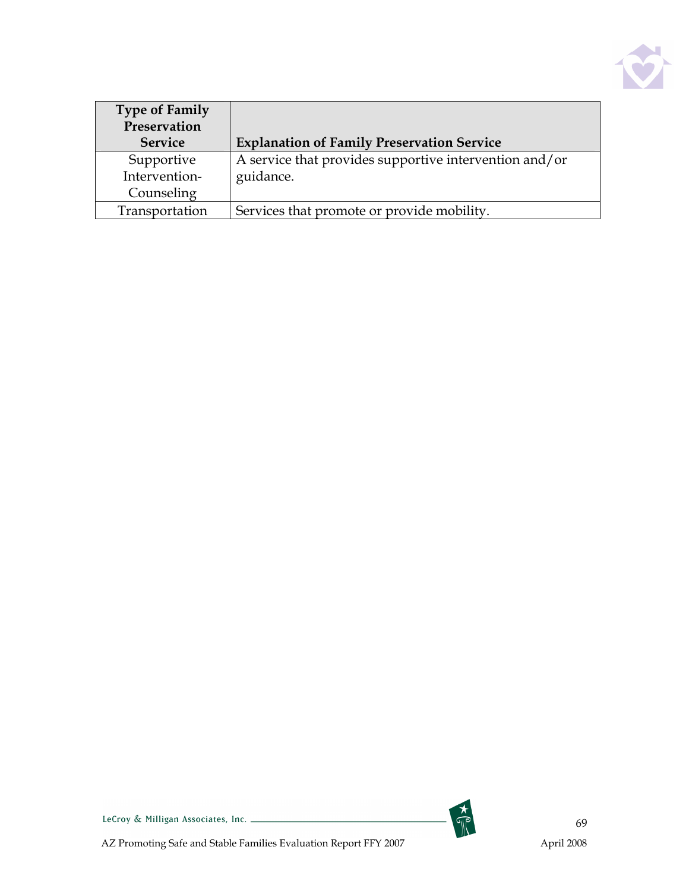| Type of Family Preservation Service | Explanation of Family Preservation Service |
|---|---|
| Supportive Intervention-Counseling | A service that provides supportive intervention and/or guidance. |
| Transportation | Services that promote or provide mobility. |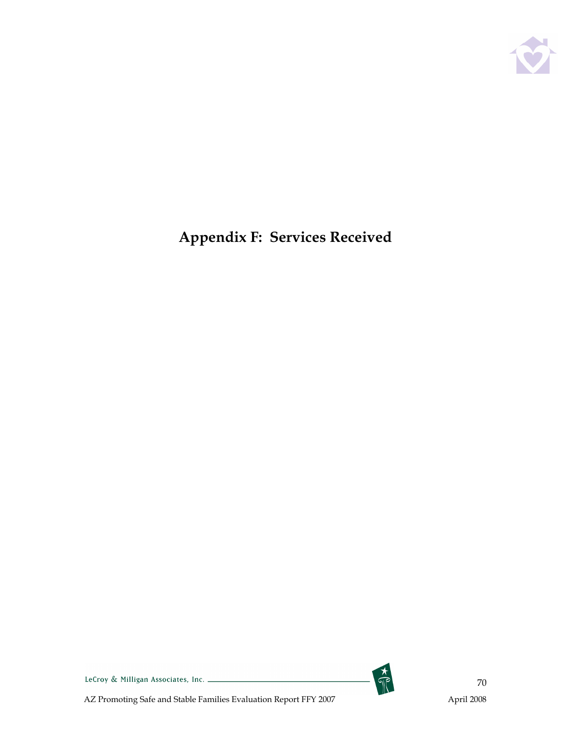# Appendix F: Services Received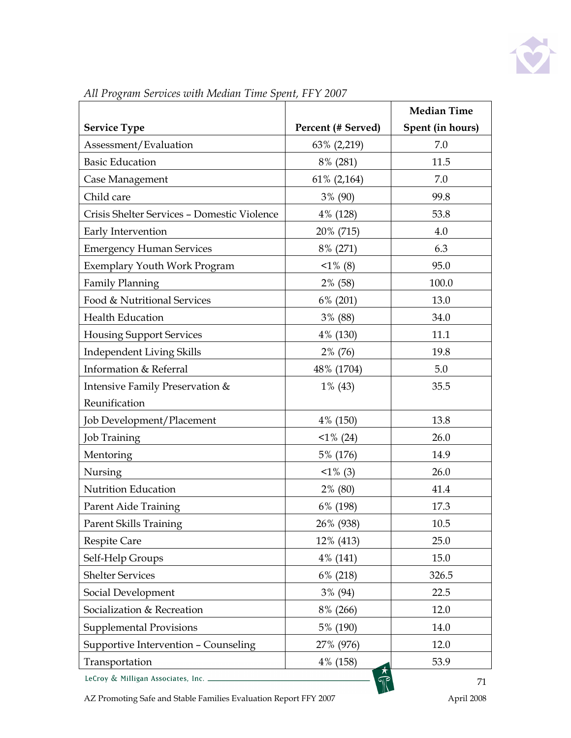*All Program Services with Median Time Spent, FFY 2007*

| Service Type | Percent (# Served) | Median Time Spent (in hours) |
|---|---|---|
| Assessment/Evaluation | 63% (2,219) | 7.0 |
| Basic Education | 8% (281) | 11.5 |
| Case Management | 61% (2,164) | 7.0 |
| Child care | 3% (90) | 99.8 |
| Crisis Shelter Services – Domestic Violence | 4% (128) | 53.8 |
| Early Intervention | 20% (715) | 4.0 |
| Emergency Human Services | 8% (271) | 6.3 |
| Exemplary Youth Work Program | <1% (8) | 95.0 |
| Family Planning | 2% (58) | 100.0 |
| Food & Nutritional Services | 6% (201) | 13.0 |
| Health Education | 3% (88) | 34.0 |
| Housing Support Services | 4% (130) | 11.1 |
| Independent Living Skills | 2% (76) | 19.8 |
| Information & Referral | 48% (1704) | 5.0 |
| Intensive Family Preservation & Reunification | 1% (43) | 35.5 |
| Job Development/Placement | 4% (150) | 13.8 |
| Job Training | <1% (24) | 26.0 |
| Mentoring | 5% (176) | 14.9 |
| Nursing | <1% (3) | 26.0 |
| Nutrition Education | 2% (80) | 41.4 |
| Parent Aide Training | 6% (198) | 17.3 |
| Parent Skills Training | 26% (938) | 10.5 |
| Respite Care | 12% (413) | 25.0 |
| Self-Help Groups | 4% (141) | 15.0 |
| Shelter Services | 6% (218) | 326.5 |
| Social Development | 3% (94) | 22.5 |
| Socialization & Recreation | 8% (266) | 12.0 |
| Supplemental Provisions | 5% (190) | 14.0 |
| Supportive Intervention – Counseling | 27% (976) | 12.0 |
| Transportation | 4% (158) | 53.9 |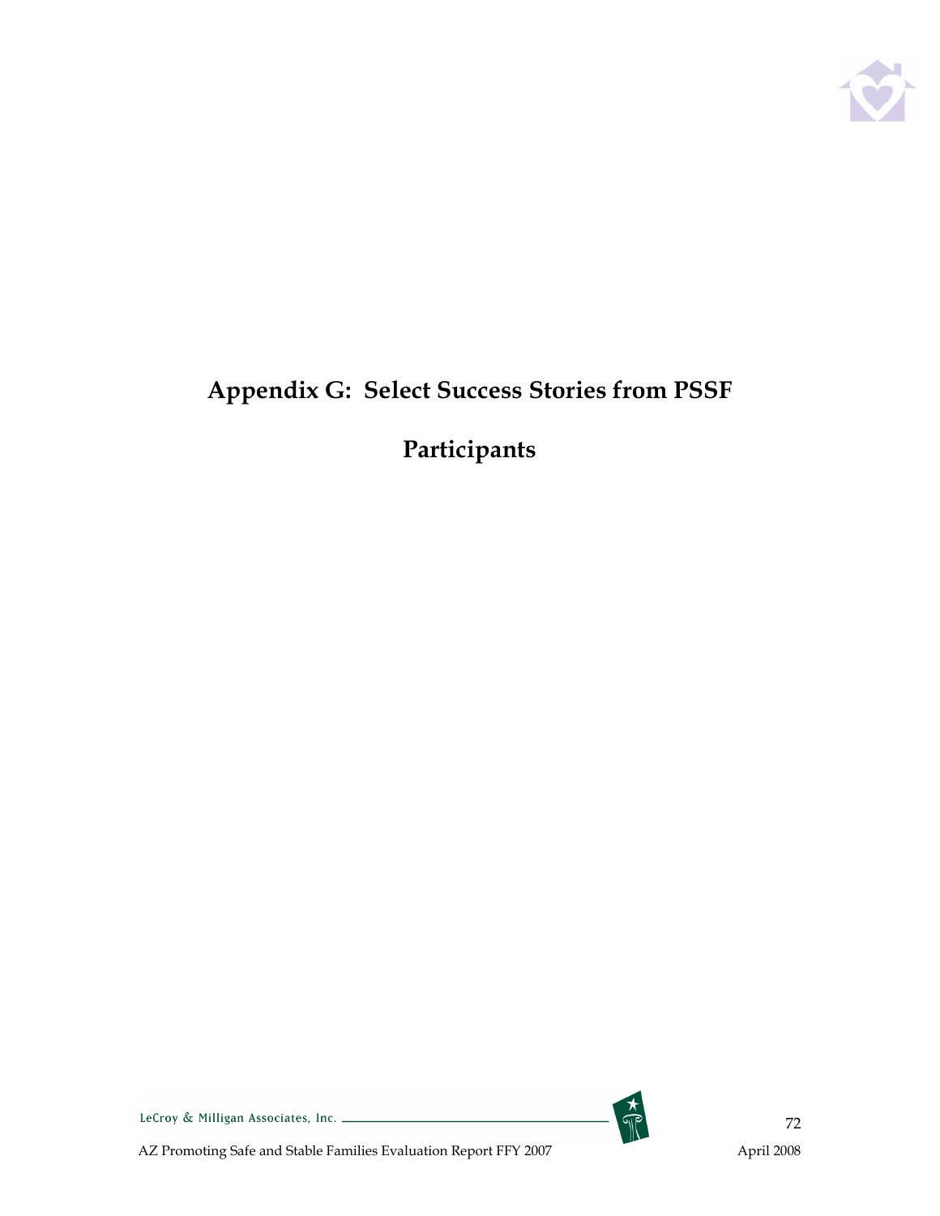# Appendix G: Select Success Stories from PSSF Participants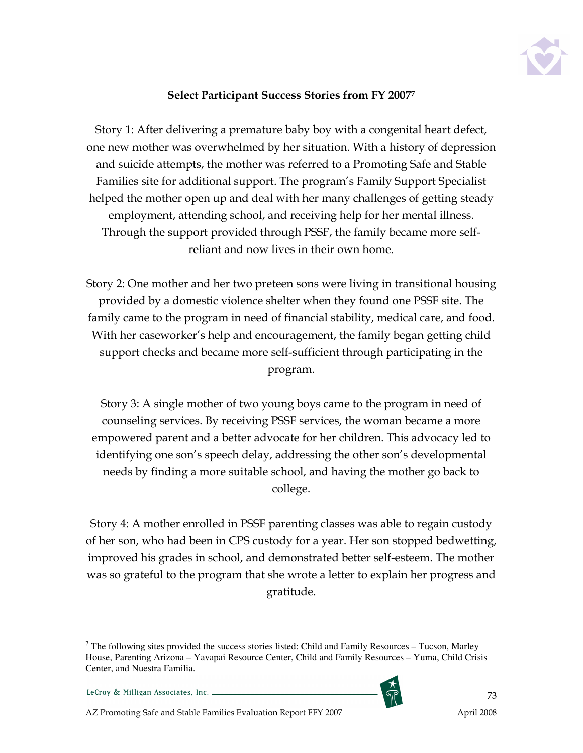**Select Participant Success Stories from FY 2007**[7]

Story 1: After delivering a premature baby boy with a congenital heart defect, one new mother was overwhelmed by her situation. With a history of depression and suicide attempts, the mother was referred to a Promoting Safe and Stable Families site for additional support. The program's Family Support Specialist helped the mother open up and deal with her many challenges of getting steady employment, attending school, and receiving help for her mental illness. Through the support provided through PSSF, the family became more self-reliant and now lives in their own home.

Story 2: One mother and her two preteen sons were living in transitional housing provided by a domestic violence shelter when they found one PSSF site. The family came to the program in need of financial stability, medical care, and food. With her caseworker's help and encouragement, the family began getting child support checks and became more self-sufficient through participating in the program.

Story 3: A single mother of two young boys came to the program in need of counseling services. By receiving PSSF services, the woman became a more empowered parent and a better advocate for her children. This advocacy led to identifying one son's speech delay, addressing the other son's developmental needs by finding a more suitable school, and having the mother go back to college.

Story 4: A mother enrolled in PSSF parenting classes was able to regain custody of her son, who had been in CPS custody for a year. Her son stopped bedwetting, improved his grades in school, and demonstrated better self-esteem. The mother was so grateful to the program that she wrote a letter to explain her progress and gratitude.

---

[7] The following sites provided the success stories listed: Child and Family Resources – Tucson, Marley House, Parenting Arizona – Yavapai Resource Center, Child and Family Resources – Yuma, Child Crisis Center, and Nuestra Familia.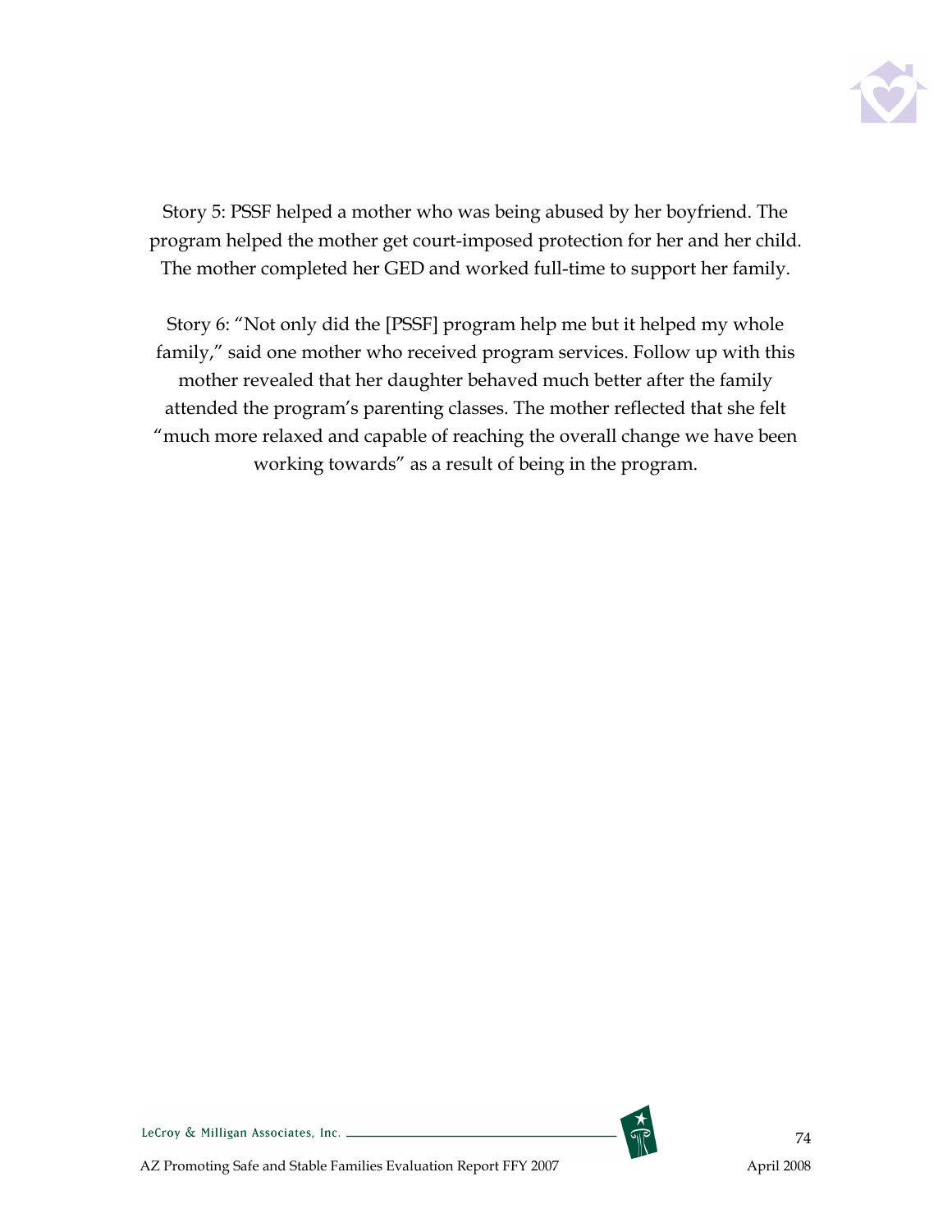Story 5: PSSF helped a mother who was being abused by her boyfriend. The program helped the mother get court-imposed protection for her and her child. The mother completed her GED and worked full-time to support her family.

Story 6: "Not only did the [PSSF] program help me but it helped my whole family," said one mother who received program services. Follow up with this mother revealed that her daughter behaved much better after the family attended the program's parenting classes. The mother reflected that she felt "much more relaxed and capable of reaching the overall change we have been working towards" as a result of being in the program.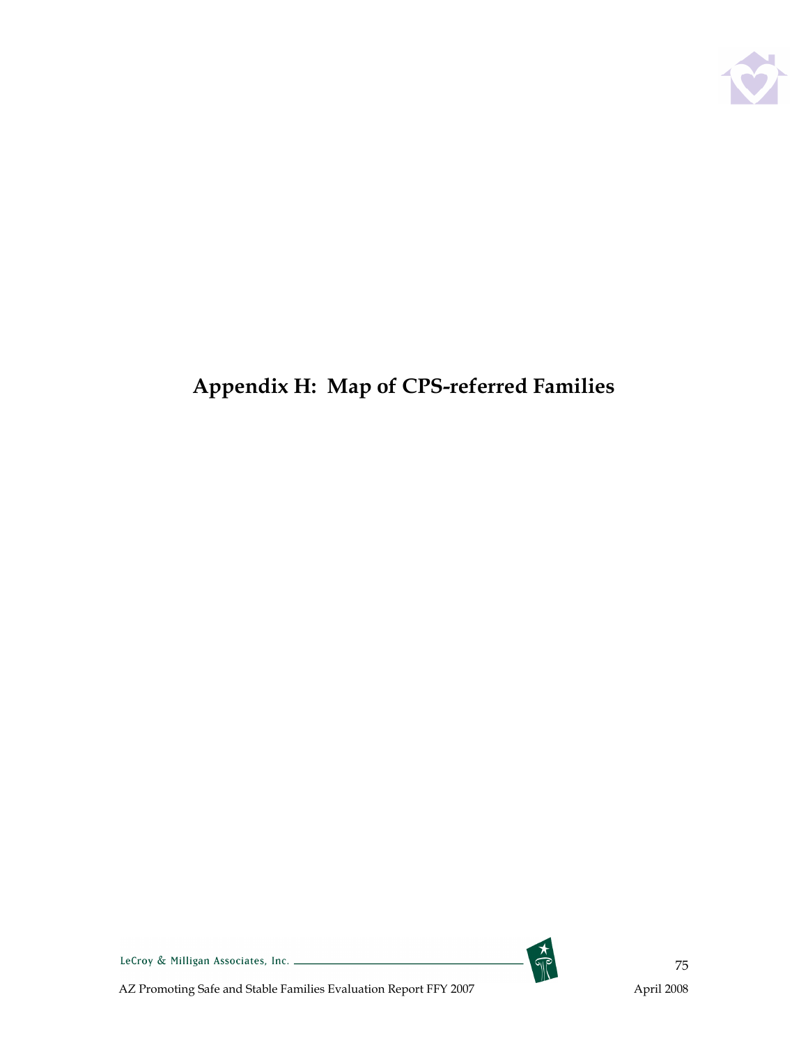# Appendix H: Map of CPS-referred Families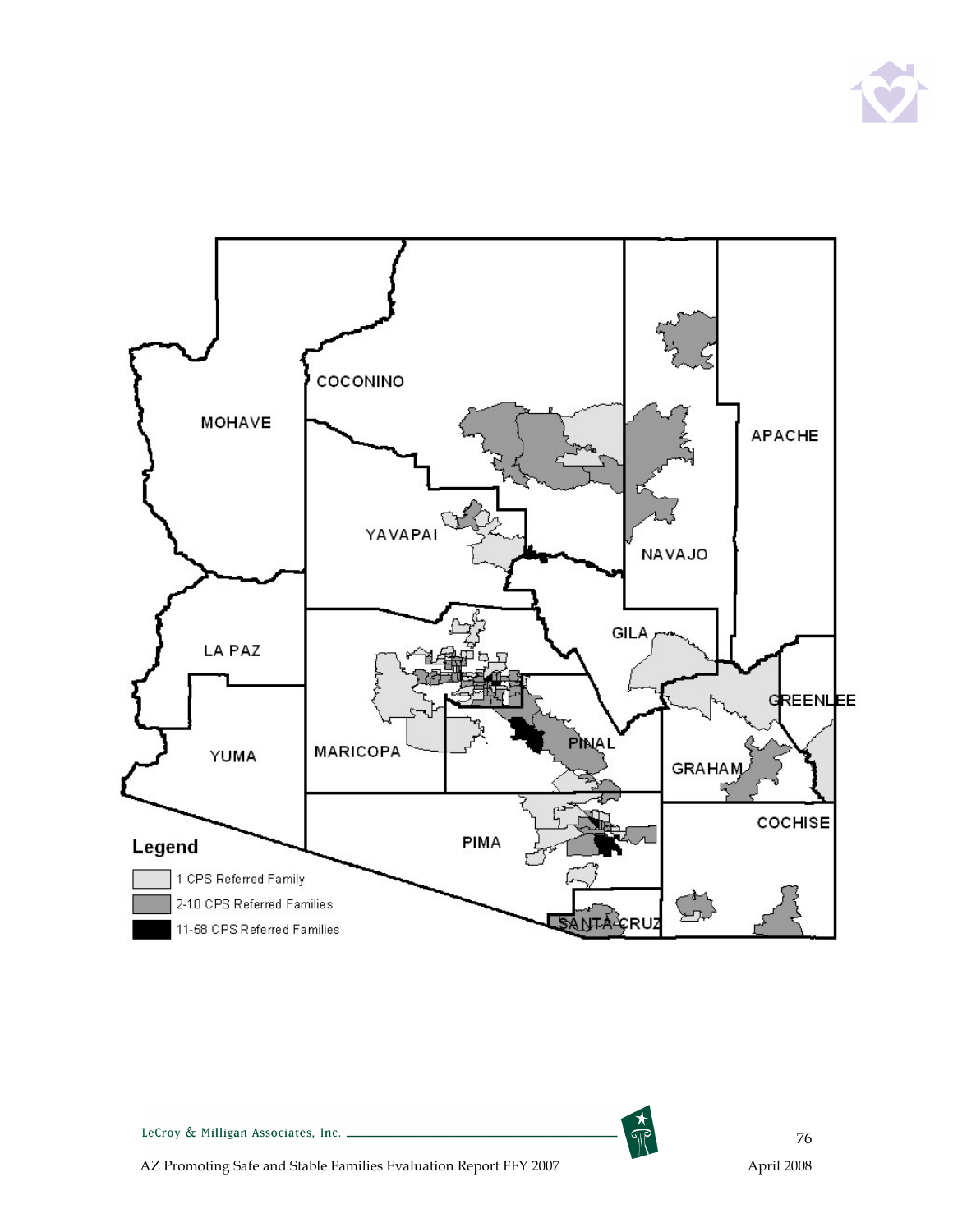COCONINO

MOHAVE

APACHE

YAVAPAI

NAVAJO

GILA

LA PAZ

GREENLEE

PINAL

YUMA

MARICOPA

GRAHAM

COCHISE

PIMA

SANTA CRUZ

Legend

1 CPS Referred Family

2-10 CPS Referred Families

11-58 CPS Referred Families